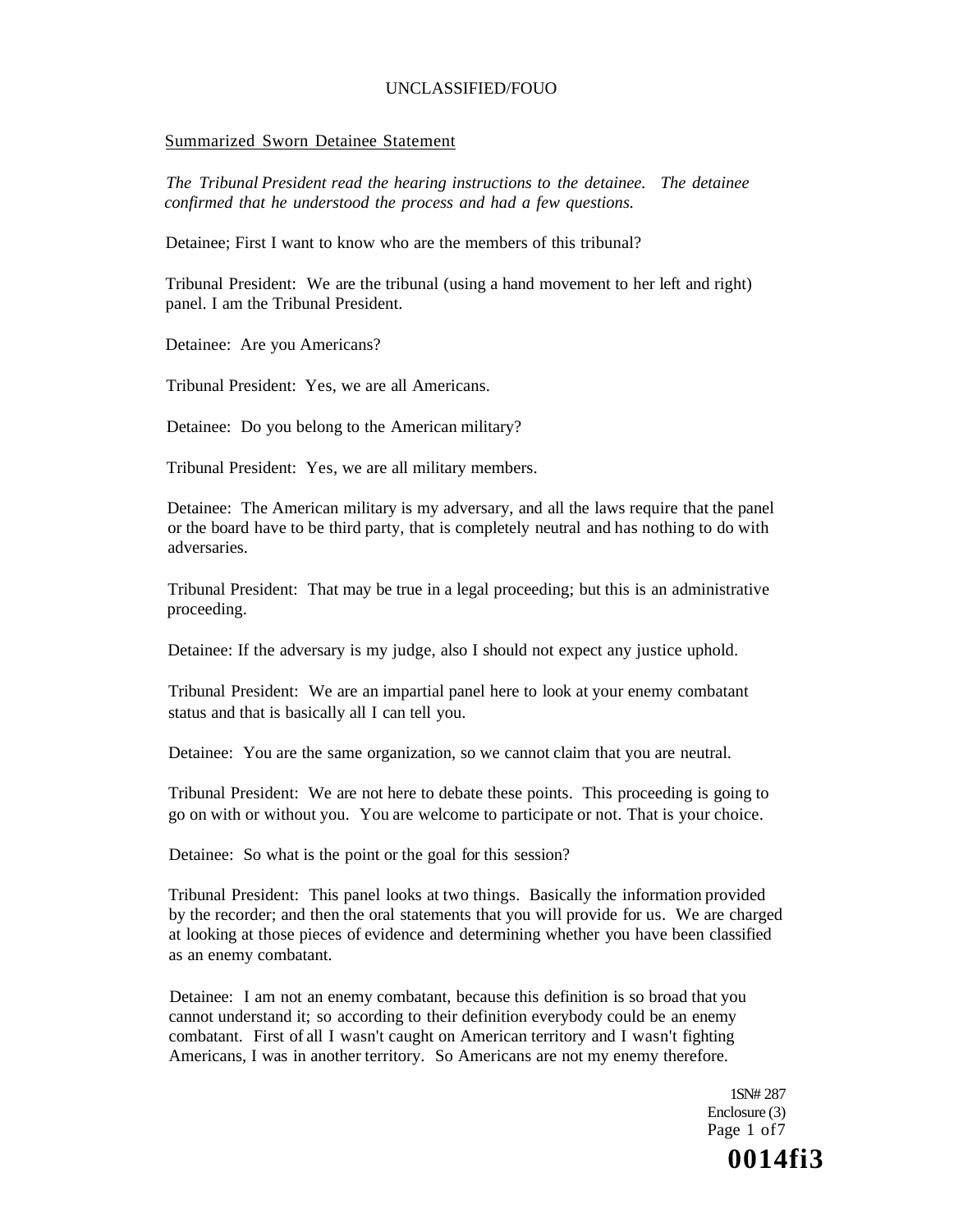UNCLASSIFIED/FOUO

Summarized Sworn Detainee Statement

*The Tribunal President read the hearing instructions to the detainee. The detainee confirmed that he understood the process and had a few questions.*

Detainee; First I want to know who are the members of this tribunal?

Tribunal President: We are the tribunal (using a hand movement to her left and right) panel. I am the Tribunal President.

Detainee: Are you Americans?

Tribunal President: Yes, we are all Americans.

Detainee: Do you belong to the American military?

Tribunal President: Yes, we are all military members.

Detainee: The American military is my adversary, and all the laws require that the panel or the board have to be third party, that is completely neutral and has nothing to do with adversaries.

Tribunal President: That may be true in a legal proceeding; but this is an administrative proceeding.

Detainee: If the adversary is my judge, also I should not expect any justice uphold.

Tribunal President: We are an impartial panel here to look at your enemy combatant status and that is basically all I can tell you.

Detainee: You are the same organization, so we cannot claim that you are neutral.

Tribunal President: We are not here to debate these points. This proceeding is going to go on with or without you. You are welcome to participate or not. That is your choice.

Detainee: So what is the point or the goal for this session?

Tribunal President: This panel looks at two things. Basically the information provided by the recorder; and then the oral statements that you will provide for us. We are charged at looking at those pieces of evidence and determining whether you have been classified as an enemy combatant.

Detainee: I am not an enemy combatant, because this definition is so broad that you cannot understand it; so according to their definition everybody could be an enemy combatant. First of all I wasn't caught on American territory and I wasn't fighting Americans, I was in another territory. So Americans are not my enemy therefore.

1SN# 287
Enclosure (3)

0014fi3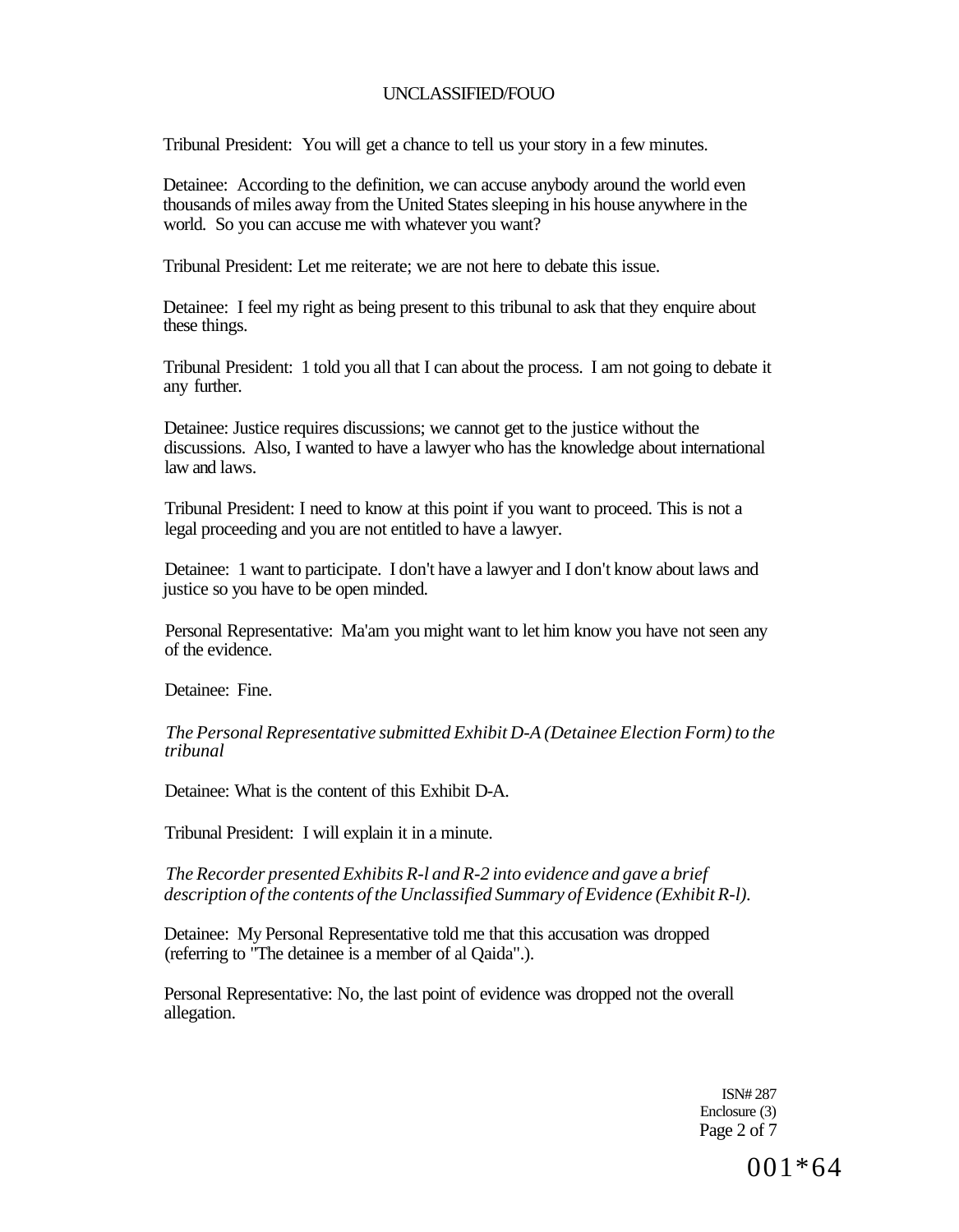Tribunal President: You will get a chance to tell us your story in a few minutes.

Detainee: According to the definition, we can accuse anybody around the world even thousands of miles away from the United States sleeping in his house anywhere in the world. So you can accuse me with whatever you want?

Tribunal President: Let me reiterate; we are not here to debate this issue.

Detainee: I feel my right as being present to this tribunal to ask that they enquire about these things.

Tribunal President: 1 told you all that I can about the process. I am not going to debate it any further.

Detainee: Justice requires discussions; we cannot get to the justice without the discussions. Also, I wanted to have a lawyer who has the knowledge about international law and laws.

Tribunal President: I need to know at this point if you want to proceed. This is not a legal proceeding and you are not entitled to have a lawyer.

Detainee: 1 want to participate. I don't have a lawyer and I don't know about laws and justice so you have to be open minded.

Personal Representative: Ma'am you might want to let him know you have not seen any of the evidence.

Detainee: Fine.

*The Personal Representative submitted Exhibit D-A (Detainee Election Form) to the tribunal*

Detainee: What is the content of this Exhibit D-A.

Tribunal President: I will explain it in a minute.

*The Recorder presented Exhibits R-l and R-2 into evidence and gave a brief description of the contents of the Unclassified Summary of Evidence (Exhibit R-l).*

Detainee: My Personal Representative told me that this accusation was dropped (referring to "The detainee is a member of al Qaida".).

Personal Representative: No, the last point of evidence was dropped not the overall allegation.

ISN# 287
Enclosure (3)

001*64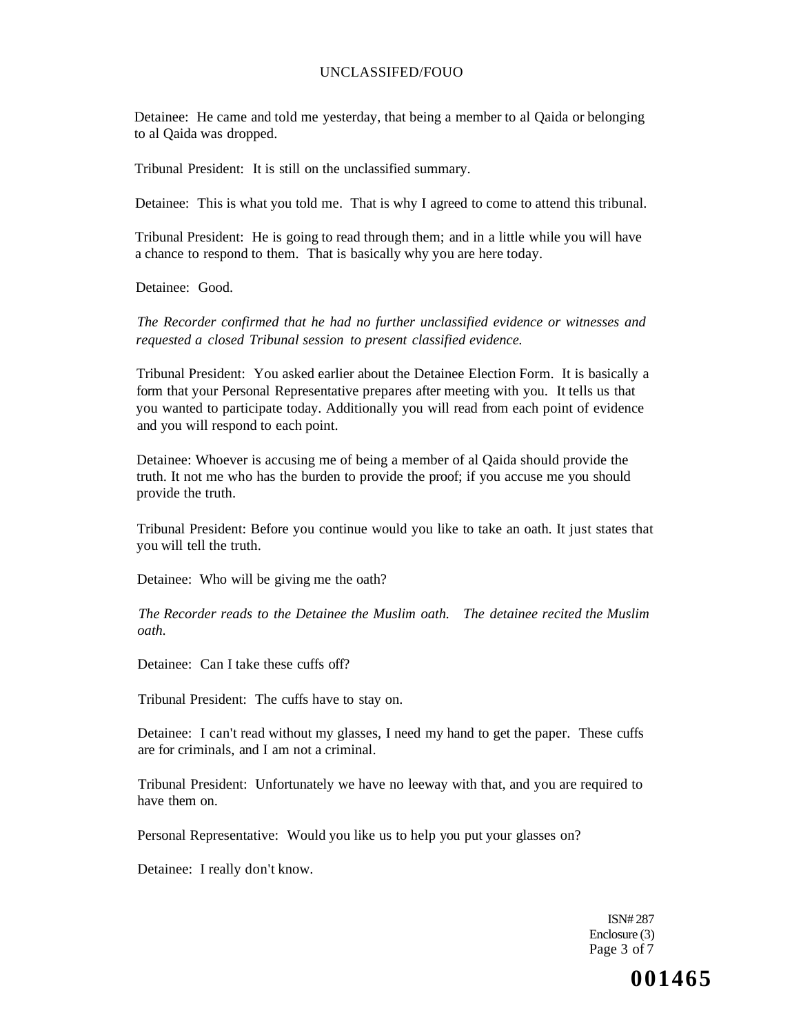Detainee: He came and told me yesterday, that being a member to al Qaida or belonging to al Qaida was dropped.

Tribunal President: It is still on the unclassified summary.

Detainee: This is what you told me. That is why I agreed to come to attend this tribunal.

Tribunal President: He is going to read through them; and in a little while you will have a chance to respond to them. That is basically why you are here today.

Detainee: Good.

*The Recorder confirmed that he had no further unclassified evidence or witnesses and requested a closed Tribunal session to present classified evidence.*

Tribunal President: You asked earlier about the Detainee Election Form. It is basically a form that your Personal Representative prepares after meeting with you. It tells us that you wanted to participate today. Additionally you will read from each point of evidence and you will respond to each point.

Detainee: Whoever is accusing me of being a member of al Qaida should provide the truth. It not me who has the burden to provide the proof; if you accuse me you should provide the truth.

Tribunal President: Before you continue would you like to take an oath. It just states that you will tell the truth.

Detainee: Who will be giving me the oath?

*The Recorder reads to the Detainee the Muslim oath. The detainee recited the Muslim oath.*

Detainee: Can I take these cuffs off?

Tribunal President: The cuffs have to stay on.

Detainee: I can't read without my glasses, I need my hand to get the paper. These cuffs are for criminals, and I am not a criminal.

Tribunal President: Unfortunately we have no leeway with that, and you are required to have them on.

Personal Representative: Would you like us to help you put your glasses on?

Detainee: I really don't know.

ISN# 287
Enclosure (3)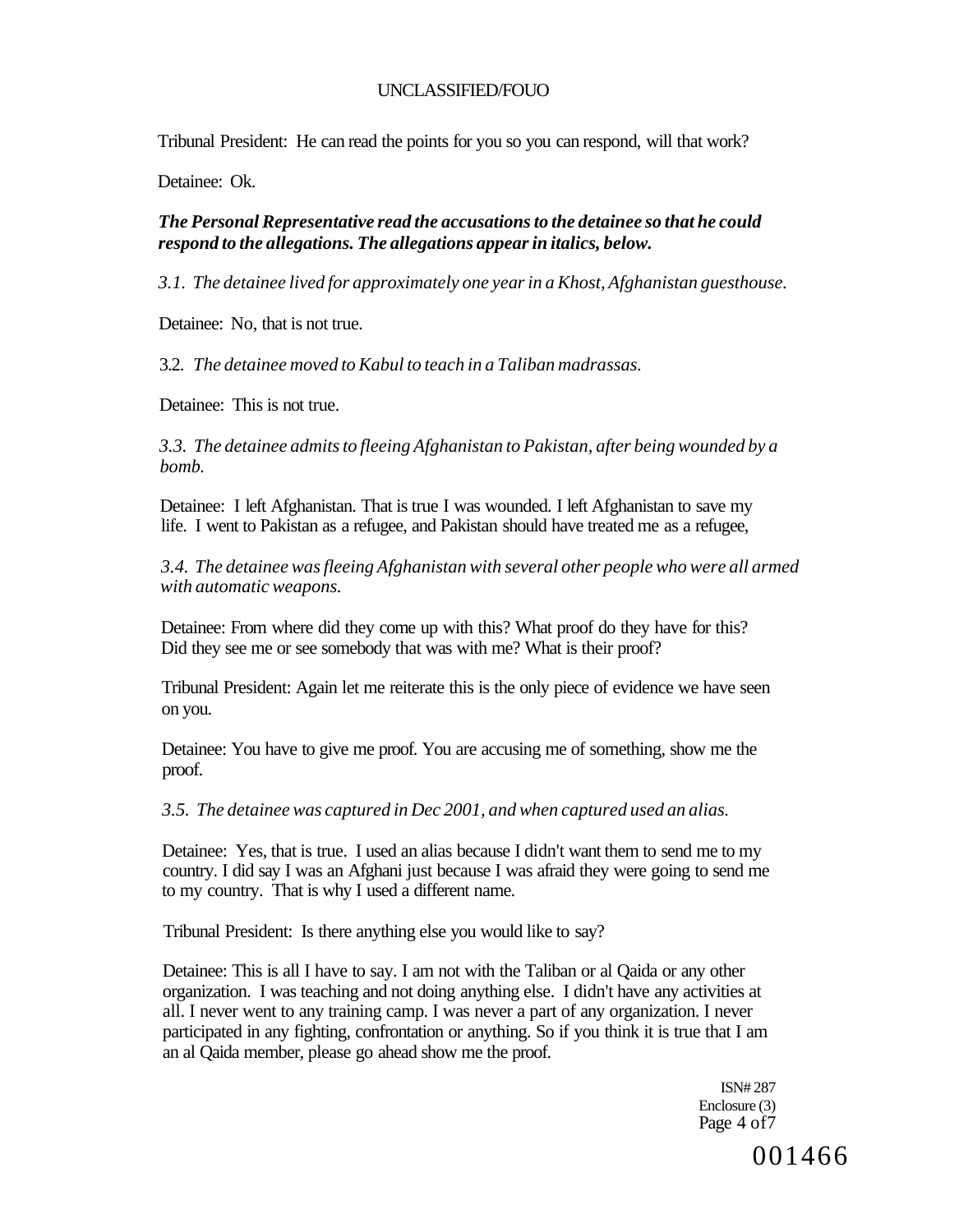Tribunal President: He can read the points for you so you can respond, will that work?

Detainee: Ok.

***The Personal Representative read the accusations to the detainee so that he could respond to the allegations. The allegations appear in italics, below.***

*3.1. The detainee lived for approximately one year in a Khost, Afghanistan guesthouse.*

Detainee: No, that is not true.

3.2. *The detainee moved to Kabul to teach in a Taliban madrassas.*

Detainee: This is not true.

*3.3. The detainee admits to fleeing Afghanistan to Pakistan, after being wounded by a bomb.*

Detainee: I left Afghanistan. That is true I was wounded. I left Afghanistan to save my life. I went to Pakistan as a refugee, and Pakistan should have treated me as a refugee,

*3.4. The detainee was fleeing Afghanistan with several other people who were all armed with automatic weapons.*

Detainee: From where did they come up with this? What proof do they have for this? Did they see me or see somebody that was with me? What is their proof?

Tribunal President: Again let me reiterate this is the only piece of evidence we have seen on you.

Detainee: You have to give me proof. You are accusing me of something, show me the proof.

*3.5. The detainee was captured in Dec 2001, and when captured used an alias.*

Detainee: Yes, that is true. I used an alias because I didn't want them to send me to my country. I did say I was an Afghani just because I was afraid they were going to send me to my country. That is why I used a different name.

Tribunal President: Is there anything else you would like to say?

Detainee: This is all I have to say. I am not with the Taliban or al Qaida or any other organization. I was teaching and not doing anything else. I didn't have any activities at all. I never went to any training camp. I was never a part of any organization. I never participated in any fighting, confrontation or anything. So if you think it is true that I am an al Qaida member, please go ahead show me the proof.

ISN# 287
Enclosure (3)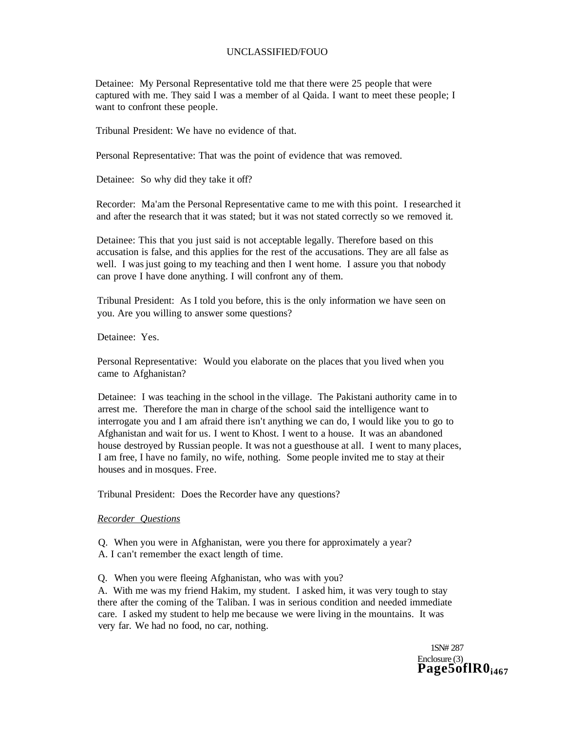Detainee: My Personal Representative told me that there were 25 people that were captured with me. They said I was a member of al Qaida. I want to meet these people; I want to confront these people.

Tribunal President: We have no evidence of that.

Personal Representative: That was the point of evidence that was removed.

Detainee: So why did they take it off?

Recorder: Ma'am the Personal Representative came to me with this point. I researched it and after the research that it was stated; but it was not stated correctly so we removed it.

Detainee: This that you just said is not acceptable legally. Therefore based on this accusation is false, and this applies for the rest of the accusations. They are all false as well. I was just going to my teaching and then I went home. I assure you that nobody can prove I have done anything. I will confront any of them.

Tribunal President: As I told you before, this is the only information we have seen on you. Are you willing to answer some questions?

Detainee: Yes.

Personal Representative: Would you elaborate on the places that you lived when you came to Afghanistan?

Detainee: I was teaching in the school in the village. The Pakistani authority came in to arrest me. Therefore the man in charge of the school said the intelligence want to interrogate you and I am afraid there isn't anything we can do, I would like you to go to Afghanistan and wait for us. I went to Khost. I went to a house. It was an abandoned house destroyed by Russian people. It was not a guesthouse at all. I went to many places, I am free, I have no family, no wife, nothing. Some people invited me to stay at their houses and in mosques. Free.

Tribunal President: Does the Recorder have any questions?

*Recorder Questions*

Q. When you were in Afghanistan, were you there for approximately a year?
A. I can't remember the exact length of time.

Q. When you were fleeing Afghanistan, who was with you?
A. With me was my friend Hakim, my student. I asked him, it was very tough to stay there after the coming of the Taliban. I was in serious condition and needed immediate care. I asked my student to help me because we were living in the mountains. It was very far. We had no food, no car, nothing.

1SN# 287
Enclosure (3)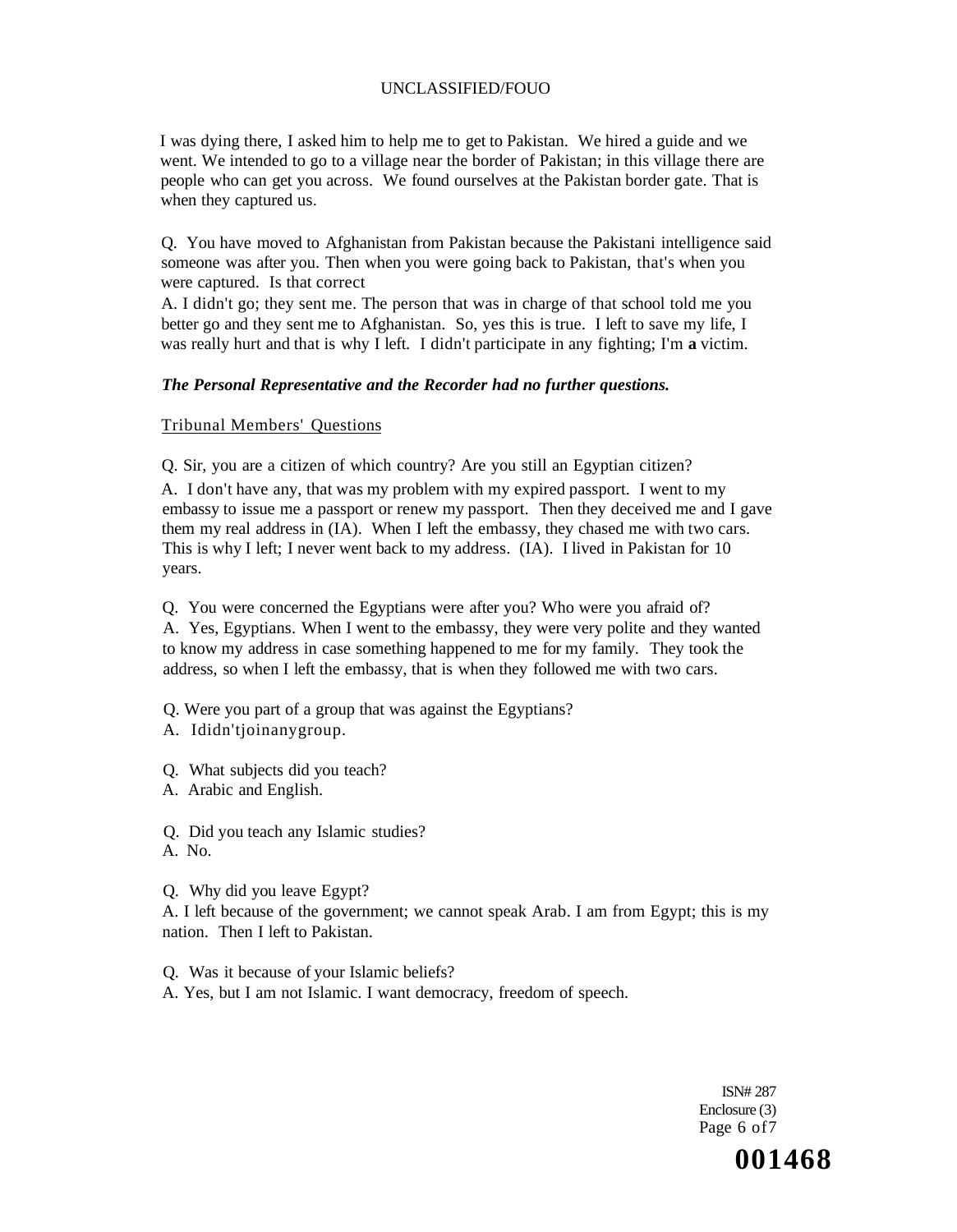I was dying there, I asked him to help me to get to Pakistan. We hired a guide and we went. We intended to go to a village near the border of Pakistan; in this village there are people who can get you across. We found ourselves at the Pakistan border gate. That is when they captured us.

Q. You have moved to Afghanistan from Pakistan because the Pakistani intelligence said someone was after you. Then when you were going back to Pakistan, that's when you were captured. Is that correct

A. I didn't go; they sent me. The person that was in charge of that school told me you better go and they sent me to Afghanistan. So, yes this is true. I left to save my life, I was really hurt and that is why I left. I didn't participate in any fighting; I'm **a** victim.

***The Personal Representative and the Recorder had no further questions.***

Tribunal Members' Questions

Q. Sir, you are a citizen of which country? Are you still an Egyptian citizen?

A. I don't have any, that was my problem with my expired passport. I went to my embassy to issue me a passport or renew my passport. Then they deceived me and I gave them my real address in (IA). When I left the embassy, they chased me with two cars. This is why I left; I never went back to my address. (IA). I lived in Pakistan for 10 years.

Q. You were concerned the Egyptians were after you? Who were you afraid of?

A. Yes, Egyptians. When I went to the embassy, they were very polite and they wanted to know my address in case something happened to me for my family. They took the address, so when I left the embassy, that is when they followed me with two cars.

Q. Were you part of a group that was against the Egyptians?

A. Ididn'tjoinanygroup.

Q. What subjects did you teach?

A. Arabic and English.

Q. Did you teach any Islamic studies?

A. No.

Q. Why did you leave Egypt?

A. I left because of the government; we cannot speak Arab. I am from Egypt; this is my nation. Then I left to Pakistan.

Q. Was it because of your Islamic beliefs?

A. Yes, but I am not Islamic. I want democracy, freedom of speech.

ISN# 287
Enclosure (3)
Page 6 of 7

**001468**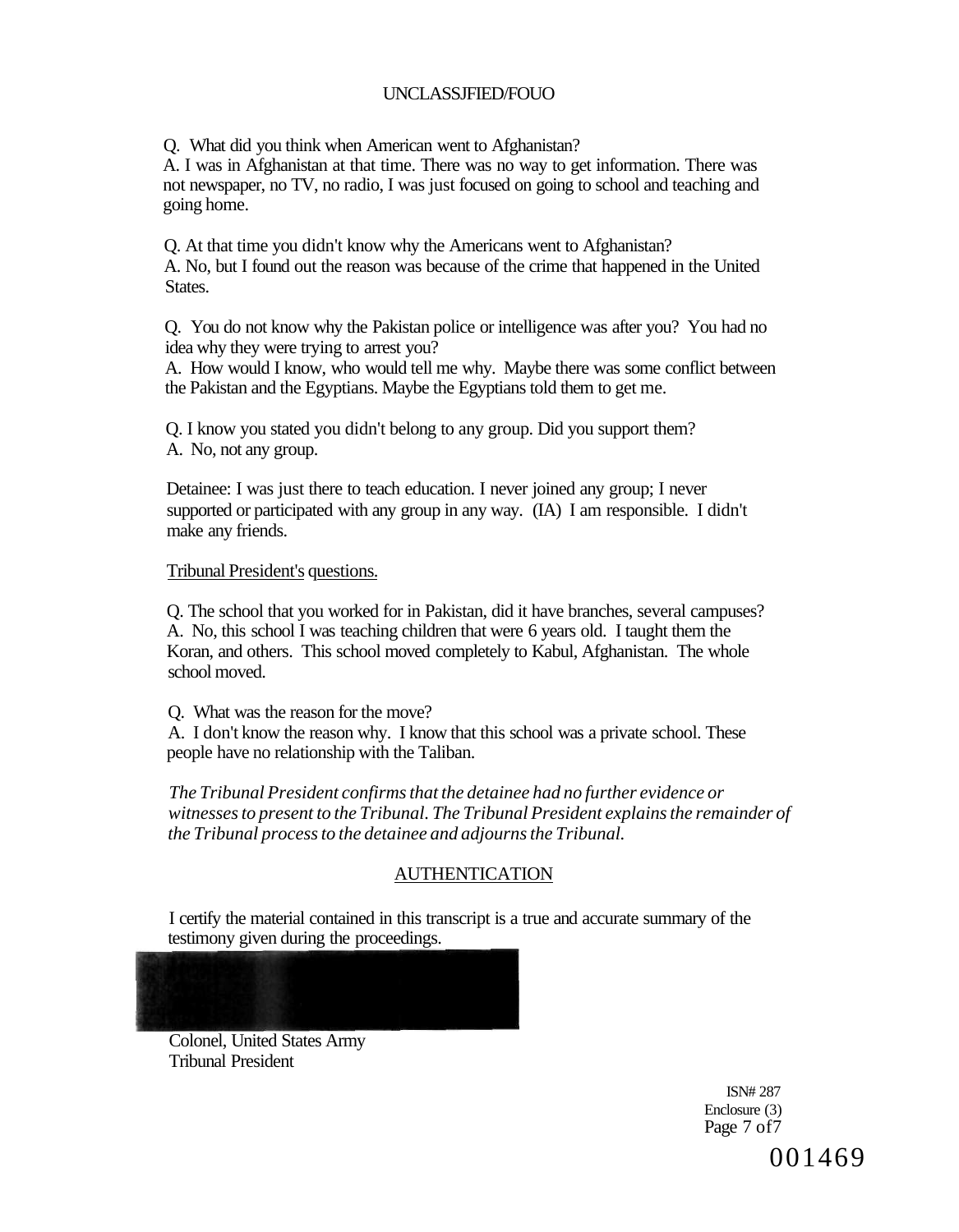Q. What did you think when American went to Afghanistan?
A. I was in Afghanistan at that time. There was no way to get information. There was not newspaper, no TV, no radio, I was just focused on going to school and teaching and going home.

Q. At that time you didn't know why the Americans went to Afghanistan?
A. No, but I found out the reason was because of the crime that happened in the United States.

Q. You do not know why the Pakistan police or intelligence was after you? You had no idea why they were trying to arrest you?
A. How would I know, who would tell me why. Maybe there was some conflict between the Pakistan and the Egyptians. Maybe the Egyptians told them to get me.

Q. I know you stated you didn't belong to any group. Did you support them?
A. No, not any group.

Detainee: I was just there to teach education. I never joined any group; I never supported or participated with any group in any way. (IA) I am responsible. I didn't make any friends.

Tribunal President's questions.

Q. The school that you worked for in Pakistan, did it have branches, several campuses?
A. No, this school I was teaching children that were 6 years old. I taught them the Koran, and others. This school moved completely to Kabul, Afghanistan. The whole school moved.

Q. What was the reason for the move?
A. I don't know the reason why. I know that this school was a private school. These people have no relationship with the Taliban.

*The Tribunal President confirms that the detainee had no further evidence or witnesses to present to the Tribunal. The Tribunal President explains the remainder of the Tribunal process to the detainee and adjourns the Tribunal.*

## AUTHENTICATION

I certify the material contained in this transcript is a true and accurate summary of the testimony given during the proceedings.

Colonel, United States Army
Tribunal President

ISN# 287
Enclosure (3)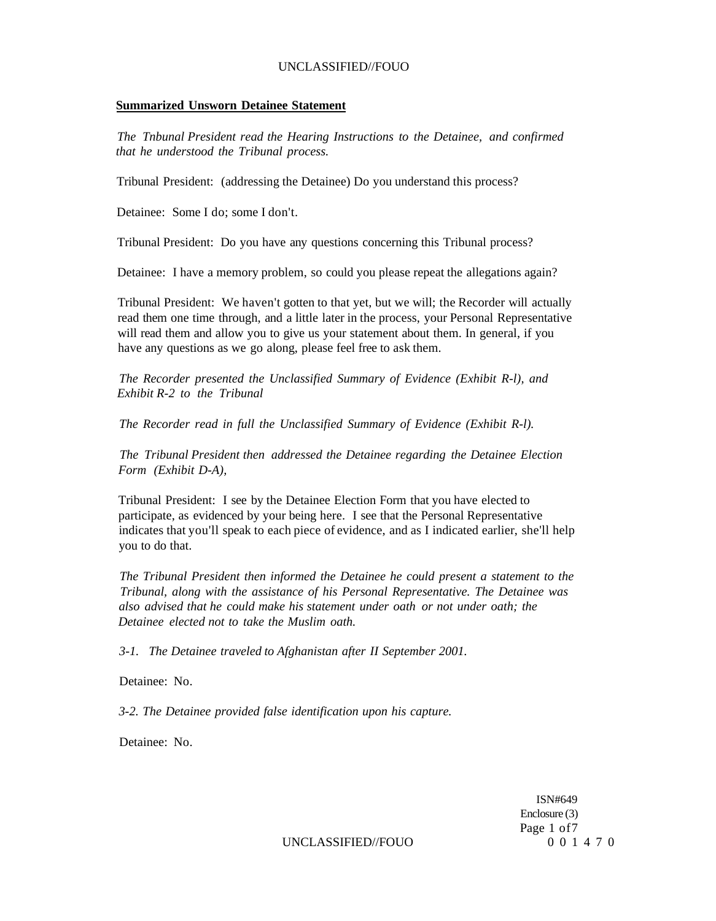**Summarized Unsworn Detainee Statement**

*The Tnbunal President read the Hearing Instructions to the Detainee, and confirmed that he understood the Tribunal process.*

Tribunal President: (addressing the Detainee) Do you understand this process?

Detainee: Some I do; some I don't.

Tribunal President: Do you have any questions concerning this Tribunal process?

Detainee: I have a memory problem, so could you please repeat the allegations again?

Tribunal President: We haven't gotten to that yet, but we will; the Recorder will actually read them one time through, and a little later in the process, your Personal Representative will read them and allow you to give us your statement about them. In general, if you have any questions as we go along, please feel free to ask them.

*The Recorder presented the Unclassified Summary of Evidence (Exhibit R-l), and Exhibit R-2 to the Tribunal*

*The Recorder read in full the Unclassified Summary of Evidence (Exhibit R-l).*

*The Tribunal President then addressed the Detainee regarding the Detainee Election Form (Exhibit D-A),*

Tribunal President: I see by the Detainee Election Form that you have elected to participate, as evidenced by your being here. I see that the Personal Representative indicates that you'll speak to each piece of evidence, and as I indicated earlier, she'll help you to do that.

*The Tribunal President then informed the Detainee he could present a statement to the Tribunal, along with the assistance of his Personal Representative. The Detainee was also advised that he could make his statement under oath or not under oath; the Detainee elected not to take the Muslim oath.*

*3-1. The Detainee traveled to Afghanistan after II September 2001.*

Detainee: No.

*3-2. The Detainee provided false identification upon his capture.*

Detainee: No.

ISN#649
Enclosure (3)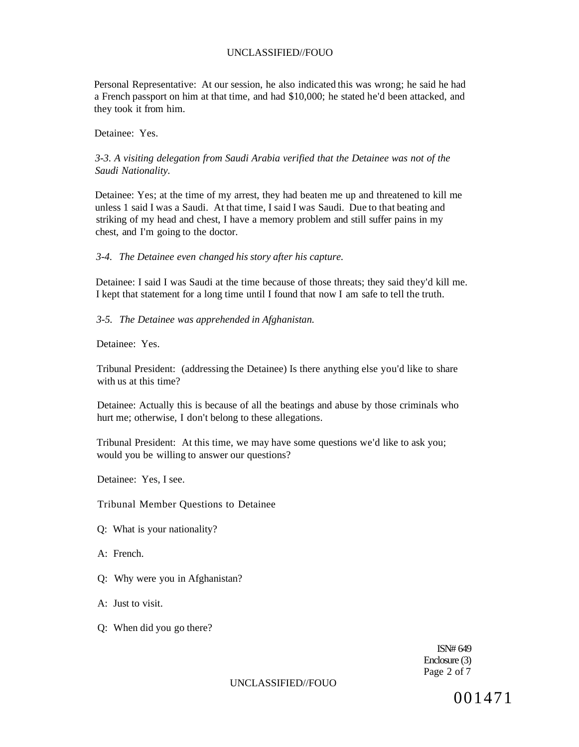Personal Representative: At our session, he also indicated this was wrong; he said he had a French passport on him at that time, and had $10,000; he stated he'd been attacked, and they took it from him.

Detainee: Yes.

*3-3. A visiting delegation from Saudi Arabia verified that the Detainee was not of the Saudi Nationality.*

Detainee: Yes; at the time of my arrest, they had beaten me up and threatened to kill me unless 1 said I was a Saudi. At that time, I said I was Saudi. Due to that beating and striking of my head and chest, I have a memory problem and still suffer pains in my chest, and I'm going to the doctor.

*3-4. The Detainee even changed his story after his capture.*

Detainee: I said I was Saudi at the time because of those threats; they said they'd kill me. I kept that statement for a long time until I found that now I am safe to tell the truth.

*3-5. The Detainee was apprehended in Afghanistan.*

Detainee: Yes.

Tribunal President: (addressing the Detainee) Is there anything else you'd like to share with us at this time?

Detainee: Actually this is because of all the beatings and abuse by those criminals who hurt me; otherwise, I don't belong to these allegations.

Tribunal President: At this time, we may have some questions we'd like to ask you; would you be willing to answer our questions?

Detainee: Yes, I see.

Tribunal Member Questions to Detainee

Q: What is your nationality?

A: French.

Q: Why were you in Afghanistan?

A: Just to visit.

Q: When did you go there?

ISN# 649
Enclosure (3)

001471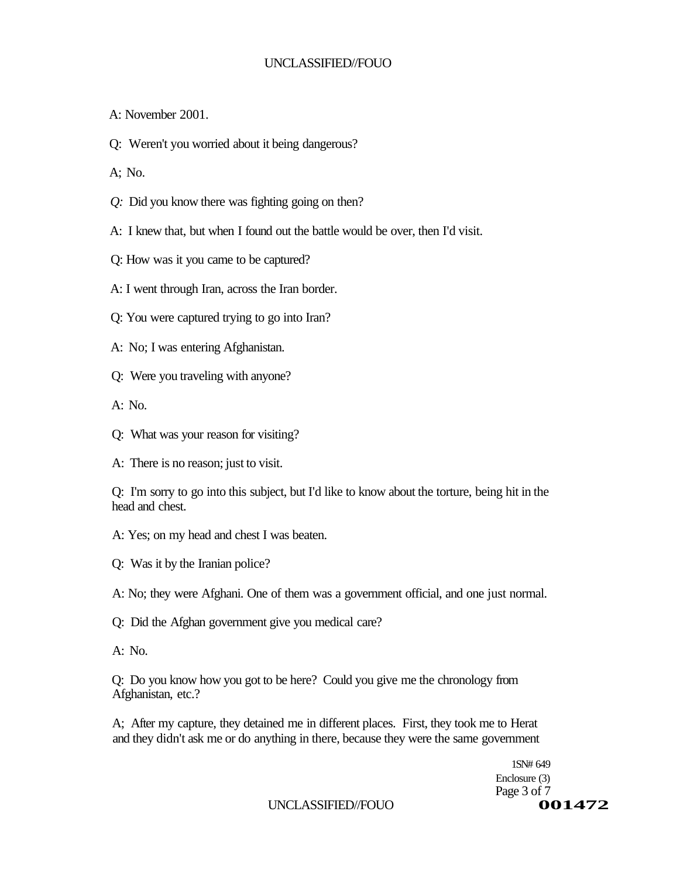A: November 2001.

Q: Weren't you worried about it being dangerous?

A; No.

*Q:* Did you know there was fighting going on then?

A: I knew that, but when I found out the battle would be over, then I'd visit.

Q: How was it you came to be captured?

A: I went through Iran, across the Iran border.

Q: You were captured trying to go into Iran?

A: No; I was entering Afghanistan.

Q: Were you traveling with anyone?

A: No.

Q: What was your reason for visiting?

A: There is no reason; just to visit.

Q: I'm sorry to go into this subject, but I'd like to know about the torture, being hit in the head and chest.

A: Yes; on my head and chest I was beaten.

Q: Was it by the Iranian police?

A: No; they were Afghani. One of them was a government official, and one just normal.

Q: Did the Afghan government give you medical care?

A: No.

Q: Do you know how you got to be here? Could you give me the chronology from Afghanistan, etc.?

A; After my capture, they detained me in different places. First, they took me to Herat and they didn't ask me or do anything in there, because they were the same government

1SN# 649
Enclosure (3)
001472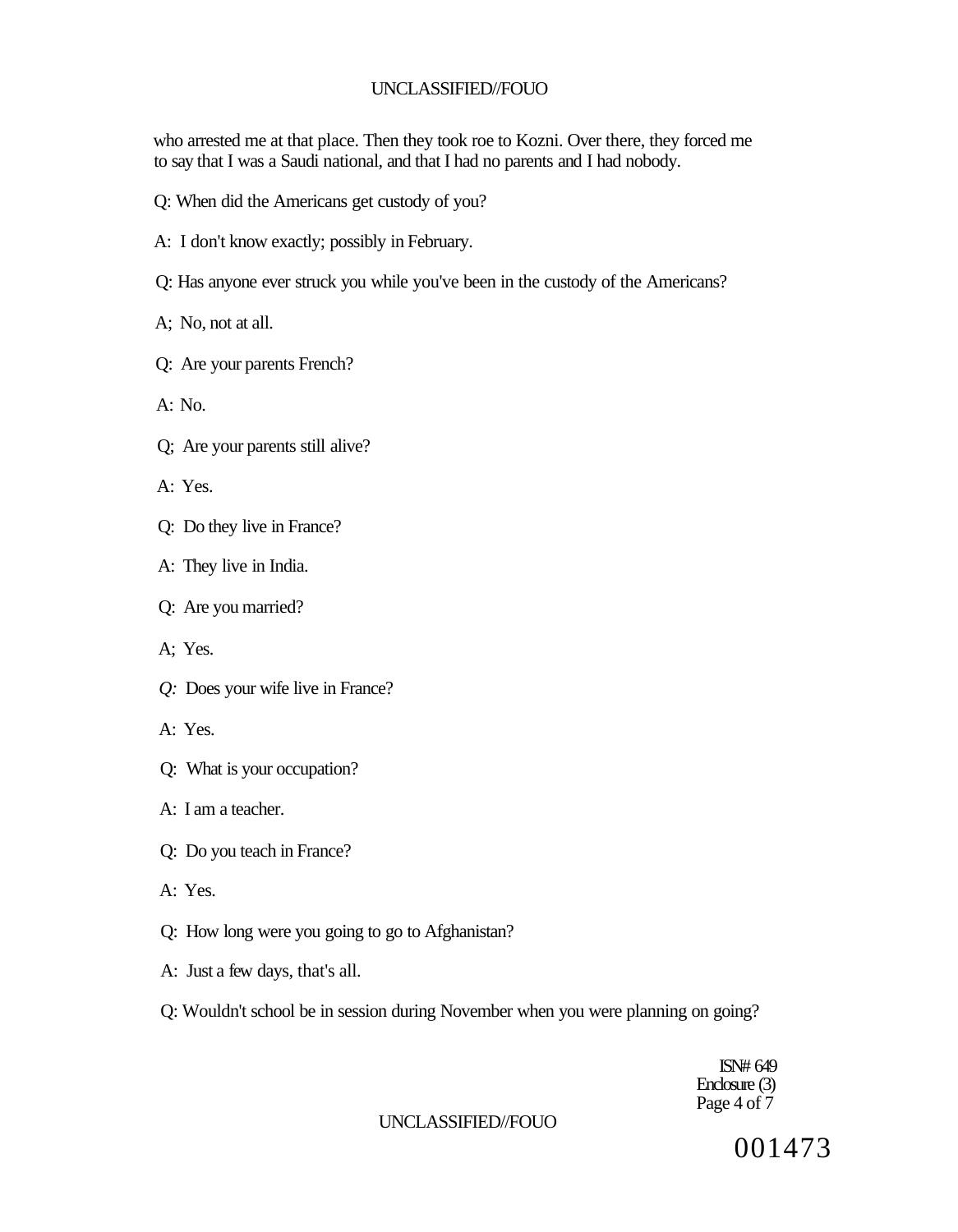who arrested me at that place. Then they took roe to Kozni. Over there, they forced me to say that I was a Saudi national, and that I had no parents and I had nobody.

Q: When did the Americans get custody of you?

A: I don't know exactly; possibly in February.

Q: Has anyone ever struck you while you've been in the custody of the Americans?

A; No, not at all.

Q: Are your parents French?

A: No.

Q; Are your parents still alive?

A: Yes.

Q: Do they live in France?

A: They live in India.

Q: Are you married?

A; Yes.

*Q:* Does your wife live in France?

A: Yes.

Q: What is your occupation?

A: I am a teacher.

Q: Do you teach in France?

A: Yes.

Q: How long were you going to go to Afghanistan?

A: Just a few days, that's all.

Q: Wouldn't school be in session during November when you were planning on going?

ISN# 649
Enclosure (3)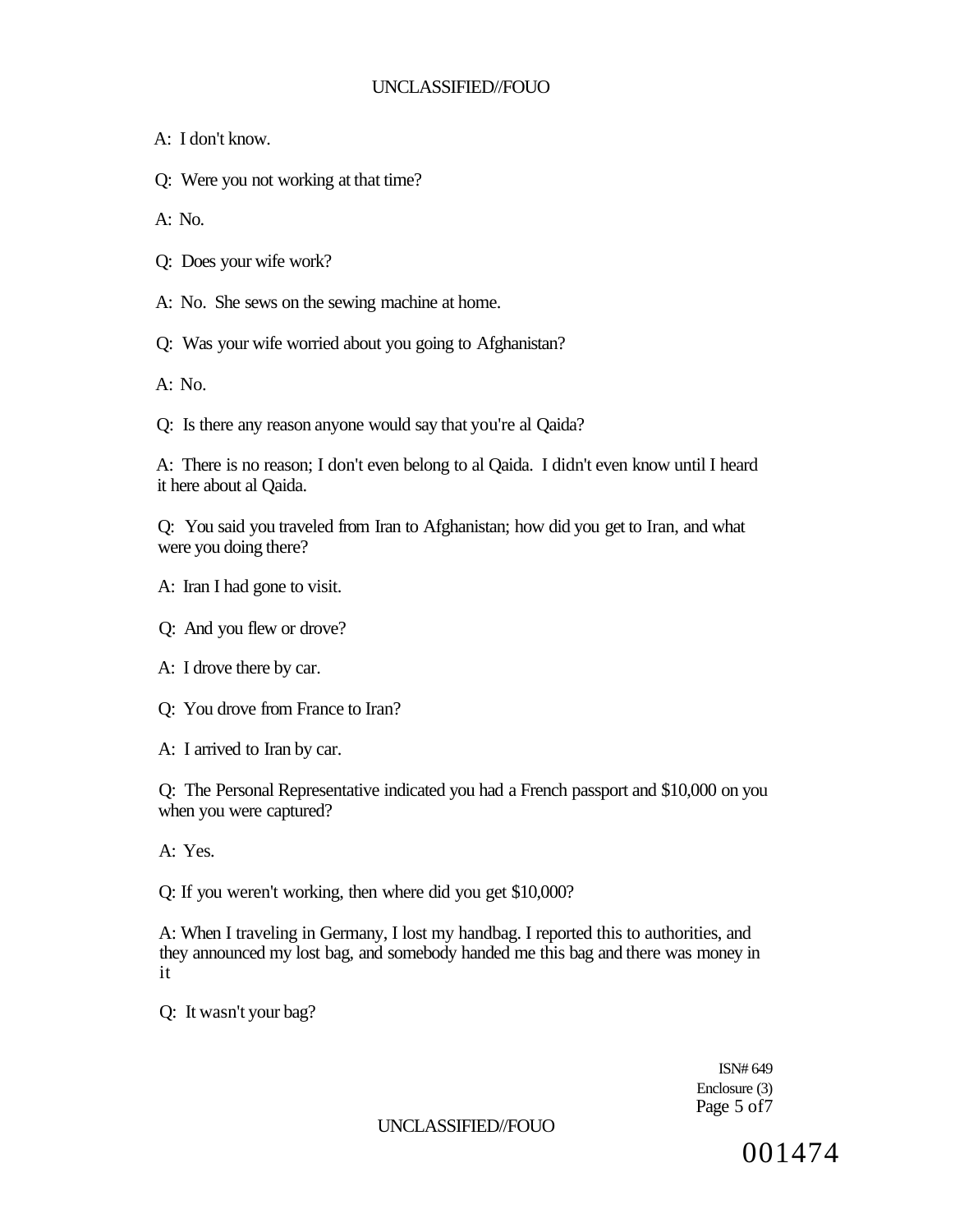A: I don't know.

Q: Were you not working at that time?

A: No.

Q: Does your wife work?

A: No. She sews on the sewing machine at home.

Q: Was your wife worried about you going to Afghanistan?

A: No.

Q: Is there any reason anyone would say that you're al Qaida?

A: There is no reason; I don't even belong to al Qaida. I didn't even know until I heard it here about al Qaida.

Q: You said you traveled from Iran to Afghanistan; how did you get to Iran, and what were you doing there?

A: Iran I had gone to visit.

Q: And you flew or drove?

A: I drove there by car.

Q: You drove from France to Iran?

A: I arrived to Iran by car.

Q: The Personal Representative indicated you had a French passport and $10,000 on you when you were captured?

A: Yes.

Q: If you weren't working, then where did you get $10,000?

A: When I traveling in Germany, I lost my handbag. I reported this to authorities, and they announced my lost bag, and somebody handed me this bag and there was money in it

Q: It wasn't your bag?

ISN# 649
Enclosure (3)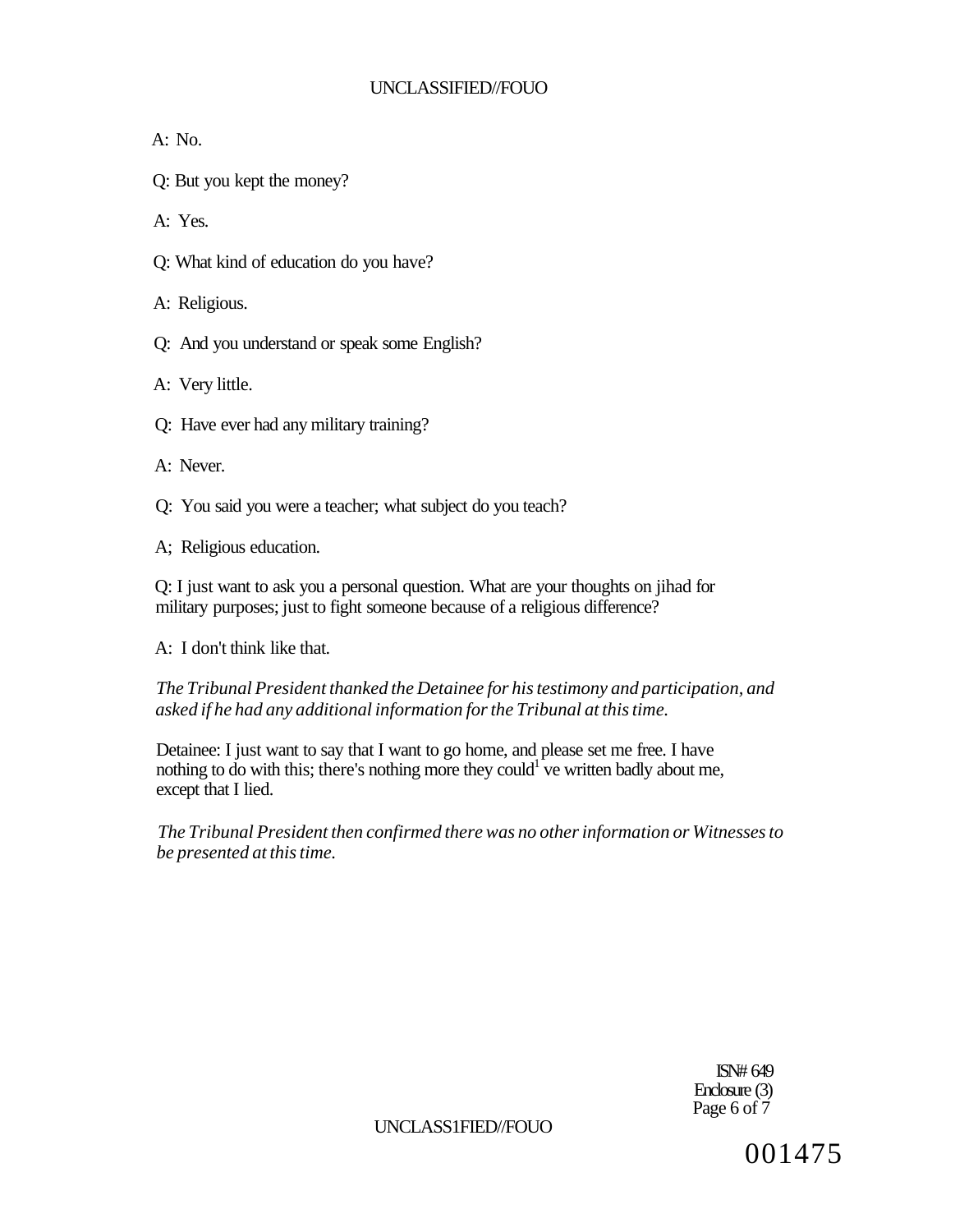A: No.

Q: But you kept the money?

A: Yes.

Q: What kind of education do you have?

A: Religious.

Q: And you understand or speak some English?

A: Very little.

Q: Have ever had any military training?

A: Never.

Q: You said you were a teacher; what subject do you teach?

A; Religious education.

Q: I just want to ask you a personal question. What are your thoughts on jihad for military purposes; just to fight someone because of a religious difference?

A: I don't think like that.

*The Tribunal President thanked the Detainee for his testimony and participation, and asked if he had any additional information for the Tribunal at this time.*

Detainee: I just want to say that I want to go home, and please set me free. I have nothing to do with this; there's nothing more they could[1] ve written badly about me, except that I lied.

*The Tribunal President then confirmed there was no other information or Witnesses to be presented at this time.*

ISN# 649
Enclosure (3)
Page 6 of 7

001475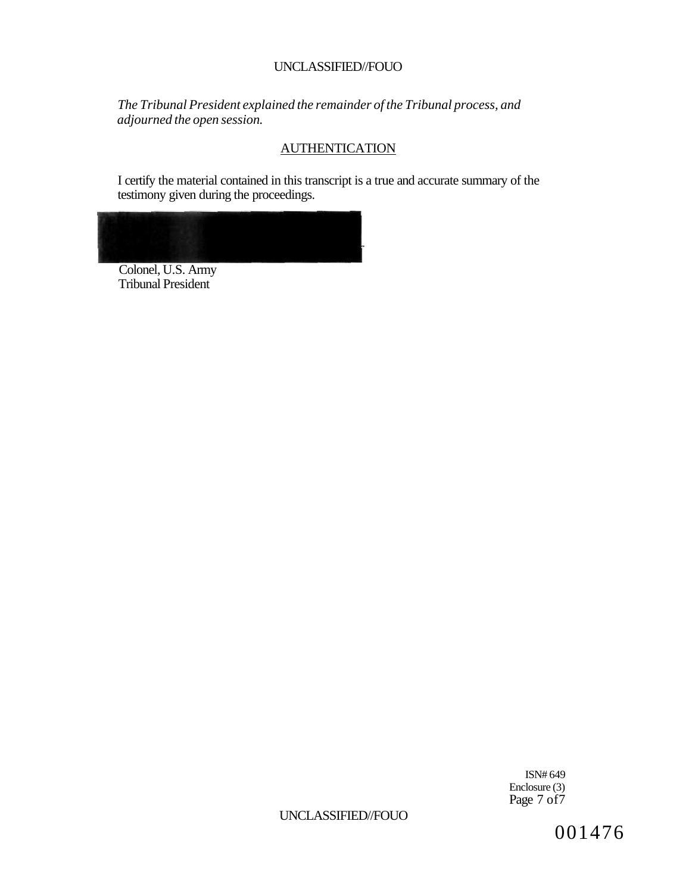*The Tribunal President explained the remainder of the Tribunal process, and adjourned the open session.*

## AUTHENTICATION

I certify the material contained in this transcript is a true and accurate summary of the testimony given during the proceedings.

Colonel, U.S. Army
Tribunal President

ISN# 649
Enclosure (3)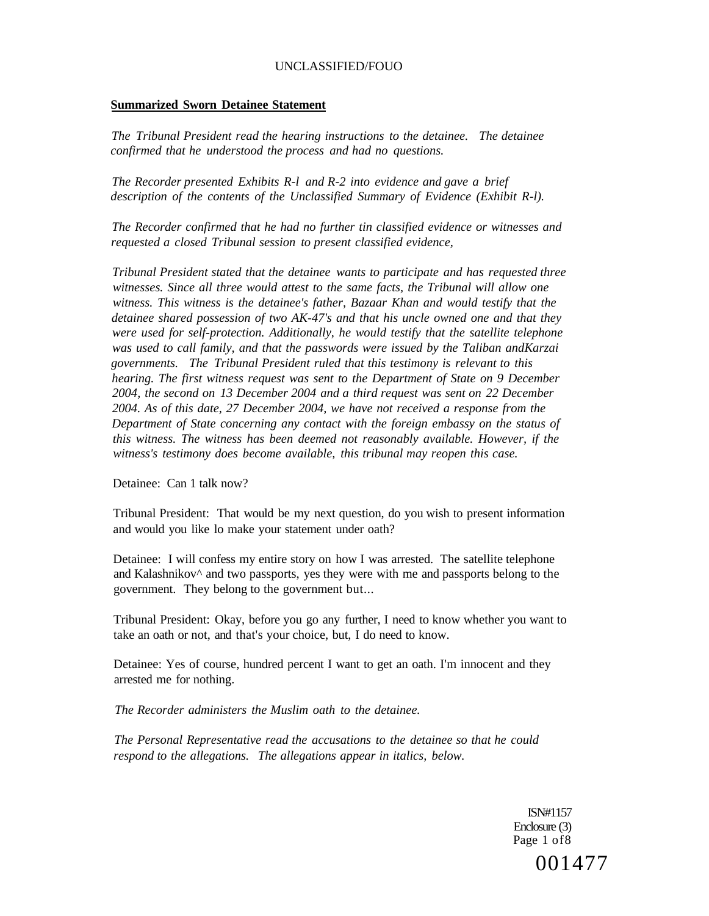**Summarized Sworn Detainee Statement**

*The Tribunal President read the hearing instructions to the detainee. The detainee confirmed that he understood the process and had no questions.*

*The Recorder presented Exhibits R-l and R-2 into evidence and gave a brief description of the contents of the Unclassified Summary of Evidence (Exhibit R-l).*

*The Recorder confirmed that he had no further tin classified evidence or witnesses and requested a closed Tribunal session to present classified evidence,*

*Tribunal President stated that the detainee wants to participate and has requested three witnesses. Since all three would attest to the same facts, the Tribunal will allow one witness. This witness is the detainee's father, Bazaar Khan and would testify that the detainee shared possession of two AK-47's and that his uncle owned one and that they were used for self-protection. Additionally, he would testify that the satellite telephone was used to call family, and that the passwords were issued by the Taliban andKarzai governments. The Tribunal President ruled that this testimony is relevant to this hearing. The first witness request was sent to the Department of State on 9 December 2004, the second on 13 December 2004 and a third request was sent on 22 December 2004. As of this date, 27 December 2004, we have not received a response from the Department of State concerning any contact with the foreign embassy on the status of this witness. The witness has been deemed not reasonably available. However, if the witness's testimony does become available, this tribunal may reopen this case.*

Detainee: Can 1 talk now?

Tribunal President: That would be my next question, do you wish to present information and would you like lo make your statement under oath?

Detainee: I will confess my entire story on how I was arrested. The satellite telephone and Kalashnikov^ and two passports, yes they were with me and passports belong to the government. They belong to the government but...

Tribunal President: Okay, before you go any further, I need to know whether you want to take an oath or not, and that's your choice, but, I do need to know.

Detainee: Yes of course, hundred percent I want to get an oath. I'm innocent and they arrested me for nothing.

*The Recorder administers the Muslim oath to the detainee.*

*The Personal Representative read the accusations to the detainee so that he could respond to the allegations. The allegations appear in italics, below.*

ISN#1157
Enclosure (3)

001477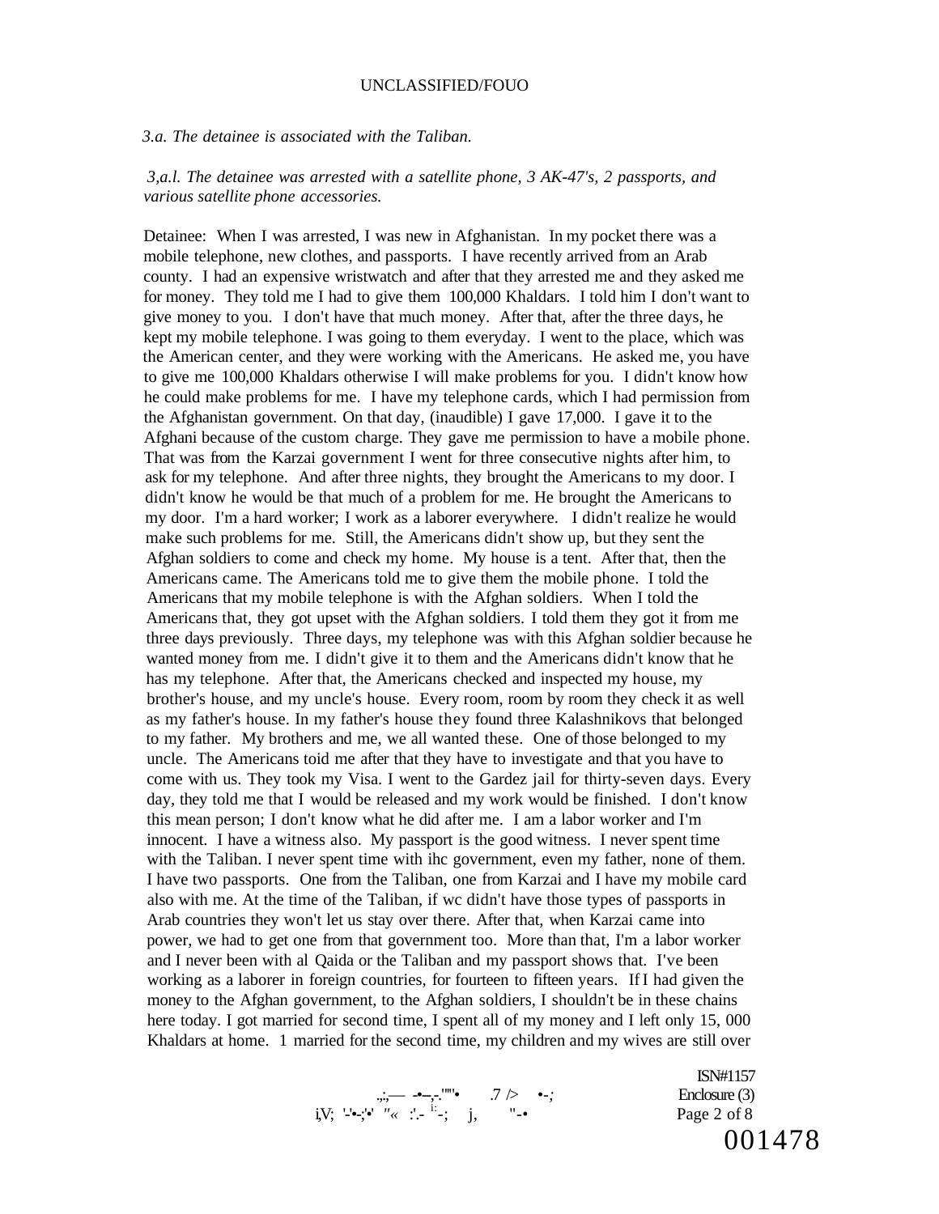*3.a. The detainee is associated with the Taliban.*

*3,a.l. The detainee was arrested with a satellite phone, 3 AK-47's, 2 passports, and various satellite phone accessories.*

Detainee: When I was arrested, I was new in Afghanistan. In my pocket there was a mobile telephone, new clothes, and passports. I have recently arrived from an Arab county. I had an expensive wristwatch and after that they arrested me and they asked me for money. They told me I had to give them 100,000 Khaldars. I told him I don't want to give money to you. I don't have that much money. After that, after the three days, he kept my mobile telephone. I was going to them everyday. I went to the place, which was the American center, and they were working with the Americans. He asked me, you have to give me 100,000 Khaldars otherwise I will make problems for you. I didn't know how he could make problems for me. I have my telephone cards, which I had permission from the Afghanistan government. On that day, (inaudible) I gave 17,000. I gave it to the Afghani because of the custom charge. They gave me permission to have a mobile phone. That was from the Karzai government I went for three consecutive nights after him, to ask for my telephone. And after three nights, they brought the Americans to my door. I didn't know he would be that much of a problem for me. He brought the Americans to my door. I'm a hard worker; I work as a laborer everywhere. I didn't realize he would make such problems for me. Still, the Americans didn't show up, but they sent the Afghan soldiers to come and check my home. My house is a tent. After that, then the Americans came. The Americans told me to give them the mobile phone. I told the Americans that my mobile telephone is with the Afghan soldiers. When I told the Americans that, they got upset with the Afghan soldiers. I told them they got it from me three days previously. Three days, my telephone was with this Afghan soldier because he wanted money from me. I didn't give it to them and the Americans didn't know that he has my telephone. After that, the Americans checked and inspected my house, my brother's house, and my uncle's house. Every room, room by room they check it as well as my father's house. In my father's house they found three Kalashnikovs that belonged to my father. My brothers and me, we all wanted these. One of those belonged to my uncle. The Americans toid me after that they have to investigate and that you have to come with us. They took my Visa. I went to the Gardez jail for thirty-seven days. Every day, they told me that I would be released and my work would be finished. I don't know this mean person; I don't know what he did after me. I am a labor worker and I'm innocent. I have a witness also. My passport is the good witness. I never spent time with the Taliban. I never spent time with ihc government, even my father, none of them. I have two passports. One from the Taliban, one from Karzai and I have my mobile card also with me. At the time of the Taliban, if wc didn't have those types of passports in Arab countries they won't let us stay over there. After that, when Karzai came into power, we had to get one from that government too. More than that, I'm a labor worker and I never been with al Qaida or the Taliban and my passport shows that. I've been working as a laborer in foreign countries, for fourteen to fifteen years. If I had given the money to the Afghan government, to the Afghan soldiers, I shouldn't be in these chains here today. I got married for second time, I spent all of my money and I left only 15, 000 Khaldars at home. 1 married for the second time, my children and my wives are still over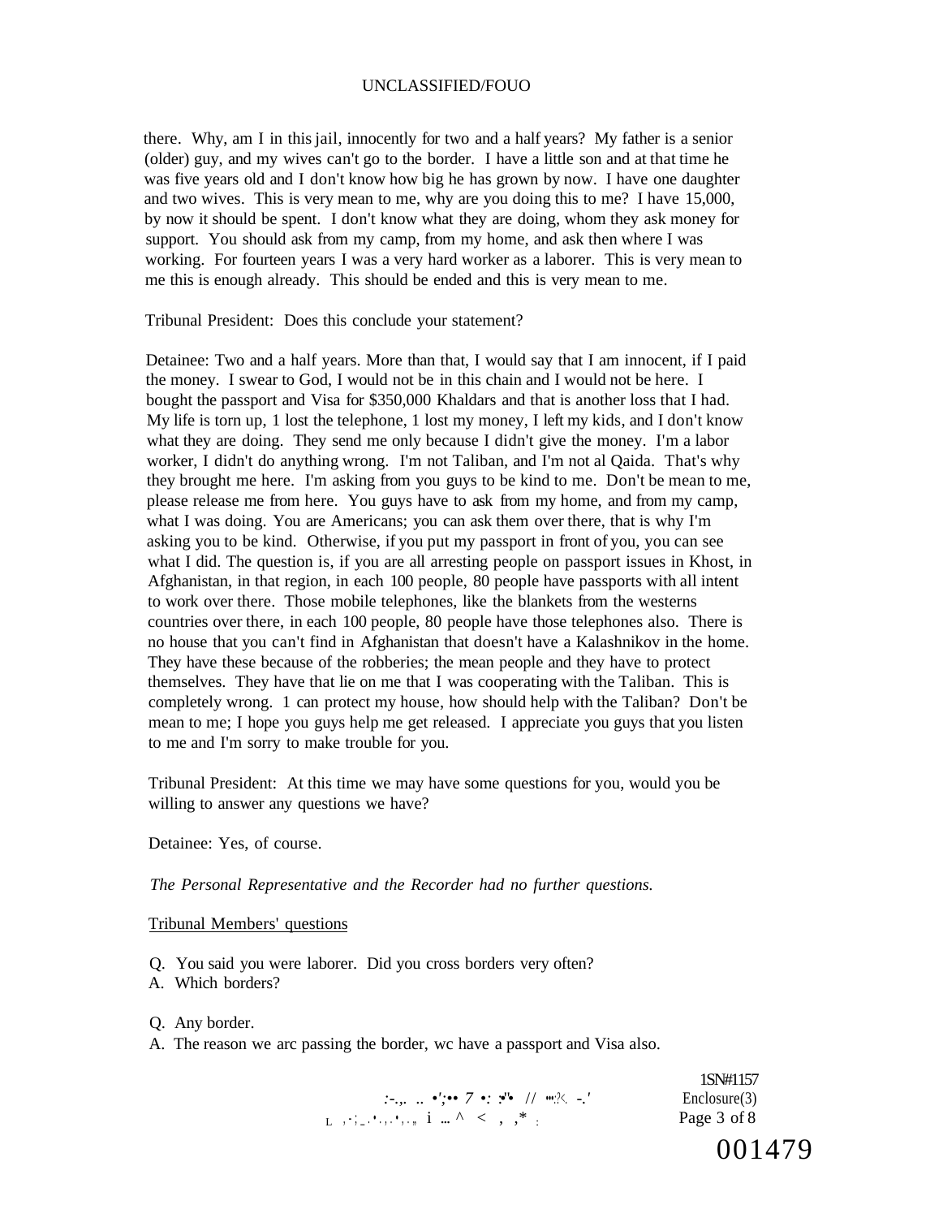there. Why, am I in this jail, innocently for two and a half years? My father is a senior (older) guy, and my wives can't go to the border. I have a little son and at that time he was five years old and I don't know how big he has grown by now. I have one daughter and two wives. This is very mean to me, why are you doing this to me? I have 15,000, by now it should be spent. I don't know what they are doing, whom they ask money for support. You should ask from my camp, from my home, and ask then where I was working. For fourteen years I was a very hard worker as a laborer. This is very mean to me this is enough already. This should be ended and this is very mean to me.

Tribunal President: Does this conclude your statement?

Detainee: Two and a half years. More than that, I would say that I am innocent, if I paid the money. I swear to God, I would not be in this chain and I would not be here. I bought the passport and Visa for $350,000 Khaldars and that is another loss that I had. My life is torn up, 1 lost the telephone, 1 lost my money, I left my kids, and I don't know what they are doing. They send me only because I didn't give the money. I'm a labor worker, I didn't do anything wrong. I'm not Taliban, and I'm not al Qaida. That's why they brought me here. I'm asking from you guys to be kind to me. Don't be mean to me, please release me from here. You guys have to ask from my home, and from my camp, what I was doing. You are Americans; you can ask them over there, that is why I'm asking you to be kind. Otherwise, if you put my passport in front of you, you can see what I did. The question is, if you are all arresting people on passport issues in Khost, in Afghanistan, in that region, in each 100 people, 80 people have passports with all intent to work over there. Those mobile telephones, like the blankets from the westerns countries over there, in each 100 people, 80 people have those telephones also. There is no house that you can't find in Afghanistan that doesn't have a Kalashnikov in the home. They have these because of the robberies; the mean people and they have to protect themselves. They have that lie on me that I was cooperating with the Taliban. This is completely wrong. 1 can protect my house, how should help with the Taliban? Don't be mean to me; I hope you guys help me get released. I appreciate you guys that you listen to me and I'm sorry to make trouble for you.

Tribunal President: At this time we may have some questions for you, would you be willing to answer any questions we have?

Detainee: Yes, of course.

*The Personal Representative and the Recorder had no further questions.*

Tribunal Members' questions

Q. You said you were laborer. Did you cross borders very often?
A. Which borders?

Q. Any border.
A. The reason we arc passing the border, wc have a passport and Visa also.

1SN#1157
Enclosure(3)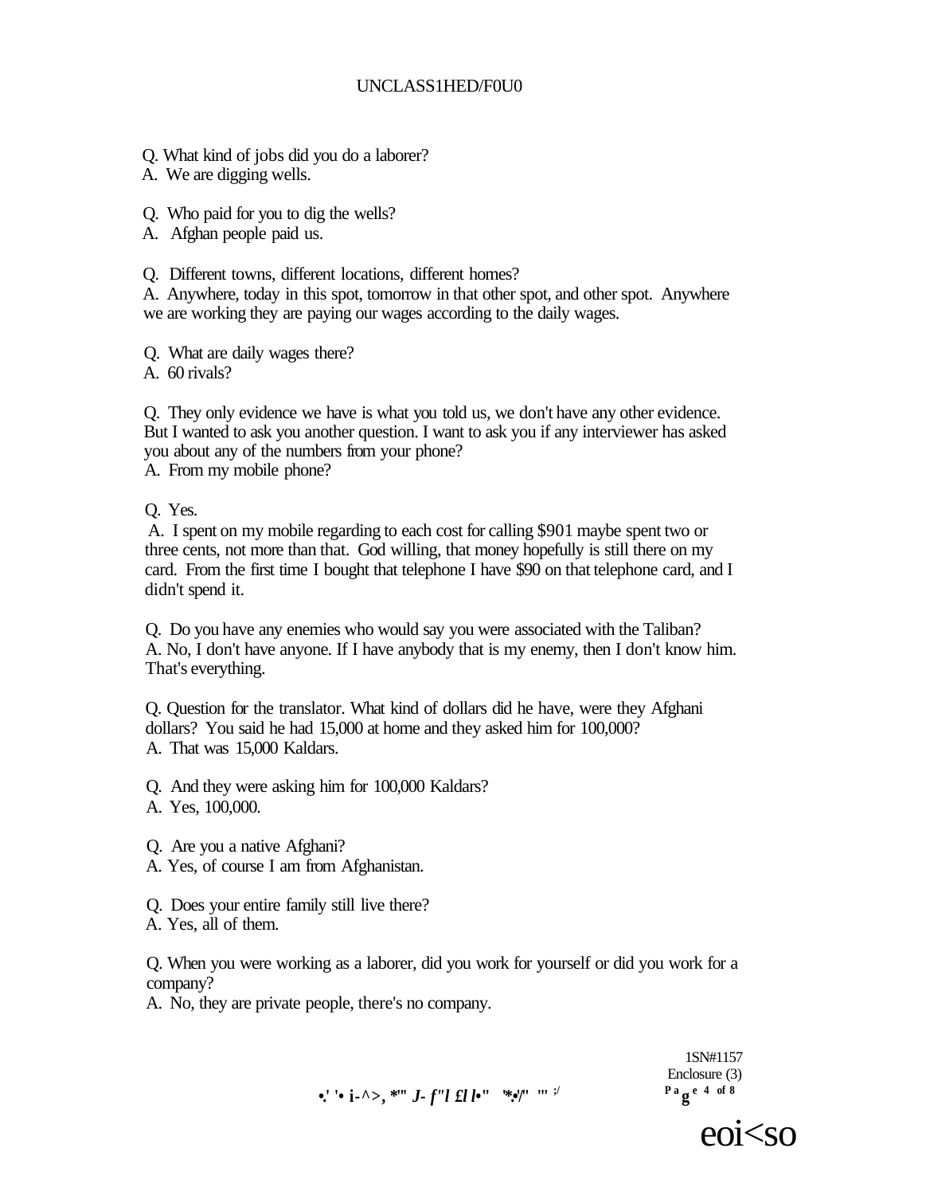Q. What kind of jobs did you do a laborer?
A. We are digging wells.

Q. Who paid for you to dig the wells?
A. Afghan people paid us.

Q. Different towns, different locations, different homes?
A. Anywhere, today in this spot, tomorrow in that other spot, and other spot. Anywhere we are working they are paying our wages according to the daily wages.

Q. What are daily wages there?
A. 60 rivals?

Q. They only evidence we have is what you told us, we don't have any other evidence. But I wanted to ask you another question. I want to ask you if any interviewer has asked you about any of the numbers from your phone?
A. From my mobile phone?

Q. Yes.
A. I spent on my mobile regarding to each cost for calling $901 maybe spent two or three cents, not more than that. God willing, that money hopefully is still there on my card. From the first time I bought that telephone I have $90 on that telephone card, and I didn't spend it.

Q. Do you have any enemies who would say you were associated with the Taliban?
A. No, I don't have anyone. If I have anybody that is my enemy, then I don't know him. That's everything.

Q. Question for the translator. What kind of dollars did he have, were they Afghani dollars? You said he had 15,000 at home and they asked him for 100,000?
A. That was 15,000 Kaldars.

Q. And they were asking him for 100,000 Kaldars?
A. Yes, 100,000.

Q. Are you a native Afghani?
A. Yes, of course I am from Afghanistan.

Q. Does your entire family still live there?
A. Yes, all of them.

Q. When you were working as a laborer, did you work for yourself or did you work for a company?
A. No, they are private people, there's no company.

1SN#1157
Enclosure (3)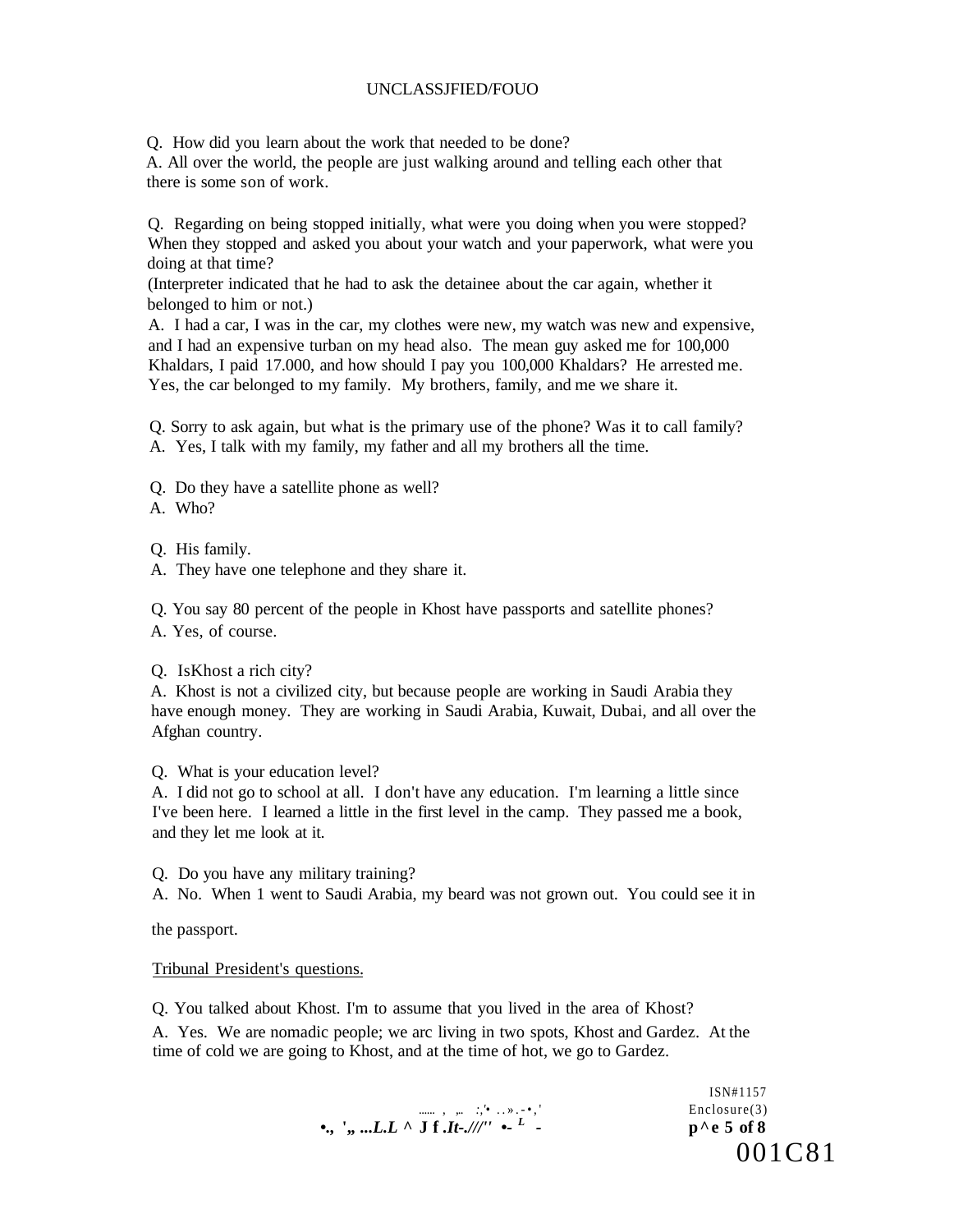Q. How did you learn about the work that needed to be done?
A. All over the world, the people are just walking around and telling each other that there is some son of work.

Q. Regarding on being stopped initially, what were you doing when you were stopped? When they stopped and asked you about your watch and your paperwork, what were you doing at that time?
(Interpreter indicated that he had to ask the detainee about the car again, whether it belonged to him or not.)
A. I had a car, I was in the car, my clothes were new, my watch was new and expensive, and I had an expensive turban on my head also. The mean guy asked me for 100,000 Khaldars, I paid 17.000, and how should I pay you 100,000 Khaldars? He arrested me. Yes, the car belonged to my family. My brothers, family, and me we share it.

Q. Sorry to ask again, but what is the primary use of the phone? Was it to call family?
A. Yes, I talk with my family, my father and all my brothers all the time.

Q. Do they have a satellite phone as well?
A. Who?

Q. His family.
A. They have one telephone and they share it.

Q. You say 80 percent of the people in Khost have passports and satellite phones?
A. Yes, of course.

Q. IsKhost a rich city?
A. Khost is not a civilized city, but because people are working in Saudi Arabia they have enough money. They are working in Saudi Arabia, Kuwait, Dubai, and all over the Afghan country.

Q. What is your education level?
A. I did not go to school at all. I don't have any education. I'm learning a little since I've been here. I learned a little in the first level in the camp. They passed me a book, and they let me look at it.

Q. Do you have any military training?
A. No. When 1 went to Saudi Arabia, my beard was not grown out. You could see it in the passport.

Tribunal President's questions.

Q. You talked about Khost. I'm to assume that you lived in the area of Khost?
A. Yes. We are nomadic people; we arc living in two spots, Khost and Gardez. At the time of cold we are going to Khost, and at the time of hot, we go to Gardez.

ISN#1157
Enclosure(3)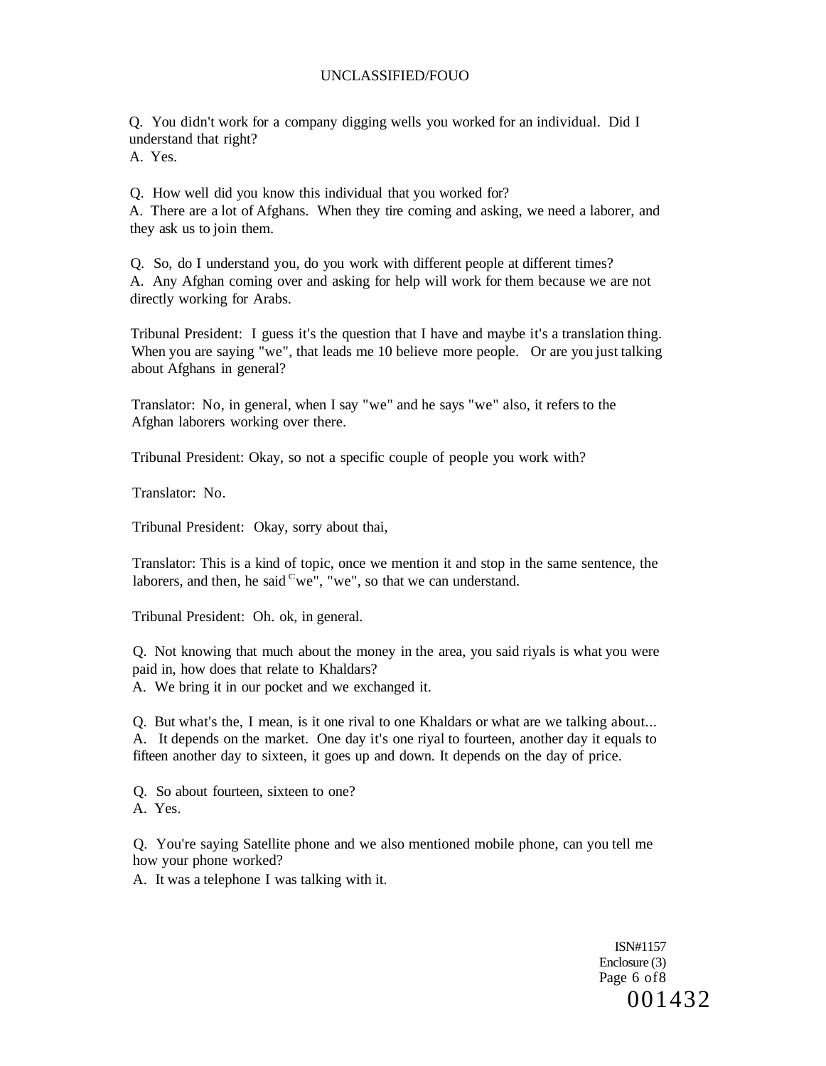Q. You didn't work for a company digging wells you worked for an individual. Did I understand that right?
A. Yes.

Q. How well did you know this individual that you worked for?
A. There are a lot of Afghans. When they tire coming and asking, we need a laborer, and they ask us to join them.

Q. So, do I understand you, do you work with different people at different times?
A. Any Afghan coming over and asking for help will work for them because we are not directly working for Arabs.

Tribunal President: I guess it's the question that I have and maybe it's a translation thing. When you are saying "we", that leads me 10 believe more people. Or are you just talking about Afghans in general?

Translator: No, in general, when I say "we" and he says "we" also, it refers to the Afghan laborers working over there.

Tribunal President: Okay, so not a specific couple of people you work with?

Translator: No.

Tribunal President: Okay, sorry about thai,

Translator: This is a kind of topic, once we mention it and stop in the same sentence, the laborers, and then, he said "we", "we", so that we can understand.

Tribunal President: Oh. ok, in general.

Q. Not knowing that much about the money in the area, you said riyals is what you were paid in, how does that relate to Khaldars?
A. We bring it in our pocket and we exchanged it.

Q. But what's the, I mean, is it one rival to one Khaldars or what are we talking about...
A. It depends on the market. One day it's one riyal to fourteen, another day it equals to fifteen another day to sixteen, it goes up and down. It depends on the day of price.

Q. So about fourteen, sixteen to one?
A. Yes.

Q. You're saying Satellite phone and we also mentioned mobile phone, can you tell me how your phone worked?
A. It was a telephone I was talking with it.

ISN#1157
Enclosure (3)

001432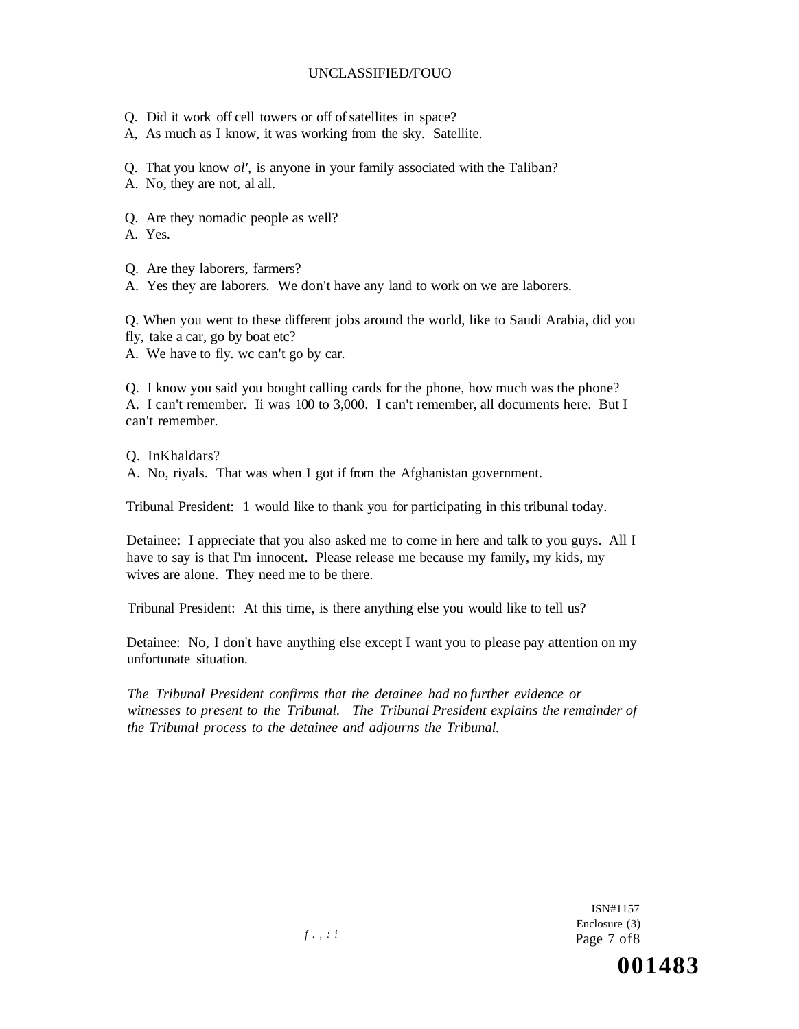Q. Did it work off cell towers or off of satellites in space?
A, As much as I know, it was working from the sky. Satellite.

Q. That you know *ol',* is anyone in your family associated with the Taliban?
A. No, they are not, al all.

Q. Are they nomadic people as well?
A. Yes.

Q. Are they laborers, farmers?
A. Yes they are laborers. We don't have any land to work on we are laborers.

Q. When you went to these different jobs around the world, like to Saudi Arabia, did you fly, take a car, go by boat etc?
A. We have to fly. wc can't go by car.

Q. I know you said you bought calling cards for the phone, how much was the phone?
A. I can't remember. Ii was 100 to 3,000. I can't remember, all documents here. But I can't remember.

Q. InKhaldars?
A. No, riyals. That was when I got if from the Afghanistan government.

Tribunal President: 1 would like to thank you for participating in this tribunal today.

Detainee: I appreciate that you also asked me to come in here and talk to you guys. All I have to say is that I'm innocent. Please release me because my family, my kids, my wives are alone. They need me to be there.

Tribunal President: At this time, is there anything else you would like to tell us?

Detainee: No, I don't have anything else except I want you to please pay attention on my unfortunate situation.

*The Tribunal President confirms that the detainee had no further evidence or witnesses to present to the Tribunal. The Tribunal President explains the remainder of the Tribunal process to the detainee and adjourns the Tribunal.*

ISN#1157
Enclosure (3)

001483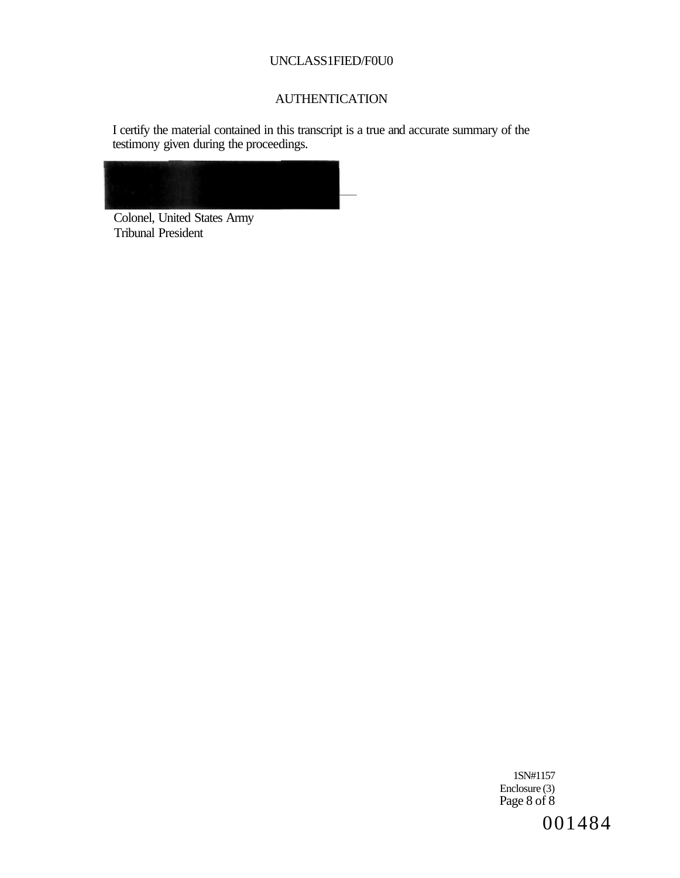UNCLASS1FIED/F0U0

## AUTHENTICATION

I certify the material contained in this transcript is a true and accurate summary of the testimony given during the proceedings.

Colonel, United States Army
Tribunal President

1SN#1157
Enclosure (3)

001484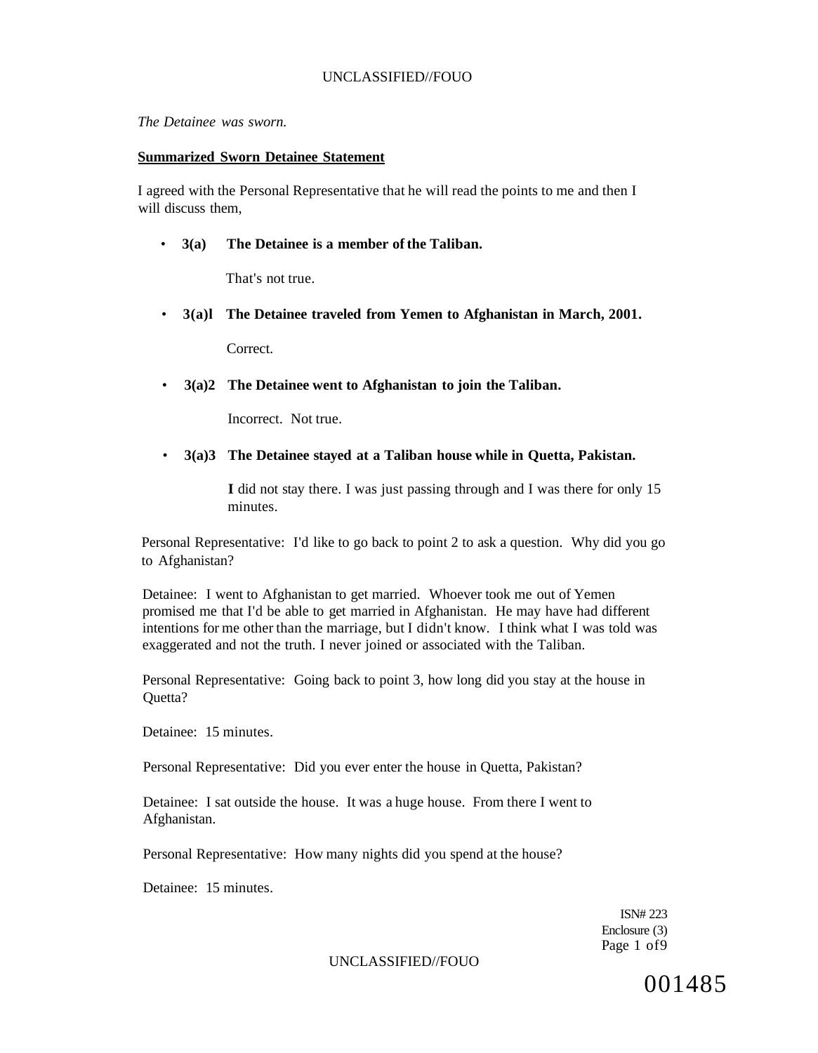*The Detainee was sworn.*

**Summarized Sworn Detainee Statement**

I agreed with the Personal Representative that he will read the points to me and then I will discuss them,

- **3(a) The Detainee is a member of the Taliban.**

  That's not true.

- **3(a)l The Detainee traveled from Yemen to Afghanistan in March, 2001.**

  Correct.

- **3(a)2 The Detainee went to Afghanistan to join the Taliban.**

  Incorrect. Not true.

- **3(a)3 The Detainee stayed at a Taliban house while in Quetta, Pakistan.**

  **I** did not stay there. I was just passing through and I was there for only 15 minutes.

Personal Representative: I'd like to go back to point 2 to ask a question. Why did you go to Afghanistan?

Detainee: I went to Afghanistan to get married. Whoever took me out of Yemen promised me that I'd be able to get married in Afghanistan. He may have had different intentions for me other than the marriage, but I didn't know. I think what I was told was exaggerated and not the truth. I never joined or associated with the Taliban.

Personal Representative: Going back to point 3, how long did you stay at the house in Quetta?

Detainee: 15 minutes.

Personal Representative: Did you ever enter the house in Quetta, Pakistan?

Detainee: I sat outside the house. It was a huge house. From there I went to Afghanistan.

Personal Representative: How many nights did you spend at the house?

Detainee: 15 minutes.

ISN# 223
Enclosure (3)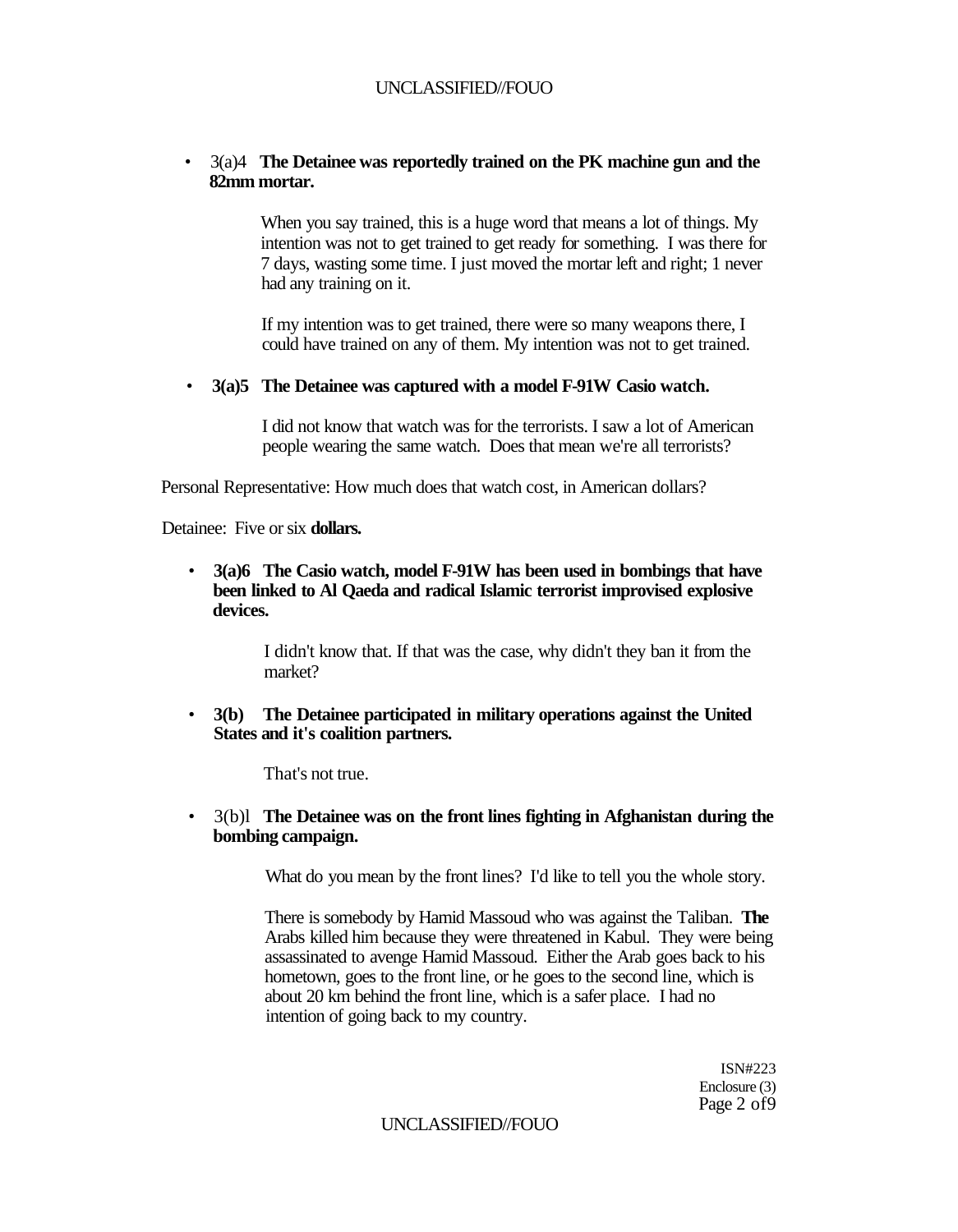- 3(a)4 **The Detainee was reportedly trained on the PK machine gun and the 82mm mortar.**

  When you say trained, this is a huge word that means a lot of things. My intention was not to get trained to get ready for something. I was there for 7 days, wasting some time. I just moved the mortar left and right; 1 never had any training on it.

  If my intention was to get trained, there were so many weapons there, I could have trained on any of them. My intention was not to get trained.

- **3(a)5 The Detainee was captured with a model F-91W Casio watch.**

  I did not know that watch was for the terrorists. I saw a lot of American people wearing the same watch. Does that mean we're all terrorists?

Personal Representative: How much does that watch cost, in American dollars?

Detainee: Five or six **dollars.**

- **3(a)6 The Casio watch, model F-91W has been used in bombings that have been linked to Al Qaeda and radical Islamic terrorist improvised explosive devices.**

  I didn't know that. If that was the case, why didn't they ban it from the market?

- **3(b) The Detainee participated in military operations against the United States and it's coalition partners.**

  That's not true.

- 3(b)l **The Detainee was on the front lines fighting in Afghanistan during the bombing campaign.**

  What do you mean by the front lines? I'd like to tell you the whole story.

  There is somebody by Hamid Massoud who was against the Taliban. **The** Arabs killed him because they were threatened in Kabul. They were being assassinated to avenge Hamid Massoud. Either the Arab goes back to his hometown, goes to the front line, or he goes to the second line, which is about 20 km behind the front line, which is a safer place. I had no intention of going back to my country.

ISN#223
Enclosure (3)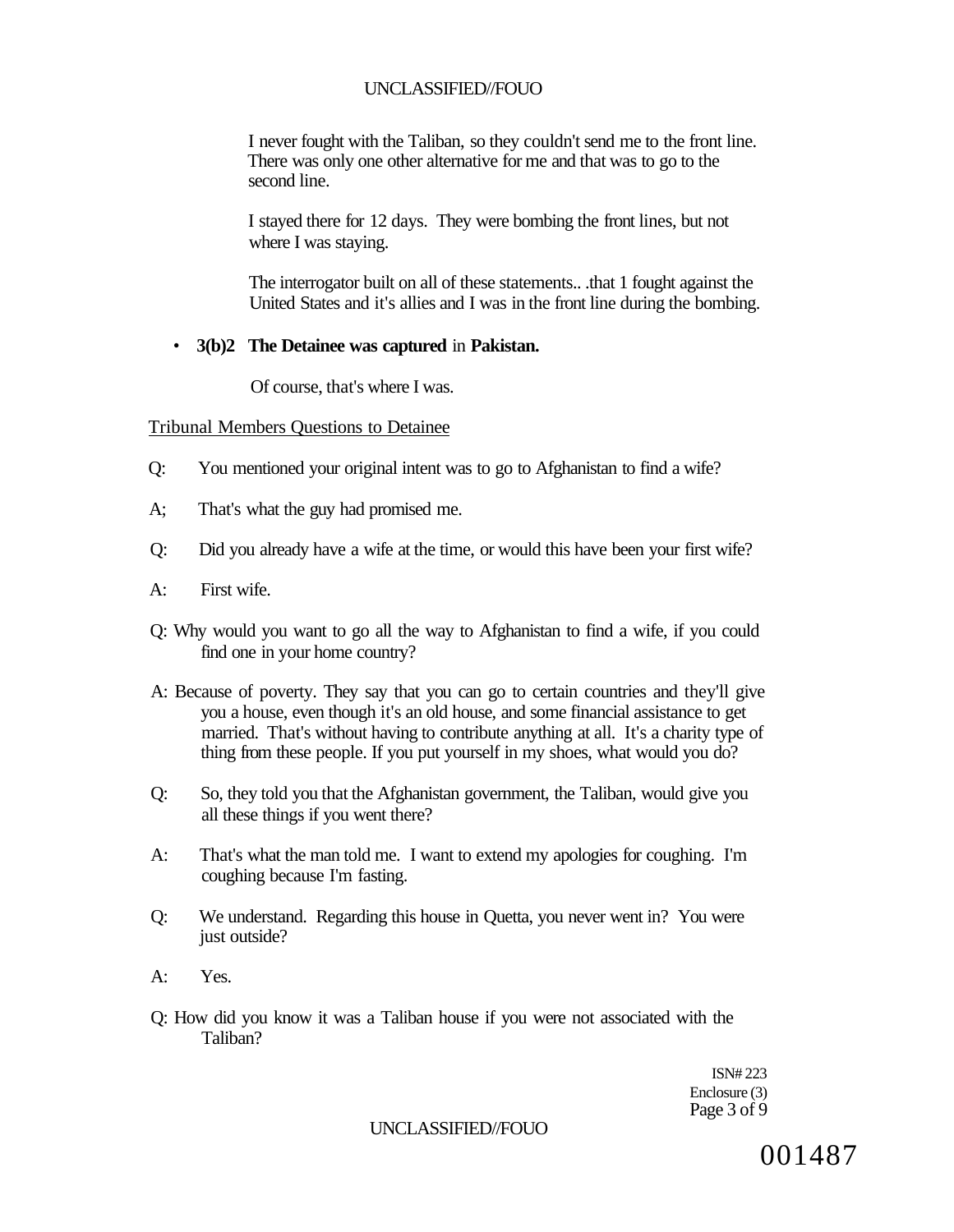I never fought with the Taliban, so they couldn't send me to the front line. There was only one other alternative for me and that was to go to the second line.

I stayed there for 12 days. They were bombing the front lines, but not where I was staying.

The interrogator built on all of these statements.. .that 1 fought against the United States and it's allies and I was in the front line during the bombing.

- **3(b)2 The Detainee was captured** in **Pakistan.**

Of course, that's where I was.

Tribunal Members Questions to Detainee

Q: You mentioned your original intent was to go to Afghanistan to find a wife?

A; That's what the guy had promised me.

Q: Did you already have a wife at the time, or would this have been your first wife?

A: First wife.

Q: Why would you want to go all the way to Afghanistan to find a wife, if you could find one in your home country?

A: Because of poverty. They say that you can go to certain countries and they'll give you a house, even though it's an old house, and some financial assistance to get married. That's without having to contribute anything at all. It's a charity type of thing from these people. If you put yourself in my shoes, what would you do?

Q: So, they told you that the Afghanistan government, the Taliban, would give you all these things if you went there?

A: That's what the man told me. I want to extend my apologies for coughing. I'm coughing because I'm fasting.

Q: We understand. Regarding this house in Quetta, you never went in? You were just outside?

A: Yes.

Q: How did you know it was a Taliban house if you were not associated with the Taliban?

ISN# 223
Enclosure (3)

001487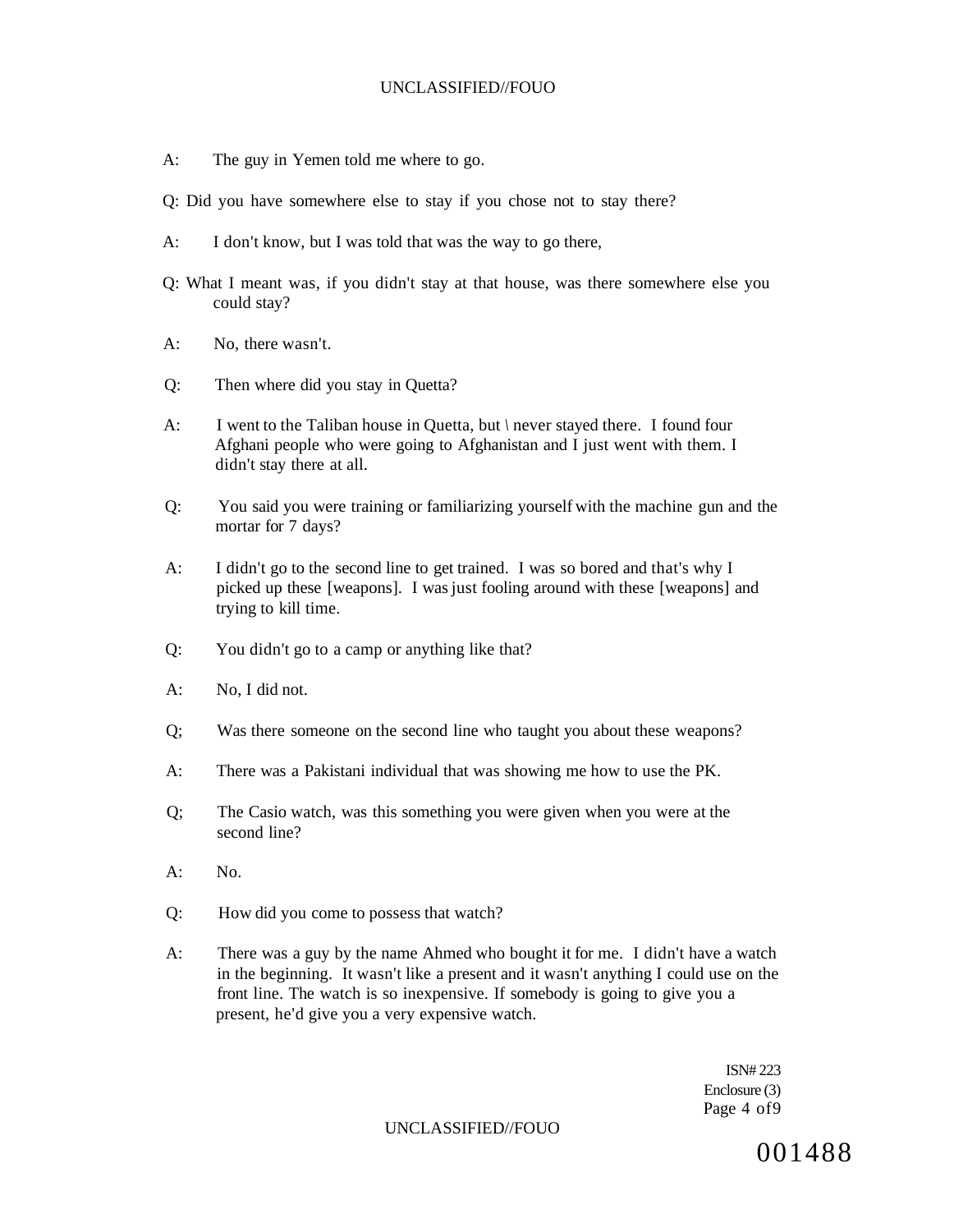A: The guy in Yemen told me where to go.

Q: Did you have somewhere else to stay if you chose not to stay there?

A: I don't know, but I was told that was the way to go there,

Q: What I meant was, if you didn't stay at that house, was there somewhere else you could stay?

A: No, there wasn't.

Q: Then where did you stay in Quetta?

A: I went to the Taliban house in Quetta, but \ never stayed there. I found four Afghani people who were going to Afghanistan and I just went with them. I didn't stay there at all.

Q: You said you were training or familiarizing yourself with the machine gun and the mortar for 7 days?

A: I didn't go to the second line to get trained. I was so bored and that's why I picked up these [weapons]. I was just fooling around with these [weapons] and trying to kill time.

Q: You didn't go to a camp or anything like that?

A: No, I did not.

Q; Was there someone on the second line who taught you about these weapons?

A: There was a Pakistani individual that was showing me how to use the PK.

Q; The Casio watch, was this something you were given when you were at the second line?

A: No.

Q: How did you come to possess that watch?

A: There was a guy by the name Ahmed who bought it for me. I didn't have a watch in the beginning. It wasn't like a present and it wasn't anything I could use on the front line. The watch is so inexpensive. If somebody is going to give you a present, he'd give you a very expensive watch.

ISN# 223
Enclosure (3)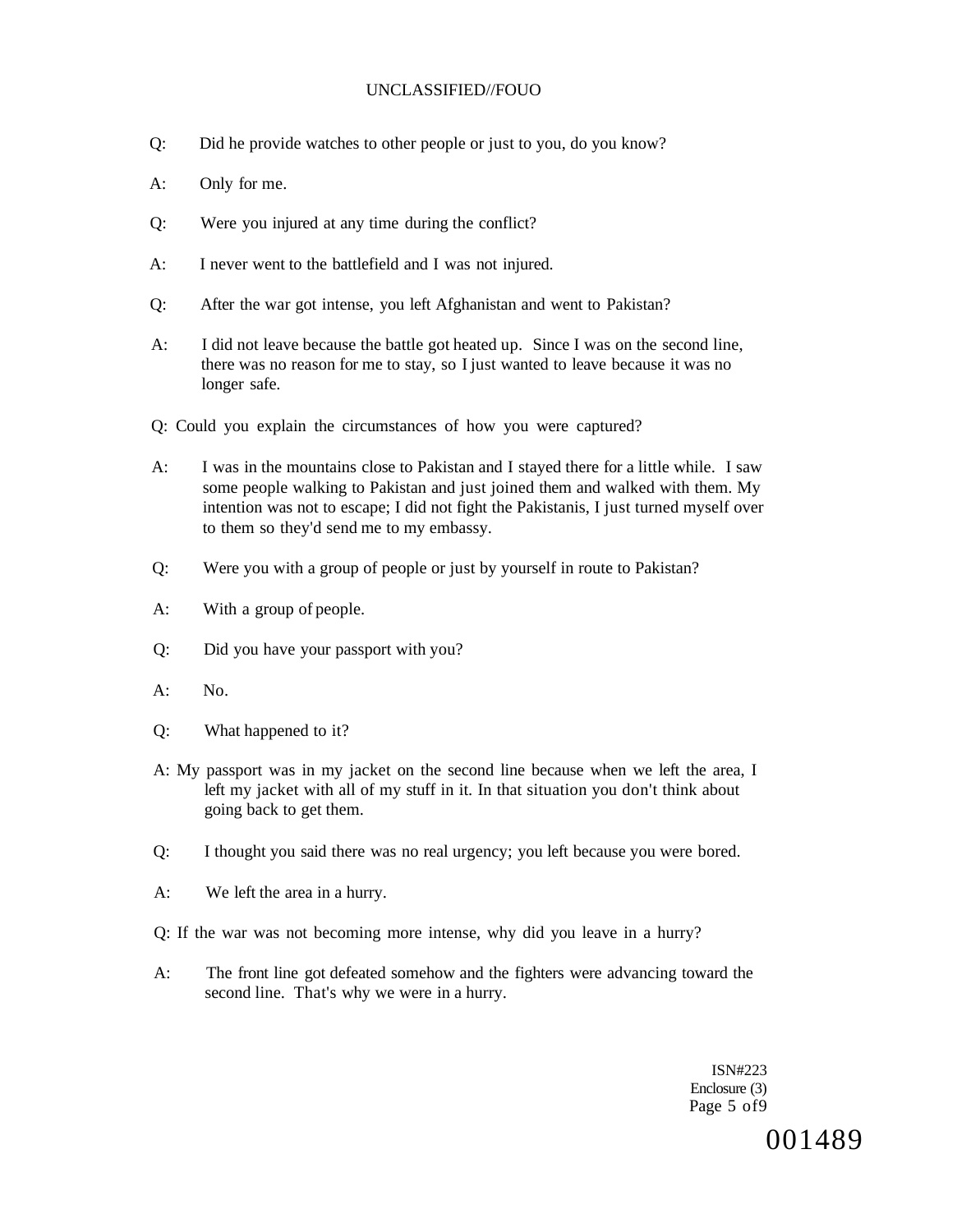Q: Did he provide watches to other people or just to you, do you know?

A: Only for me.

Q: Were you injured at any time during the conflict?

A: I never went to the battlefield and I was not injured.

Q: After the war got intense, you left Afghanistan and went to Pakistan?

A: I did not leave because the battle got heated up. Since I was on the second line, there was no reason for me to stay, so I just wanted to leave because it was no longer safe.

Q: Could you explain the circumstances of how you were captured?

A: I was in the mountains close to Pakistan and I stayed there for a little while. I saw some people walking to Pakistan and just joined them and walked with them. My intention was not to escape; I did not fight the Pakistanis, I just turned myself over to them so they'd send me to my embassy.

Q: Were you with a group of people or just by yourself in route to Pakistan?

A: With a group of people.

Q: Did you have your passport with you?

A: No.

Q: What happened to it?

A: My passport was in my jacket on the second line because when we left the area, I left my jacket with all of my stuff in it. In that situation you don't think about going back to get them.

Q: I thought you said there was no real urgency; you left because you were bored.

A: We left the area in a hurry.

Q: If the war was not becoming more intense, why did you leave in a hurry?

A: The front line got defeated somehow and the fighters were advancing toward the second line. That's why we were in a hurry.

ISN#223
Enclosure (3)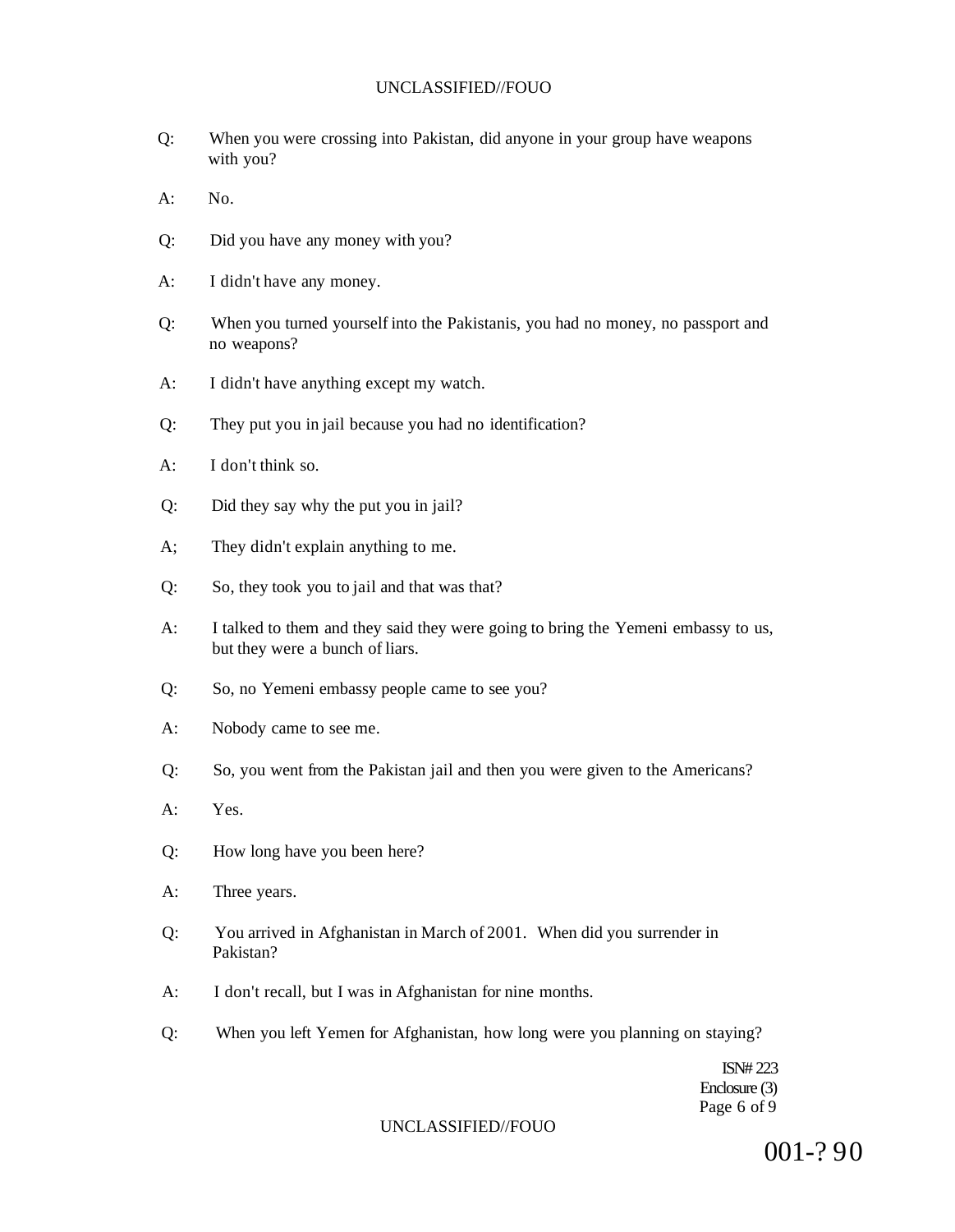Q: When you were crossing into Pakistan, did anyone in your group have weapons with you?

A: No.

Q: Did you have any money with you?

A: I didn't have any money.

Q: When you turned yourself into the Pakistanis, you had no money, no passport and no weapons?

A: I didn't have anything except my watch.

Q: They put you in jail because you had no identification?

A: I don't think so.

Q: Did they say why the put you in jail?

A; They didn't explain anything to me.

Q: So, they took you to jail and that was that?

A: I talked to them and they said they were going to bring the Yemeni embassy to us, but they were a bunch of liars.

Q: So, no Yemeni embassy people came to see you?

A: Nobody came to see me.

Q: So, you went from the Pakistan jail and then you were given to the Americans?

A: Yes.

Q: How long have you been here?

A: Three years.

Q: You arrived in Afghanistan in March of 2001. When did you surrender in Pakistan?

A: I don't recall, but I was in Afghanistan for nine months.

Q: When you left Yemen for Afghanistan, how long were you planning on staying?

ISN# 223
Enclosure (3)

001-?90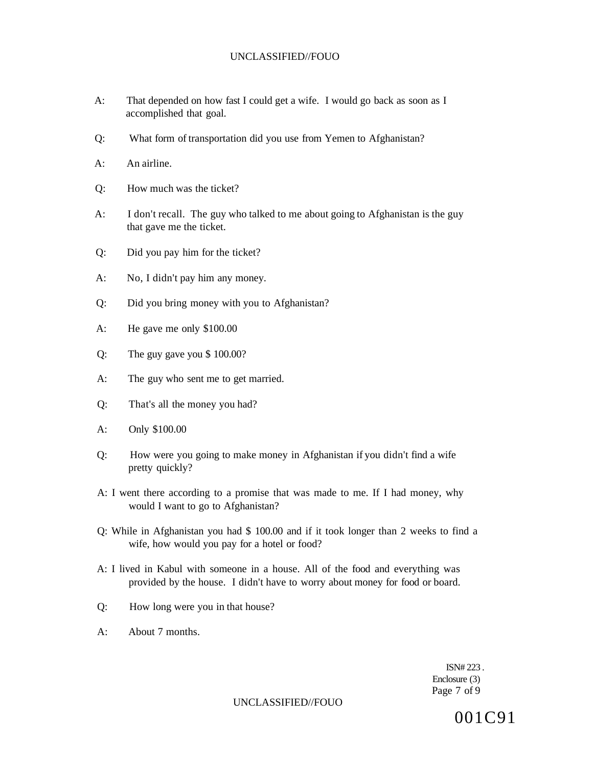A: That depended on how fast I could get a wife. I would go back as soon as I accomplished that goal.

Q: What form of transportation did you use from Yemen to Afghanistan?

A: An airline.

Q: How much was the ticket?

A: I don't recall. The guy who talked to me about going to Afghanistan is the guy that gave me the ticket.

Q: Did you pay him for the ticket?

A: No, I didn't pay him any money.

Q: Did you bring money with you to Afghanistan?

A: He gave me only $100.00

Q: The guy gave you $ 100.00?

A: The guy who sent me to get married.

Q: That's all the money you had?

A: Only $100.00

Q: How were you going to make money in Afghanistan if you didn't find a wife pretty quickly?

A: I went there according to a promise that was made to me. If I had money, why would I want to go to Afghanistan?

Q: While in Afghanistan you had $ 100.00 and if it took longer than 2 weeks to find a wife, how would you pay for a hotel or food?

A: I lived in Kabul with someone in a house. All of the food and everything was provided by the house. I didn't have to worry about money for food or board.

Q: How long were you in that house?

A: About 7 months.

ISN# 223 .
Enclosure (3)

001C91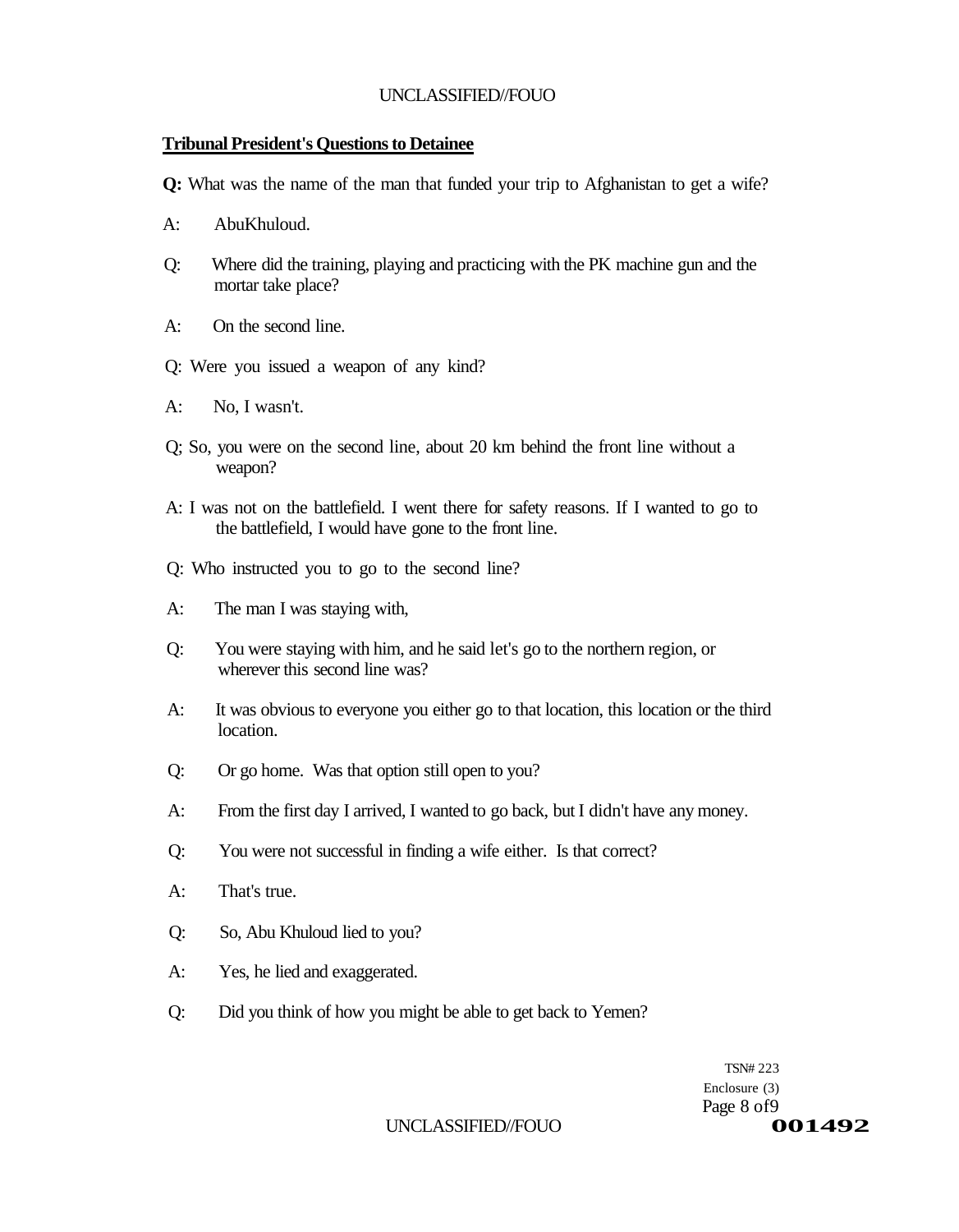**Tribunal President's Questions to Detainee**

**Q:** What was the name of the man that funded your trip to Afghanistan to get a wife?

A: AbuKhuloud.

Q: Where did the training, playing and practicing with the PK machine gun and the mortar take place?

A: On the second line.

Q: Were you issued a weapon of any kind?

A: No, I wasn't.

Q; So, you were on the second line, about 20 km behind the front line without a weapon?

A: I was not on the battlefield. I went there for safety reasons. If I wanted to go to the battlefield, I would have gone to the front line.

Q: Who instructed you to go to the second line?

A: The man I was staying with,

Q: You were staying with him, and he said let's go to the northern region, or wherever this second line was?

A: It was obvious to everyone you either go to that location, this location or the third location.

Q: Or go home. Was that option still open to you?

A: From the first day I arrived, I wanted to go back, but I didn't have any money.

Q: You were not successful in finding a wife either. Is that correct?

A: That's true.

Q: So, Abu Khuloud lied to you?

A: Yes, he lied and exaggerated.

Q: Did you think of how you might be able to get back to Yemen?

TSN# 223
Enclosure (3)

001492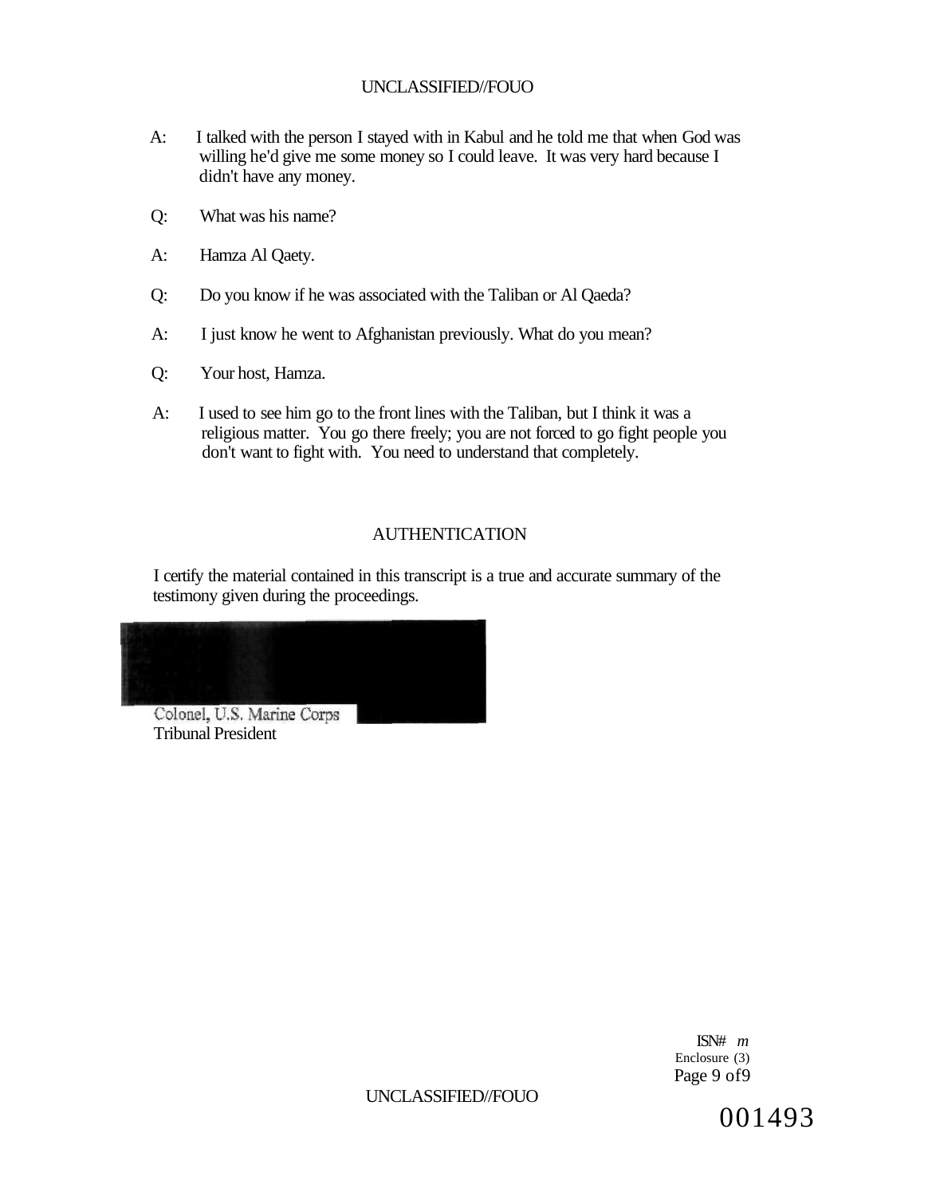A: I talked with the person I stayed with in Kabul and he told me that when God was willing he'd give me some money so I could leave. It was very hard because I didn't have any money.

Q: What was his name?

A: Hamza Al Qaety.

Q: Do you know if he was associated with the Taliban or Al Qaeda?

A: I just know he went to Afghanistan previously. What do you mean?

Q: Your host, Hamza.

A: I used to see him go to the front lines with the Taliban, but I think it was a religious matter. You go there freely; you are not forced to go fight people you don't want to fight with. You need to understand that completely.

## AUTHENTICATION

I certify the material contained in this transcript is a true and accurate summary of the testimony given during the proceedings.

Colonel, U.S. Marine Corps
Tribunal President

ISN# *m*
Enclosure (3)

001493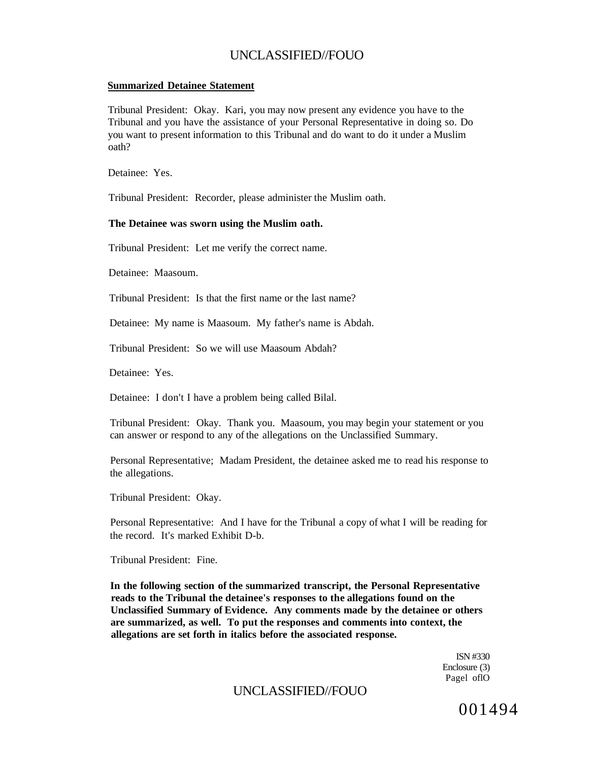**Summarized Detainee Statement**

Tribunal President: Okay. Kari, you may now present any evidence you have to the Tribunal and you have the assistance of your Personal Representative in doing so. Do you want to present information to this Tribunal and do want to do it under a Muslim oath?

Detainee: Yes.

Tribunal President: Recorder, please administer the Muslim oath.

**The Detainee was sworn using the Muslim oath.**

Tribunal President: Let me verify the correct name.

Detainee: Maasoum.

Tribunal President: Is that the first name or the last name?

Detainee: My name is Maasoum. My father's name is Abdah.

Tribunal President: So we will use Maasoum Abdah?

Detainee: Yes.

Detainee: I don't I have a problem being called Bilal.

Tribunal President: Okay. Thank you. Maasoum, you may begin your statement or you can answer or respond to any of the allegations on the Unclassified Summary.

Personal Representative; Madam President, the detainee asked me to read his response to the allegations.

Tribunal President: Okay.

Personal Representative: And I have for the Tribunal a copy of what I will be reading for the record. It's marked Exhibit D-b.

Tribunal President: Fine.

**In the following section of the summarized transcript, the Personal Representative reads to the Tribunal the detainee's responses to the allegations found on the Unclassified Summary of Evidence. Any comments made by the detainee or others are summarized, as well. To put the responses and comments into context, the allegations are set forth in italics before the associated response.**

ISN #330
Enclosure (3)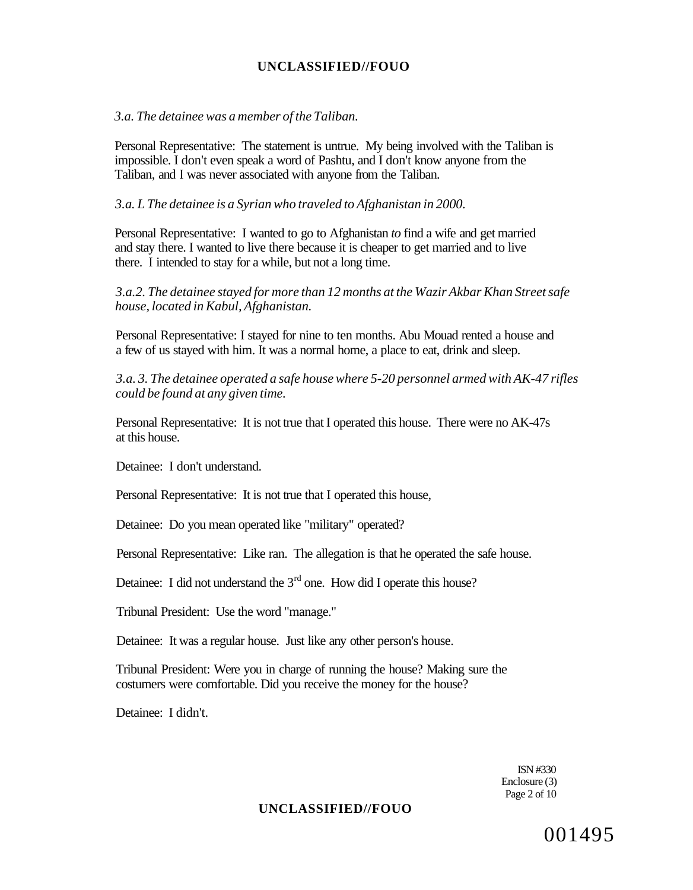*3.a. The detainee was a member of the Taliban.*

Personal Representative: The statement is untrue. My being involved with the Taliban is impossible. I don't even speak a word of Pashtu, and I don't know anyone from the Taliban, and I was never associated with anyone from the Taliban.

*3.a. L The detainee is a Syrian who traveled to Afghanistan in 2000.*

Personal Representative: I wanted to go to Afghanistan *to* find a wife and get married and stay there. I wanted to live there because it is cheaper to get married and to live there. I intended to stay for a while, but not a long time.

*3.a.2. The detainee stayed for more than 12 months at the Wazir Akbar Khan Street safe house, located in Kabul, Afghanistan.*

Personal Representative: I stayed for nine to ten months. Abu Mouad rented a house and a few of us stayed with him. It was a normal home, a place to eat, drink and sleep.

*3.a. 3. The detainee operated a safe house where 5-20 personnel armed with AK-47 rifles could be found at any given time.*

Personal Representative: It is not true that I operated this house. There were no AK-47s at this house.

Detainee: I don't understand.

Personal Representative: It is not true that I operated this house,

Detainee: Do you mean operated like "military" operated?

Personal Representative: Like ran. The allegation is that he operated the safe house.

Detainee: I did not understand the 3rd one. How did I operate this house?

Tribunal President: Use the word "manage."

Detainee: It was a regular house. Just like any other person's house.

Tribunal President: Were you in charge of running the house? Making sure the costumers were comfortable. Did you receive the money for the house?

Detainee: I didn't.

ISN #330
Enclosure (3)

001495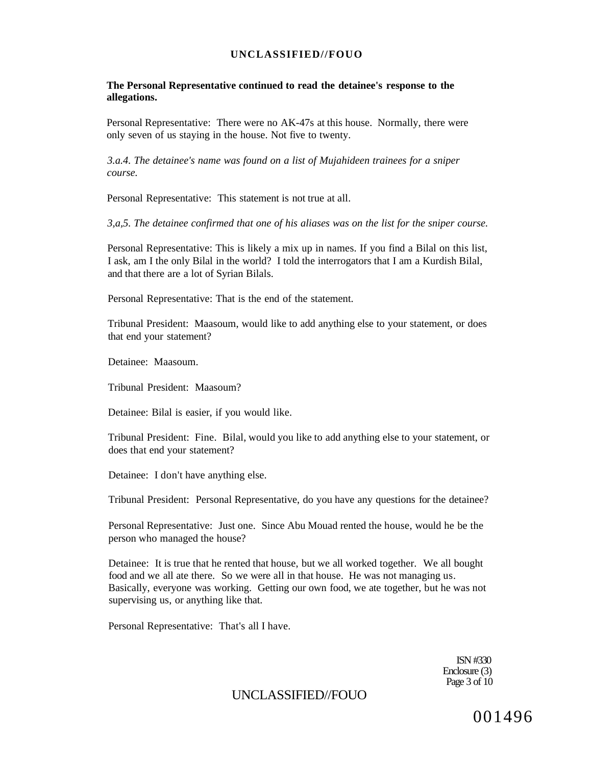**The Personal Representative continued to read the detainee's response to the allegations.**

Personal Representative: There were no AK-47s at this house. Normally, there were only seven of us staying in the house. Not five to twenty.

*3.a.4. The detainee's name was found on a list of Mujahideen trainees for a sniper course.*

Personal Representative: This statement is not true at all.

*3,a,5. The detainee confirmed that one of his aliases was on the list for the sniper course.*

Personal Representative: This is likely a mix up in names. If you find a Bilal on this list, I ask, am I the only Bilal in the world? I told the interrogators that I am a Kurdish Bilal, and that there are a lot of Syrian Bilals.

Personal Representative: That is the end of the statement.

Tribunal President: Maasoum, would like to add anything else to your statement, or does that end your statement?

Detainee: Maasoum.

Tribunal President: Maasoum?

Detainee: Bilal is easier, if you would like.

Tribunal President: Fine. Bilal, would you like to add anything else to your statement, or does that end your statement?

Detainee: I don't have anything else.

Tribunal President: Personal Representative, do you have any questions for the detainee?

Personal Representative: Just one. Since Abu Mouad rented the house, would he be the person who managed the house?

Detainee: It is true that he rented that house, but we all worked together. We all bought food and we all ate there. So we were all in that house. He was not managing us. Basically, everyone was working. Getting our own food, we ate together, but he was not supervising us, or anything like that.

Personal Representative: That's all I have.

ISN #330
Enclosure (3)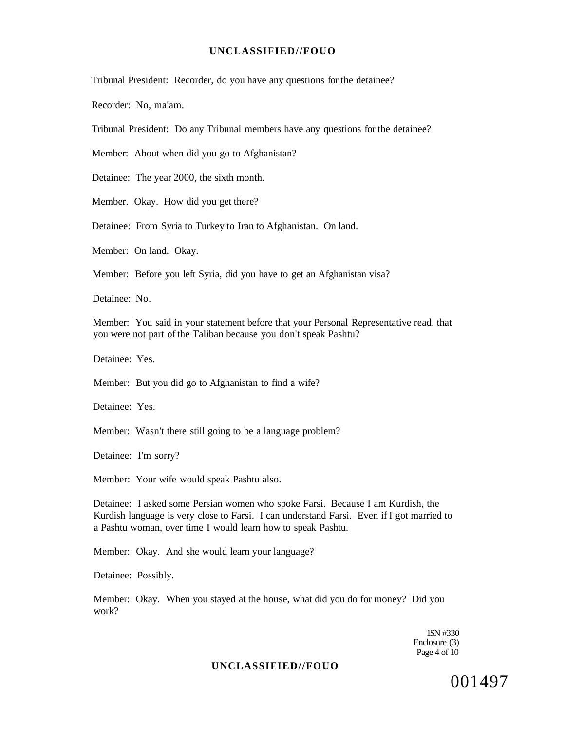Tribunal President: Recorder, do you have any questions for the detainee?

Recorder: No, ma'am.

Tribunal President: Do any Tribunal members have any questions for the detainee?

Member: About when did you go to Afghanistan?

Detainee: The year 2000, the sixth month.

Member. Okay. How did you get there?

Detainee: From Syria to Turkey to Iran to Afghanistan. On land.

Member: On land. Okay.

Member: Before you left Syria, did you have to get an Afghanistan visa?

Detainee: No.

Member: You said in your statement before that your Personal Representative read, that you were not part of the Taliban because you don't speak Pashtu?

Detainee: Yes.

Member: But you did go to Afghanistan to find a wife?

Detainee: Yes.

Member: Wasn't there still going to be a language problem?

Detainee: I'm sorry?

Member: Your wife would speak Pashtu also.

Detainee: I asked some Persian women who spoke Farsi. Because I am Kurdish, the Kurdish language is very close to Farsi. I can understand Farsi. Even if I got married to a Pashtu woman, over time I would learn how to speak Pashtu.

Member: Okay. And she would learn your language?

Detainee: Possibly.

Member: Okay. When you stayed at the house, what did you do for money? Did you work?

1SN #330
Enclosure (3)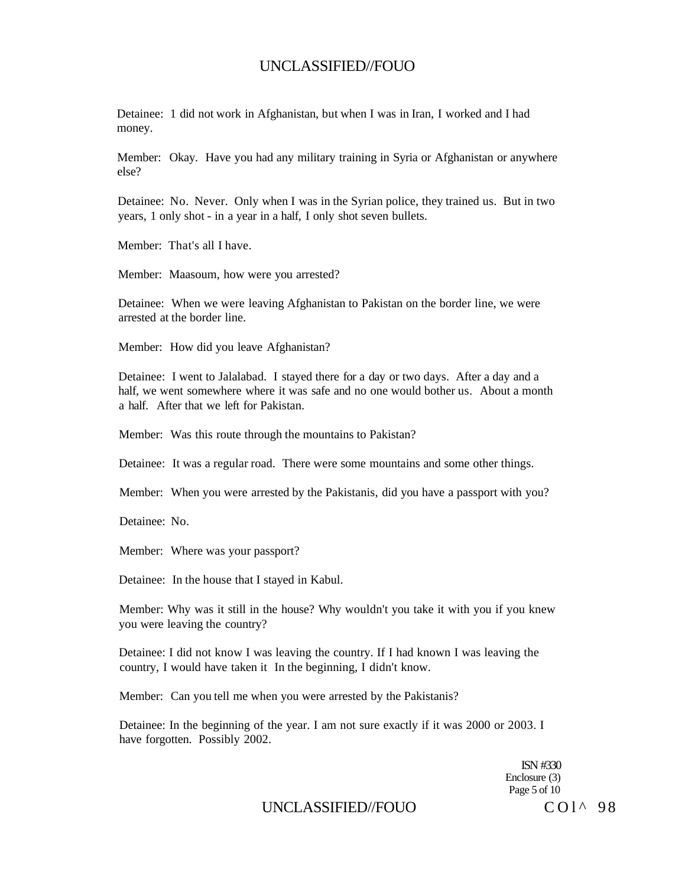Detainee: 1 did not work in Afghanistan, but when I was in Iran, I worked and I had money.

Member: Okay. Have you had any military training in Syria or Afghanistan or anywhere else?

Detainee: No. Never. Only when I was in the Syrian police, they trained us. But in two years, 1 only shot - in a year in a half, I only shot seven bullets.

Member: That's all I have.

Member: Maasoum, how were you arrested?

Detainee: When we were leaving Afghanistan to Pakistan on the border line, we were arrested at the border line.

Member: How did you leave Afghanistan?

Detainee: I went to Jalalabad. I stayed there for a day or two days. After a day and a half, we went somewhere where it was safe and no one would bother us. About a month a half. After that we left for Pakistan.

Member: Was this route through the mountains to Pakistan?

Detainee: It was a regular road. There were some mountains and some other things.

Member: When you were arrested by the Pakistanis, did you have a passport with you?

Detainee: No.

Member: Where was your passport?

Detainee: In the house that I stayed in Kabul.

Member: Why was it still in the house? Why wouldn't you take it with you if you knew you were leaving the country?

Detainee: I did not know I was leaving the country. If I had known I was leaving the country, I would have taken it In the beginning, I didn't know.

Member: Can you tell me when you were arrested by the Pakistanis?

Detainee: In the beginning of the year. I am not sure exactly if it was 2000 or 2003. I have forgotten. Possibly 2002.

ISN #330
Enclosure (3)
Page 5 of 10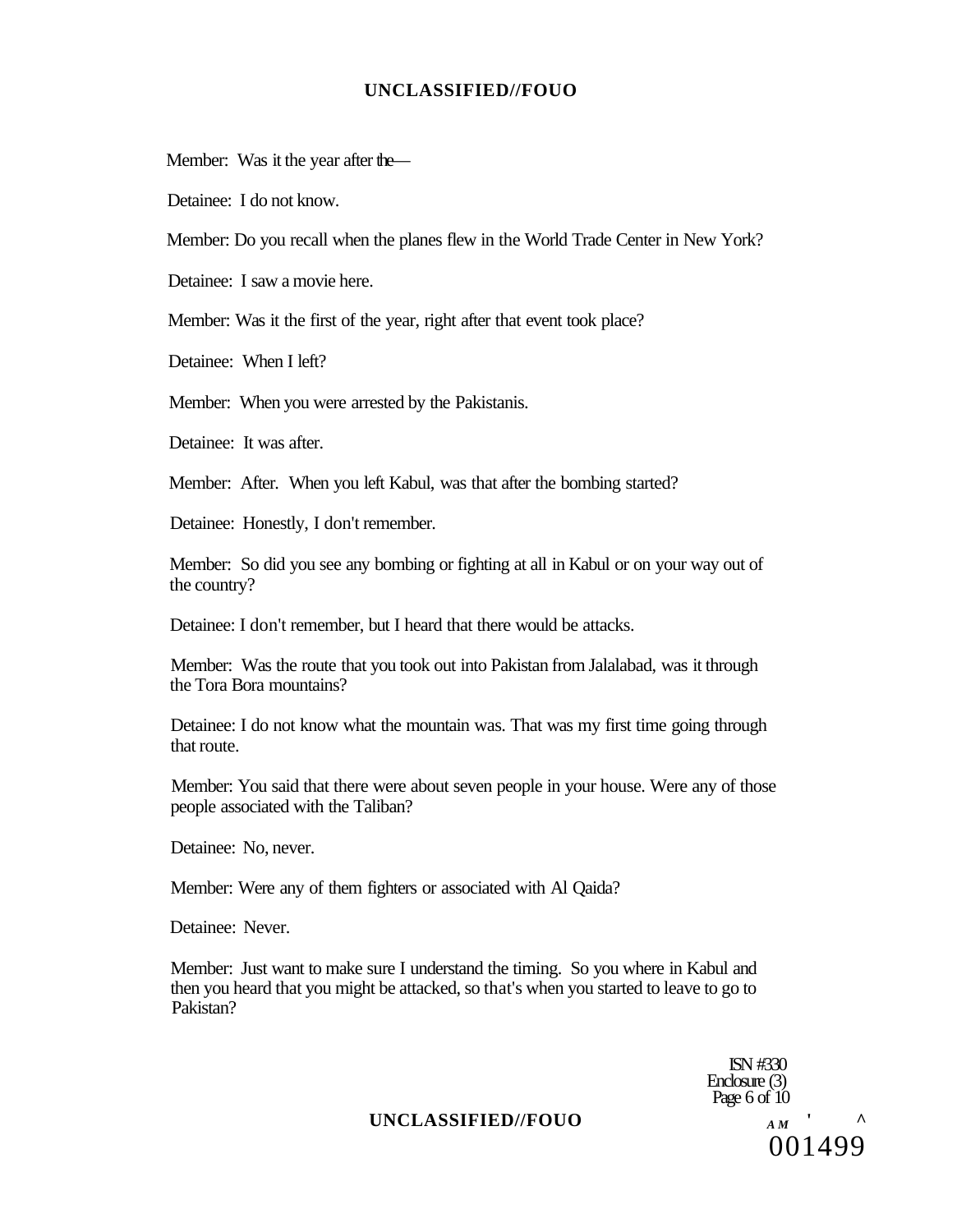Member: Was it the year after the—

Detainee: I do not know.

Member: Do you recall when the planes flew in the World Trade Center in New York?

Detainee: I saw a movie here.

Member: Was it the first of the year, right after that event took place?

Detainee: When I left?

Member: When you were arrested by the Pakistanis.

Detainee: It was after.

Member: After. When you left Kabul, was that after the bombing started?

Detainee: Honestly, I don't remember.

Member: So did you see any bombing or fighting at all in Kabul or on your way out of the country?

Detainee: I don't remember, but I heard that there would be attacks.

Member: Was the route that you took out into Pakistan from Jalalabad, was it through the Tora Bora mountains?

Detainee: I do not know what the mountain was. That was my first time going through that route.

Member: You said that there were about seven people in your house. Were any of those people associated with the Taliban?

Detainee: No, never.

Member: Were any of them fighters or associated with Al Qaida?

Detainee: Never.

Member: Just want to make sure I understand the timing. So you where in Kabul and then you heard that you might be attacked, so that's when you started to leave to go to Pakistan?

ISN #330
Enclosure (3)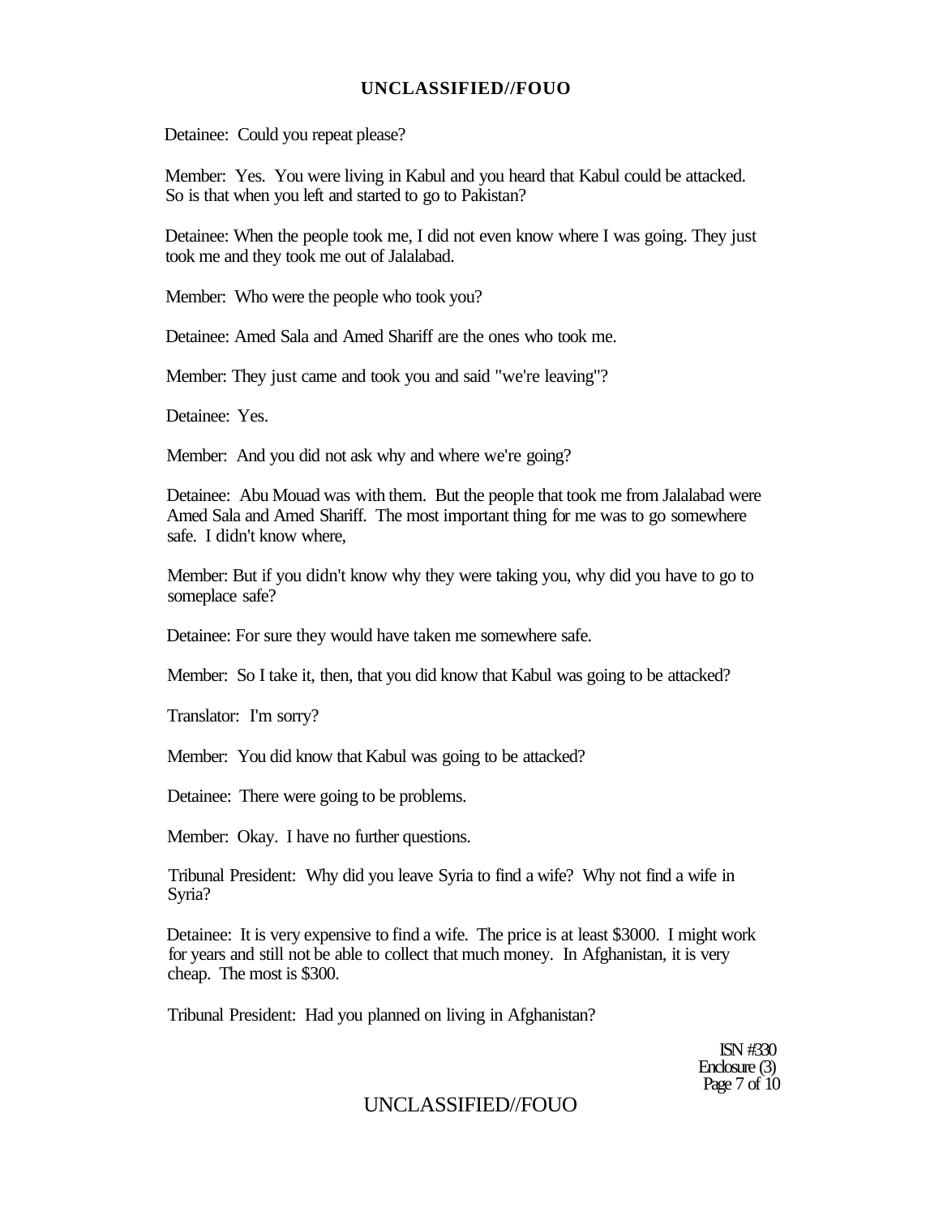Detainee: Could you repeat please?

Member: Yes. You were living in Kabul and you heard that Kabul could be attacked. So is that when you left and started to go to Pakistan?

Detainee: When the people took me, I did not even know where I was going. They just took me and they took me out of Jalalabad.

Member: Who were the people who took you?

Detainee: Amed Sala and Amed Shariff are the ones who took me.

Member: They just came and took you and said "we're leaving"?

Detainee: Yes.

Member: And you did not ask why and where we're going?

Detainee: Abu Mouad was with them. But the people that took me from Jalalabad were Amed Sala and Amed Shariff. The most important thing for me was to go somewhere safe. I didn't know where,

Member: But if you didn't know why they were taking you, why did you have to go to someplace safe?

Detainee: For sure they would have taken me somewhere safe.

Member: So I take it, then, that you did know that Kabul was going to be attacked?

Translator: I'm sorry?

Member: You did know that Kabul was going to be attacked?

Detainee: There were going to be problems.

Member: Okay. I have no further questions.

Tribunal President: Why did you leave Syria to find a wife? Why not find a wife in Syria?

Detainee: It is very expensive to find a wife. The price is at least $3000. I might work for years and still not be able to collect that much money. In Afghanistan, it is very cheap. The most is $300.

Tribunal President: Had you planned on living in Afghanistan?

ISN #330
Enclosure (3)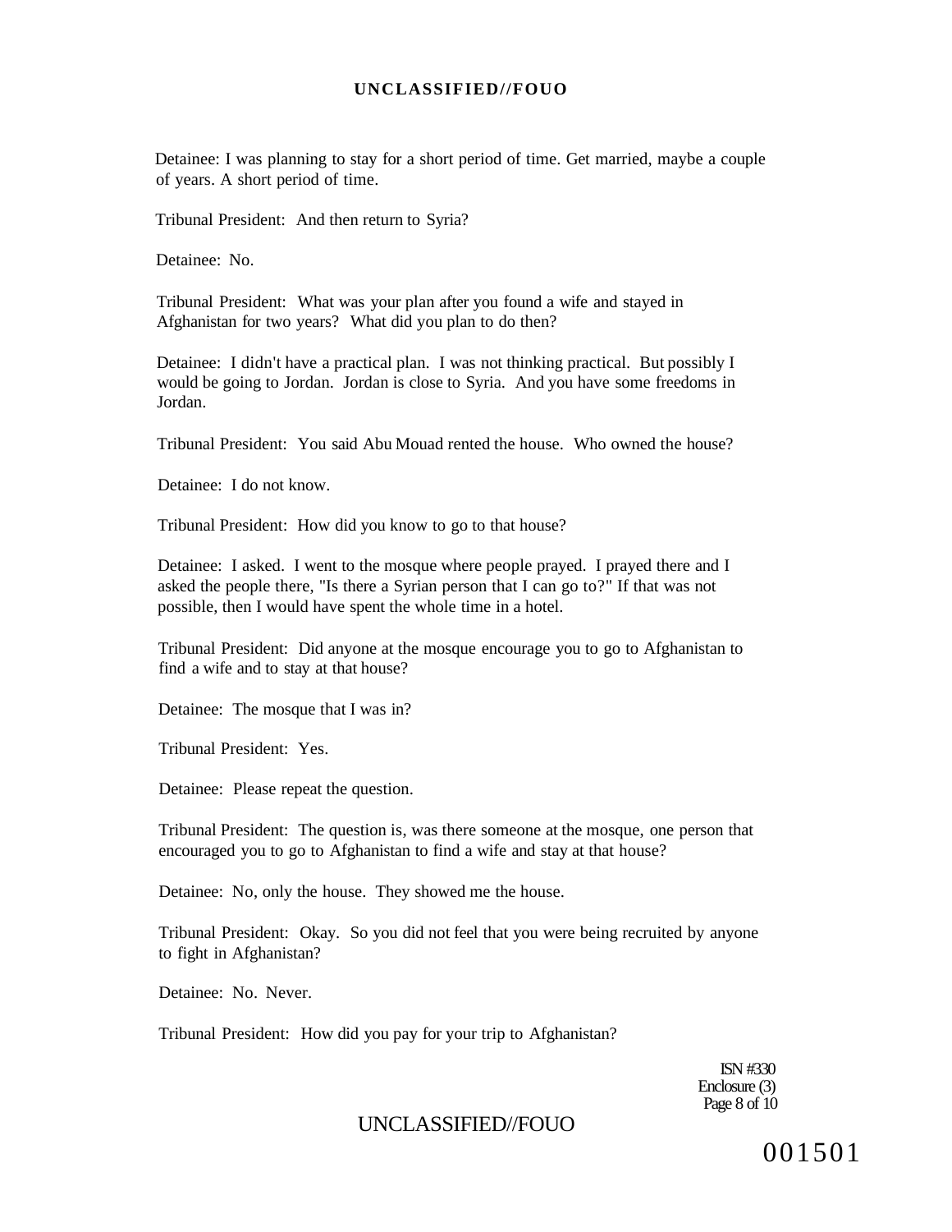Detainee: I was planning to stay for a short period of time. Get married, maybe a couple of years. A short period of time.

Tribunal President: And then return to Syria?

Detainee: No.

Tribunal President: What was your plan after you found a wife and stayed in Afghanistan for two years? What did you plan to do then?

Detainee: I didn't have a practical plan. I was not thinking practical. But possibly I would be going to Jordan. Jordan is close to Syria. And you have some freedoms in Jordan.

Tribunal President: You said Abu Mouad rented the house. Who owned the house?

Detainee: I do not know.

Tribunal President: How did you know to go to that house?

Detainee: I asked. I went to the mosque where people prayed. I prayed there and I asked the people there, "Is there a Syrian person that I can go to?" If that was not possible, then I would have spent the whole time in a hotel.

Tribunal President: Did anyone at the mosque encourage you to go to Afghanistan to find a wife and to stay at that house?

Detainee: The mosque that I was in?

Tribunal President: Yes.

Detainee: Please repeat the question.

Tribunal President: The question is, was there someone at the mosque, one person that encouraged you to go to Afghanistan to find a wife and stay at that house?

Detainee: No, only the house. They showed me the house.

Tribunal President: Okay. So you did not feel that you were being recruited by anyone to fight in Afghanistan?

Detainee: No. Never.

Tribunal President: How did you pay for your trip to Afghanistan?

ISN #330
Enclosure (3)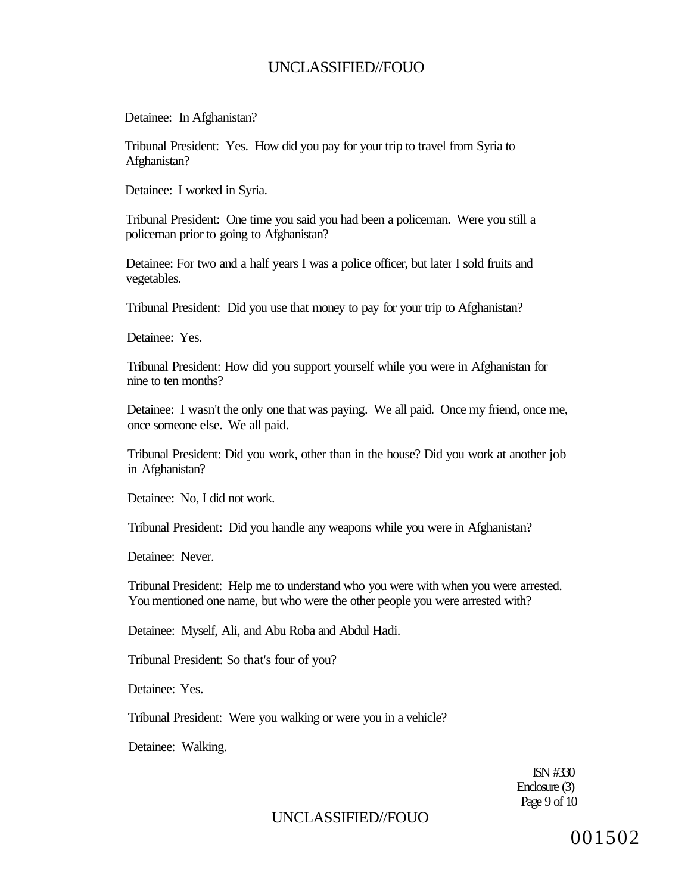Detainee: In Afghanistan?

Tribunal President: Yes. How did you pay for your trip to travel from Syria to Afghanistan?

Detainee: I worked in Syria.

Tribunal President: One time you said you had been a policeman. Were you still a policeman prior to going to Afghanistan?

Detainee: For two and a half years I was a police officer, but later I sold fruits and vegetables.

Tribunal President: Did you use that money to pay for your trip to Afghanistan?

Detainee: Yes.

Tribunal President: How did you support yourself while you were in Afghanistan for nine to ten months?

Detainee: I wasn't the only one that was paying. We all paid. Once my friend, once me, once someone else. We all paid.

Tribunal President: Did you work, other than in the house? Did you work at another job in Afghanistan?

Detainee: No, I did not work.

Tribunal President: Did you handle any weapons while you were in Afghanistan?

Detainee: Never.

Tribunal President: Help me to understand who you were with when you were arrested. You mentioned one name, but who were the other people you were arrested with?

Detainee: Myself, Ali, and Abu Roba and Abdul Hadi.

Tribunal President: So that's four of you?

Detainee: Yes.

Tribunal President: Were you walking or were you in a vehicle?

Detainee: Walking.

ISN #330
Enclosure (3)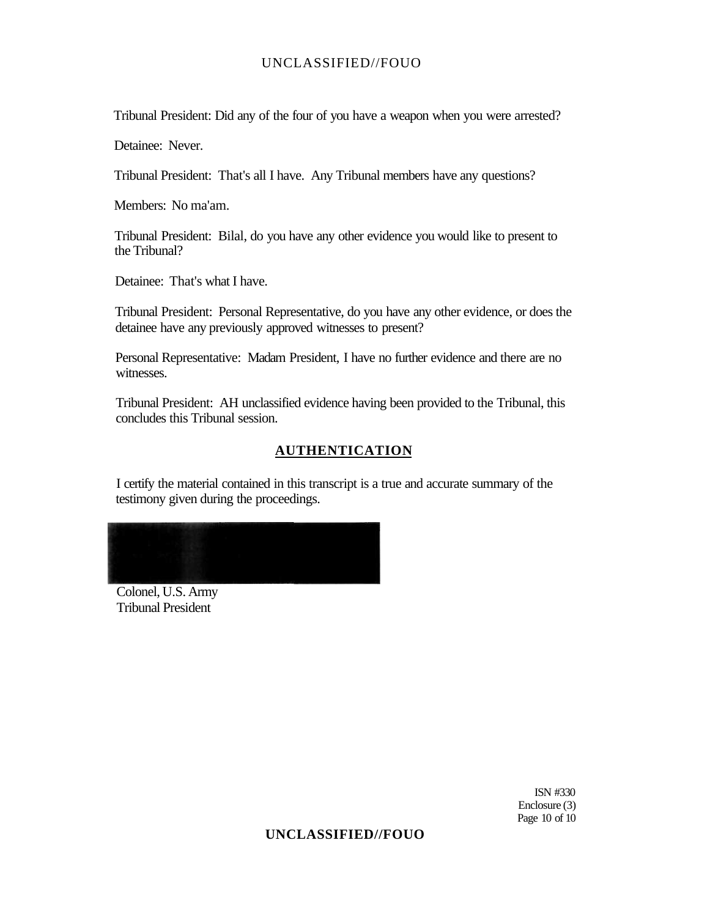Tribunal President: Did any of the four of you have a weapon when you were arrested?

Detainee: Never.

Tribunal President: That's all I have. Any Tribunal members have any questions?

Members: No ma'am.

Tribunal President: Bilal, do you have any other evidence you would like to present to the Tribunal?

Detainee: That's what I have.

Tribunal President: Personal Representative, do you have any other evidence, or does the detainee have any previously approved witnesses to present?

Personal Representative: Madam President, I have no further evidence and there are no witnesses.

Tribunal President: AH unclassified evidence having been provided to the Tribunal, this concludes this Tribunal session.

## AUTHENTICATION

I certify the material contained in this transcript is a true and accurate summary of the testimony given during the proceedings.

Colonel, U.S. Army
Tribunal President

ISN #330
Enclosure (3)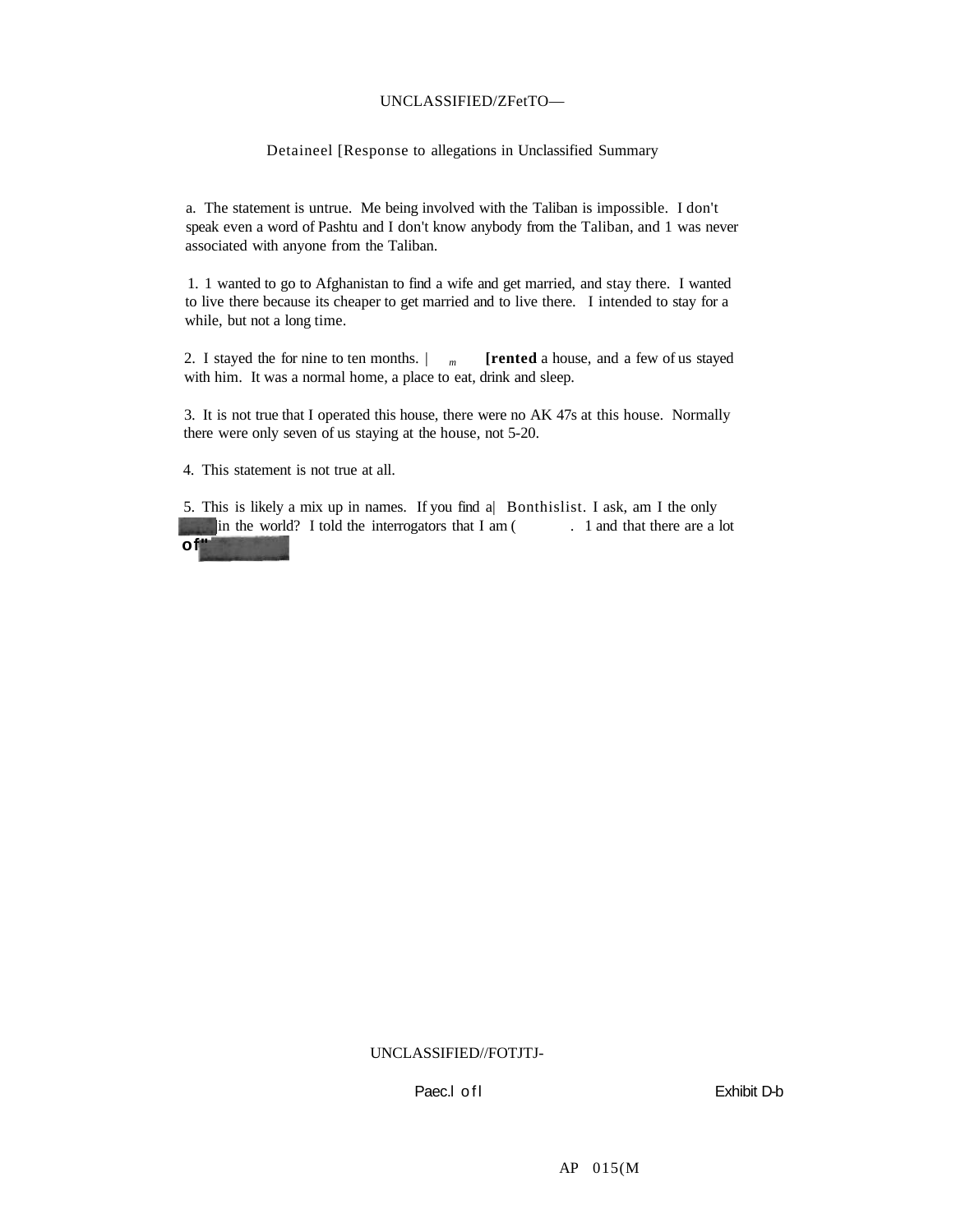Detaineel [Response to allegations in Unclassified Summary

a. The statement is untrue. Me being involved with the Taliban is impossible. I don't speak even a word of Pashtu and I don't know anybody from the Taliban, and 1 was never associated with anyone from the Taliban.

1. 1 wanted to go to Afghanistan to find a wife and get married, and stay there. I wanted to live there because its cheaper to get married and to live there. I intended to stay for a while, but not a long time.

2. I stayed the for nine to ten months. | *m* **[rented** a house, and a few of us stayed with him. It was a normal home, a place to eat, drink and sleep.

3. It is not true that I operated this house, there were no AK 47s at this house. Normally there were only seven of us staying at the house, not 5-20.

4. This statement is not true at all.

5. This is likely a mix up in names. If you find a| Bonthislist. I ask, am I the only ]in the world? I told the interrogators that I am ( . 1 and that there are a lot of"

Paec.l of l

Exhibit D-b

AP 015(M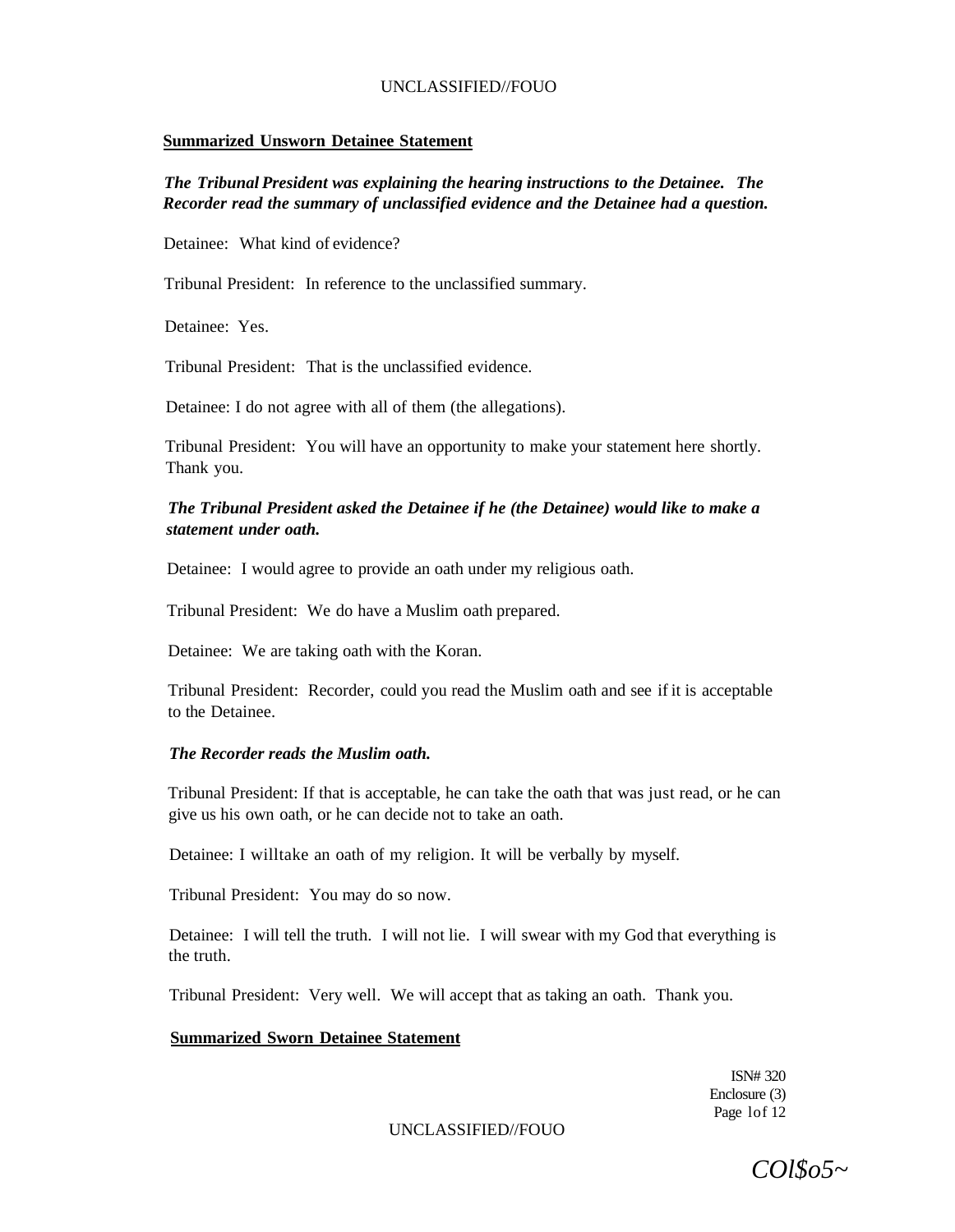**Summarized Unsworn Detainee Statement**

***The Tribunal President was explaining the hearing instructions to the Detainee. The Recorder read the summary of unclassified evidence and the Detainee had a question.***

Detainee: What kind of evidence?

Tribunal President: In reference to the unclassified summary.

Detainee: Yes.

Tribunal President: That is the unclassified evidence.

Detainee: I do not agree with all of them (the allegations).

Tribunal President: You will have an opportunity to make your statement here shortly. Thank you.

***The Tribunal President asked the Detainee if he (the Detainee) would like to make a statement under oath.***

Detainee: I would agree to provide an oath under my religious oath.

Tribunal President: We do have a Muslim oath prepared.

Detainee: We are taking oath with the Koran.

Tribunal President: Recorder, could you read the Muslim oath and see if it is acceptable to the Detainee.

***The Recorder reads the Muslim oath.***

Tribunal President: If that is acceptable, he can take the oath that was just read, or he can give us his own oath, or he can decide not to take an oath.

Detainee: I willtake an oath of my religion. It will be verbally by myself.

Tribunal President: You may do so now.

Detainee: I will tell the truth. I will not lie. I will swear with my God that everything is the truth.

Tribunal President: Very well. We will accept that as taking an oath. Thank you.

**Summarized Sworn Detainee Statement**

ISN# 320
Enclosure (3)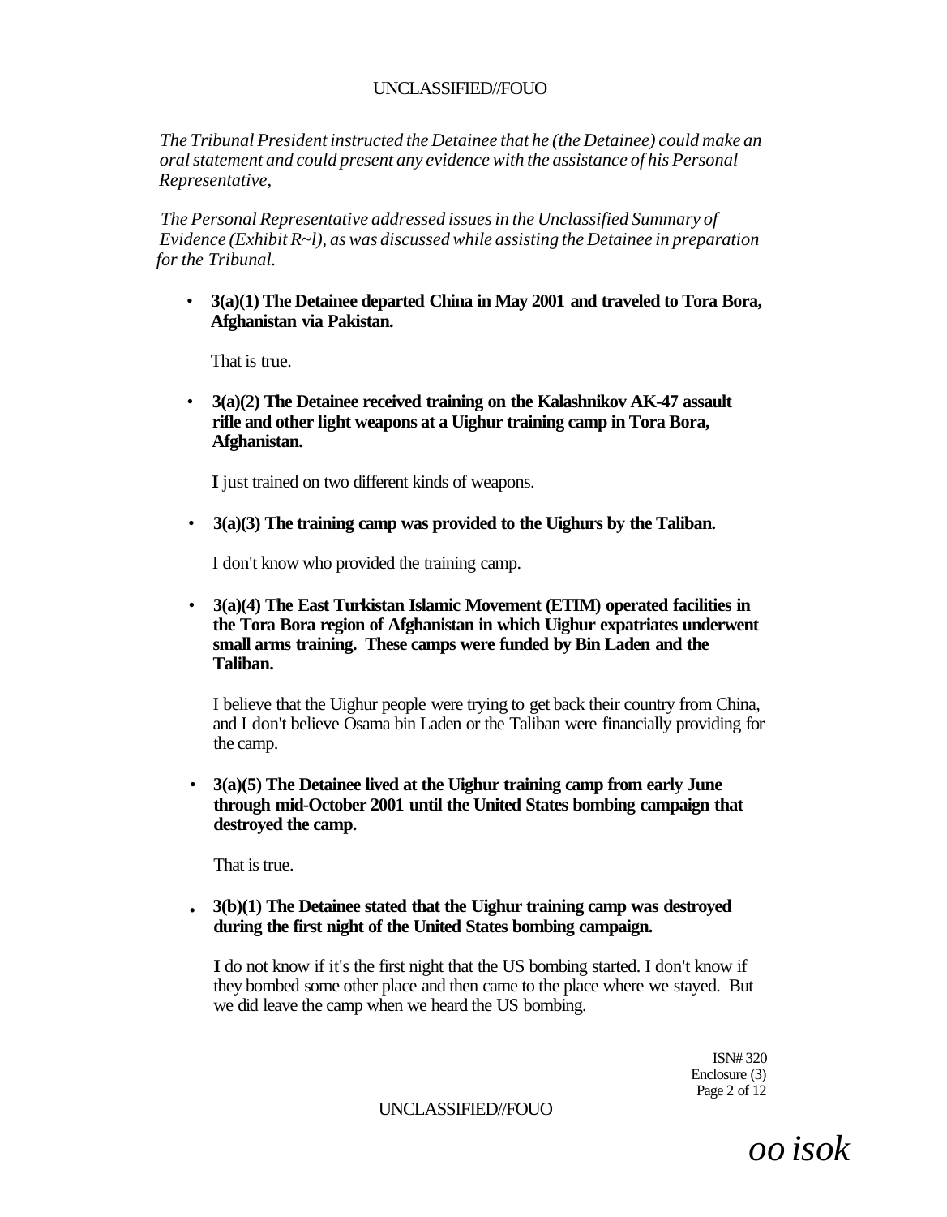*The Tribunal President instructed the Detainee that he (the Detainee) could make an oral statement and could present any evidence with the assistance of his Personal Representative,*

*The Personal Representative addressed issues in the Unclassified Summary of Evidence (Exhibit R~l), as was discussed while assisting the Detainee in preparation for the Tribunal.*

- **3(a)(1) The Detainee departed China in May 2001 and traveled to Tora Bora, Afghanistan via Pakistan.**

  That is true.

- **3(a)(2) The Detainee received training on the Kalashnikov AK-47 assault rifle and other light weapons at a Uighur training camp in Tora Bora, Afghanistan.**

  **I** just trained on two different kinds of weapons.

- **3(a)(3) The training camp was provided to the Uighurs by the Taliban.**

  I don't know who provided the training camp.

- **3(a)(4) The East Turkistan Islamic Movement (ETIM) operated facilities in the Tora Bora region of Afghanistan in which Uighur expatriates underwent small arms training. These camps were funded by Bin Laden and the Taliban.**

  I believe that the Uighur people were trying to get back their country from China, and I don't believe Osama bin Laden or the Taliban were financially providing for the camp.

- **3(a)(5) The Detainee lived at the Uighur training camp from early June through mid-October 2001 until the United States bombing campaign that destroyed the camp.**

  That is true.

- **3(b)(1) The Detainee stated that the Uighur training camp was destroyed during the first night of the United States bombing campaign.**

  **I** do not know if it's the first night that the US bombing started. I don't know if they bombed some other place and then came to the place where we stayed. But we did leave the camp when we heard the US bombing.

ISN# 320
Enclosure (3)
Page 2 of 12

*oo isok*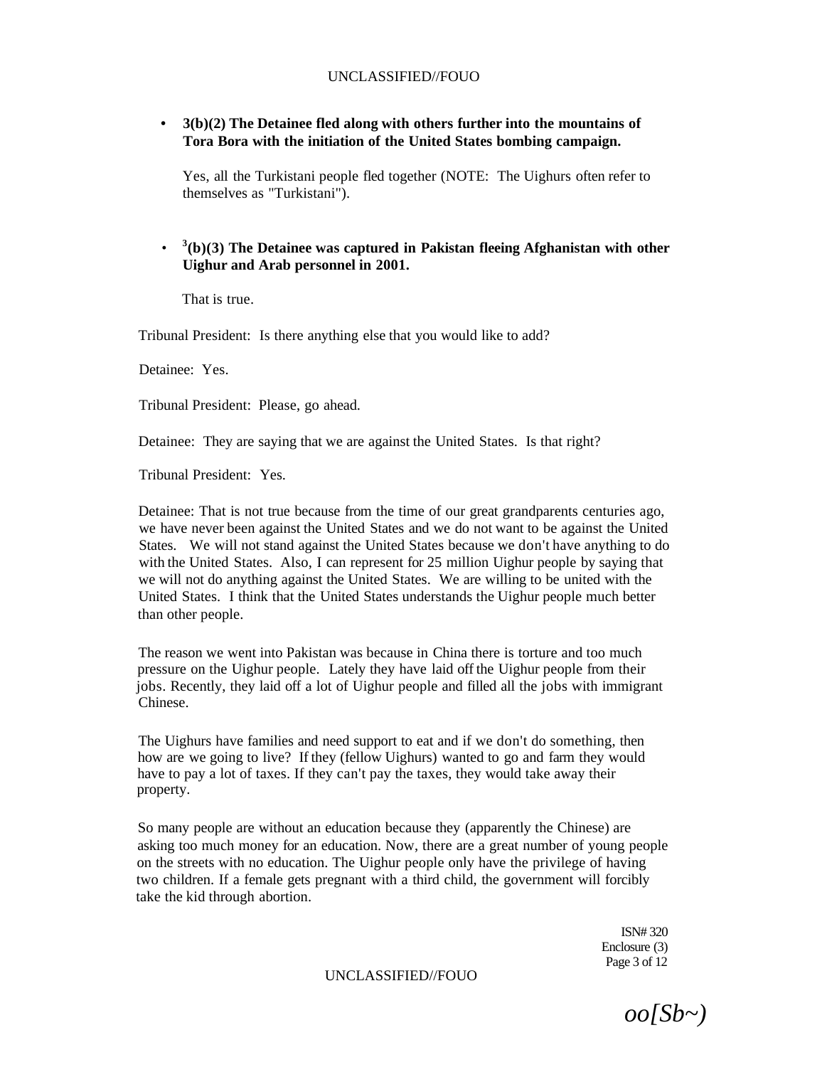- **3(b)(2) The Detainee fled along with others further into the mountains of Tora Bora with the initiation of the United States bombing campaign.**

  Yes, all the Turkistani people fled together (NOTE: The Uighurs often refer to themselves as "Turkistani").

- **[3](b)(3) The Detainee was captured in Pakistan fleeing Afghanistan with other Uighur and Arab personnel in 2001.**

  That is true.

Tribunal President: Is there anything else that you would like to add?

Detainee: Yes.

Tribunal President: Please, go ahead.

Detainee: They are saying that we are against the United States. Is that right?

Tribunal President: Yes.

Detainee: That is not true because from the time of our great grandparents centuries ago, we have never been against the United States and we do not want to be against the United States. We will not stand against the United States because we don't have anything to do with the United States. Also, I can represent for 25 million Uighur people by saying that we will not do anything against the United States. We are willing to be united with the United States. I think that the United States understands the Uighur people much better than other people.

The reason we went into Pakistan was because in China there is torture and too much pressure on the Uighur people. Lately they have laid off the Uighur people from their jobs. Recently, they laid off a lot of Uighur people and filled all the jobs with immigrant Chinese.

The Uighurs have families and need support to eat and if we don't do something, then how are we going to live? If they (fellow Uighurs) wanted to go and farm they would have to pay a lot of taxes. If they can't pay the taxes, they would take away their property.

So many people are without an education because they (apparently the Chinese) are asking too much money for an education. Now, there are a great number of young people on the streets with no education. The Uighur people only have the privilege of having two children. If a female gets pregnant with a third child, the government will forcibly take the kid through abortion.

ISN# 320
Enclosure (3)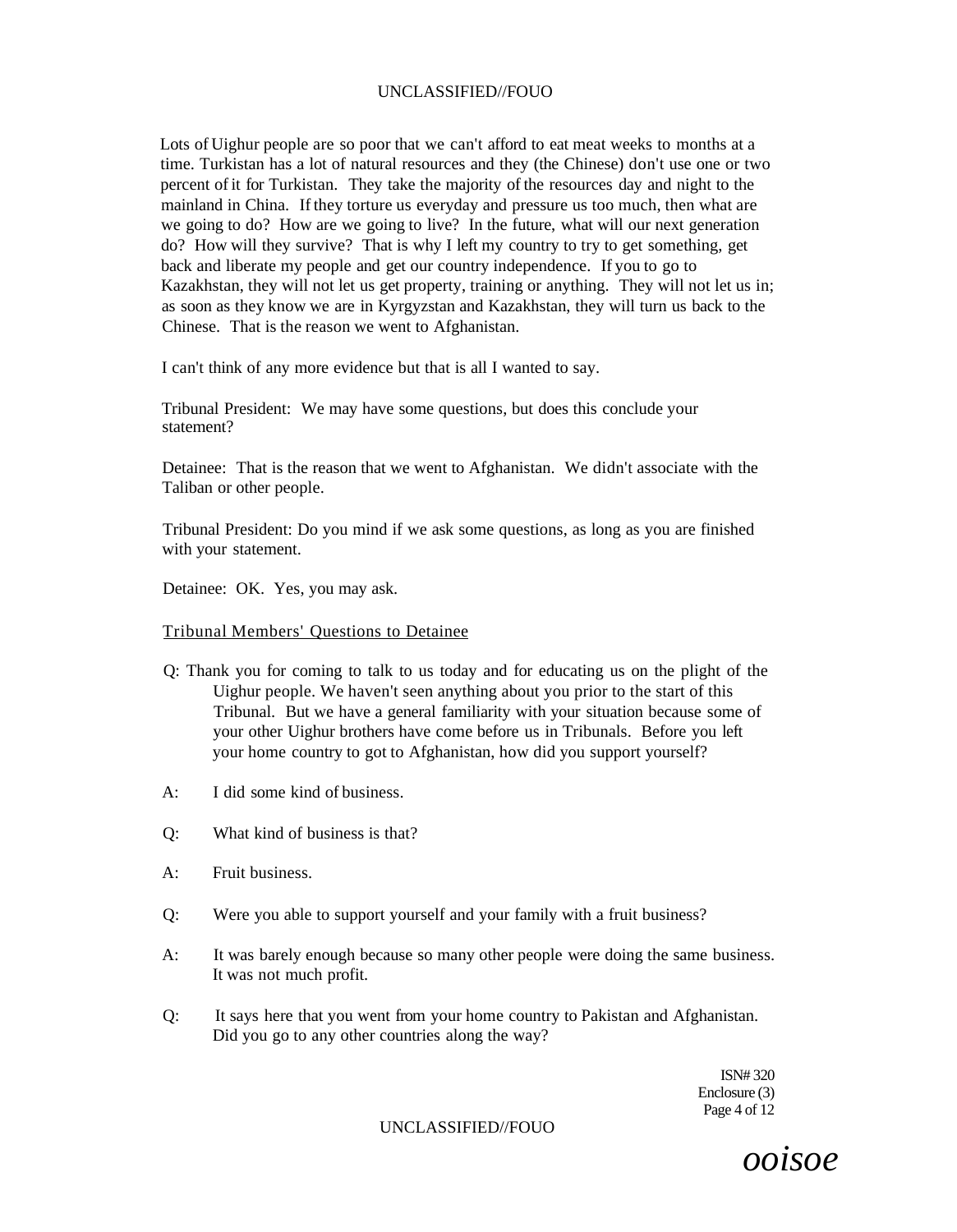Lots of Uighur people are so poor that we can't afford to eat meat weeks to months at a time. Turkistan has a lot of natural resources and they (the Chinese) don't use one or two percent of it for Turkistan. They take the majority of the resources day and night to the mainland in China. If they torture us everyday and pressure us too much, then what are we going to do? How are we going to live? In the future, what will our next generation do? How will they survive? That is why I left my country to try to get something, get back and liberate my people and get our country independence. If you to go to Kazakhstan, they will not let us get property, training or anything. They will not let us in; as soon as they know we are in Kyrgyzstan and Kazakhstan, they will turn us back to the Chinese. That is the reason we went to Afghanistan.

I can't think of any more evidence but that is all I wanted to say.

Tribunal President: We may have some questions, but does this conclude your statement?

Detainee: That is the reason that we went to Afghanistan. We didn't associate with the Taliban or other people.

Tribunal President: Do you mind if we ask some questions, as long as you are finished with your statement.

Detainee: OK. Yes, you may ask.

Tribunal Members' Questions to Detainee

Q: Thank you for coming to talk to us today and for educating us on the plight of the Uighur people. We haven't seen anything about you prior to the start of this Tribunal. But we have a general familiarity with your situation because some of your other Uighur brothers have come before us in Tribunals. Before you left your home country to got to Afghanistan, how did you support yourself?

A: I did some kind of business.

Q: What kind of business is that?

A: Fruit business.

Q: Were you able to support yourself and your family with a fruit business?

A: It was barely enough because so many other people were doing the same business. It was not much profit.

Q: It says here that you went from your home country to Pakistan and Afghanistan. Did you go to any other countries along the way?

ISN# 320
Enclosure (3)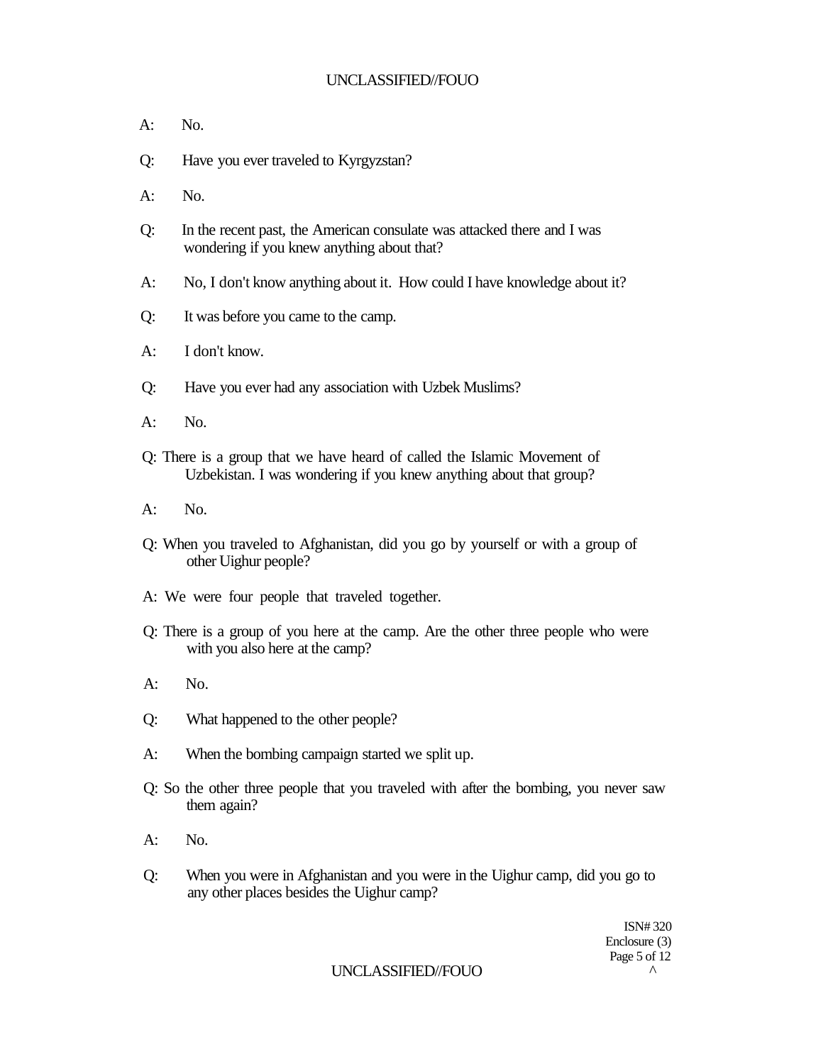A: No.

Q: Have you ever traveled to Kyrgyzstan?

A: No.

Q: In the recent past, the American consulate was attacked there and I was wondering if you knew anything about that?

A: No, I don't know anything about it. How could I have knowledge about it?

Q: It was before you came to the camp.

A: I don't know.

Q: Have you ever had any association with Uzbek Muslims?

A: No.

Q: There is a group that we have heard of called the Islamic Movement of Uzbekistan. I was wondering if you knew anything about that group?

A: No.

Q: When you traveled to Afghanistan, did you go by yourself or with a group of other Uighur people?

A: We were four people that traveled together.

Q: There is a group of you here at the camp. Are the other three people who were with you also here at the camp?

A: No.

Q: What happened to the other people?

A: When the bombing campaign started we split up.

Q: So the other three people that you traveled with after the bombing, you never saw them again?

A: No.

Q: When you were in Afghanistan and you were in the Uighur camp, did you go to any other places besides the Uighur camp?

ISN# 320
Enclosure (3)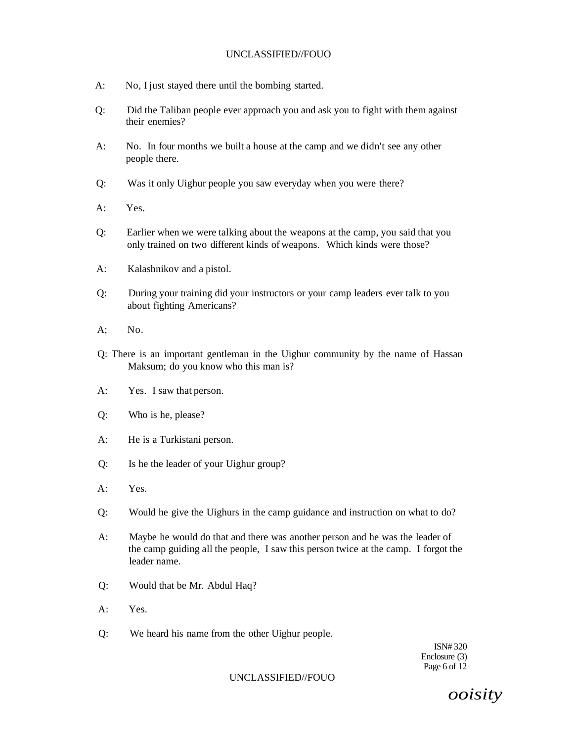A: No, I just stayed there until the bombing started.

Q: Did the Taliban people ever approach you and ask you to fight with them against their enemies?

A: No. In four months we built a house at the camp and we didn't see any other people there.

Q: Was it only Uighur people you saw everyday when you were there?

A: Yes.

Q: Earlier when we were talking about the weapons at the camp, you said that you only trained on two different kinds of weapons. Which kinds were those?

A: Kalashnikov and a pistol.

Q: During your training did your instructors or your camp leaders ever talk to you about fighting Americans?

A; No.

Q: There is an important gentleman in the Uighur community by the name of Hassan Maksum; do you know who this man is?

A: Yes. I saw that person.

Q: Who is he, please?

A: He is a Turkistani person.

Q: Is he the leader of your Uighur group?

A: Yes.

Q: Would he give the Uighurs in the camp guidance and instruction on what to do?

A: Maybe he would do that and there was another person and he was the leader of the camp guiding all the people, I saw this person twice at the camp. I forgot the leader name.

Q: Would that be Mr. Abdul Haq?

A: Yes.

Q: We heard his name from the other Uighur people.

ISN# 320
Enclosure (3)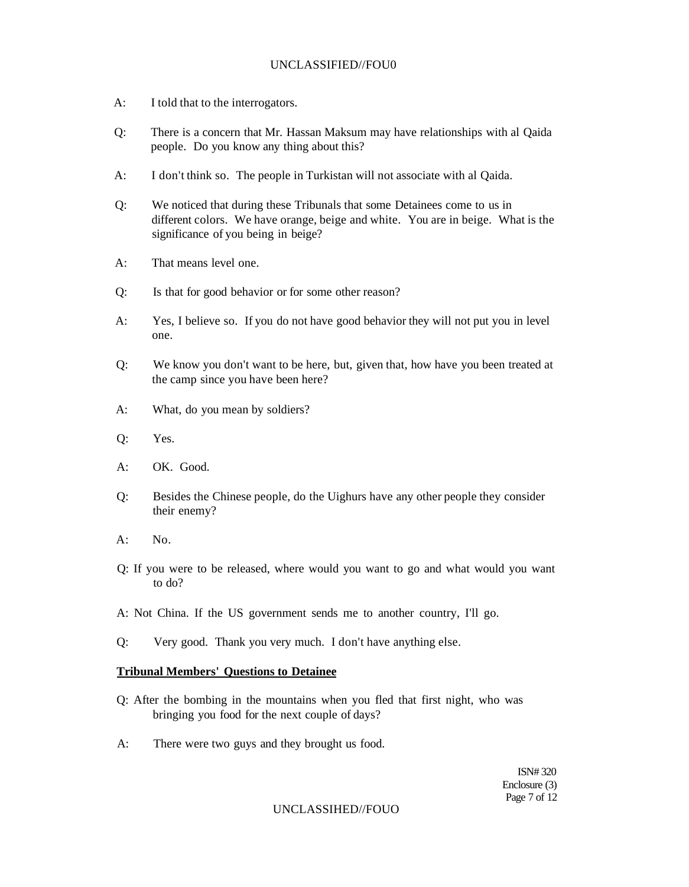A: I told that to the interrogators.

Q: There is a concern that Mr. Hassan Maksum may have relationships with al Qaida people. Do you know any thing about this?

A: I don't think so. The people in Turkistan will not associate with al Qaida.

Q: We noticed that during these Tribunals that some Detainees come to us in different colors. We have orange, beige and white. You are in beige. What is the significance of you being in beige?

A: That means level one.

Q: Is that for good behavior or for some other reason?

A: Yes, I believe so. If you do not have good behavior they will not put you in level one.

Q: We know you don't want to be here, but, given that, how have you been treated at the camp since you have been here?

A: What, do you mean by soldiers?

Q: Yes.

A: OK. Good.

Q: Besides the Chinese people, do the Uighurs have any other people they consider their enemy?

A: No.

Q: If you were to be released, where would you want to go and what would you want to do?

A: Not China. If the US government sends me to another country, I'll go.

Q: Very good. Thank you very much. I don't have anything else.

**Tribunal Members' Questions to Detainee**

Q: After the bombing in the mountains when you fled that first night, who was bringing you food for the next couple of days?

A: There were two guys and they brought us food.

ISN# 320
Enclosure (3)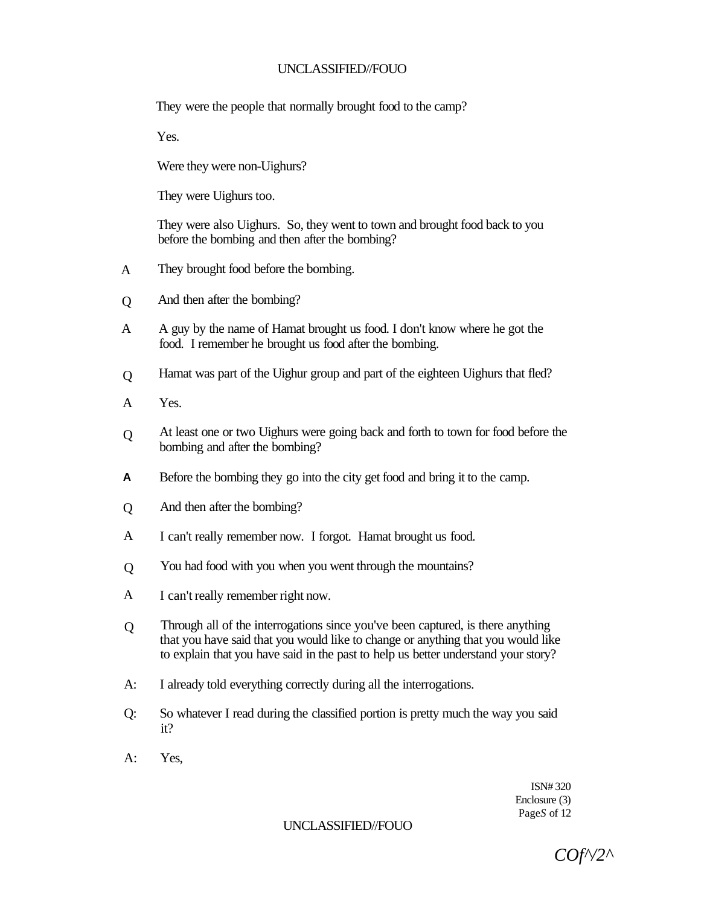They were the people that normally brought food to the camp?

Yes.

Were they were non-Uighurs?

They were Uighurs too.

They were also Uighurs. So, they went to town and brought food back to you before the bombing and then after the bombing?

A They brought food before the bombing.

Q And then after the bombing?

A A guy by the name of Hamat brought us food. I don't know where he got the food. I remember he brought us food after the bombing.

Q Hamat was part of the Uighur group and part of the eighteen Uighurs that fled?

A Yes.

Q At least one or two Uighurs were going back and forth to town for food before the bombing and after the bombing?

**A** Before the bombing they go into the city get food and bring it to the camp.

Q And then after the bombing?

A I can't really remember now. I forgot. Hamat brought us food.

Q You had food with you when you went through the mountains?

A I can't really remember right now.

Q Through all of the interrogations since you've been captured, is there anything that you have said that you would like to change or anything that you would like to explain that you have said in the past to help us better understand your story?

A: I already told everything correctly during all the interrogations.

Q: So whatever I read during the classified portion is pretty much the way you said it?

A: Yes,

ISN# 320
Enclosure (3)
Page*S* of 12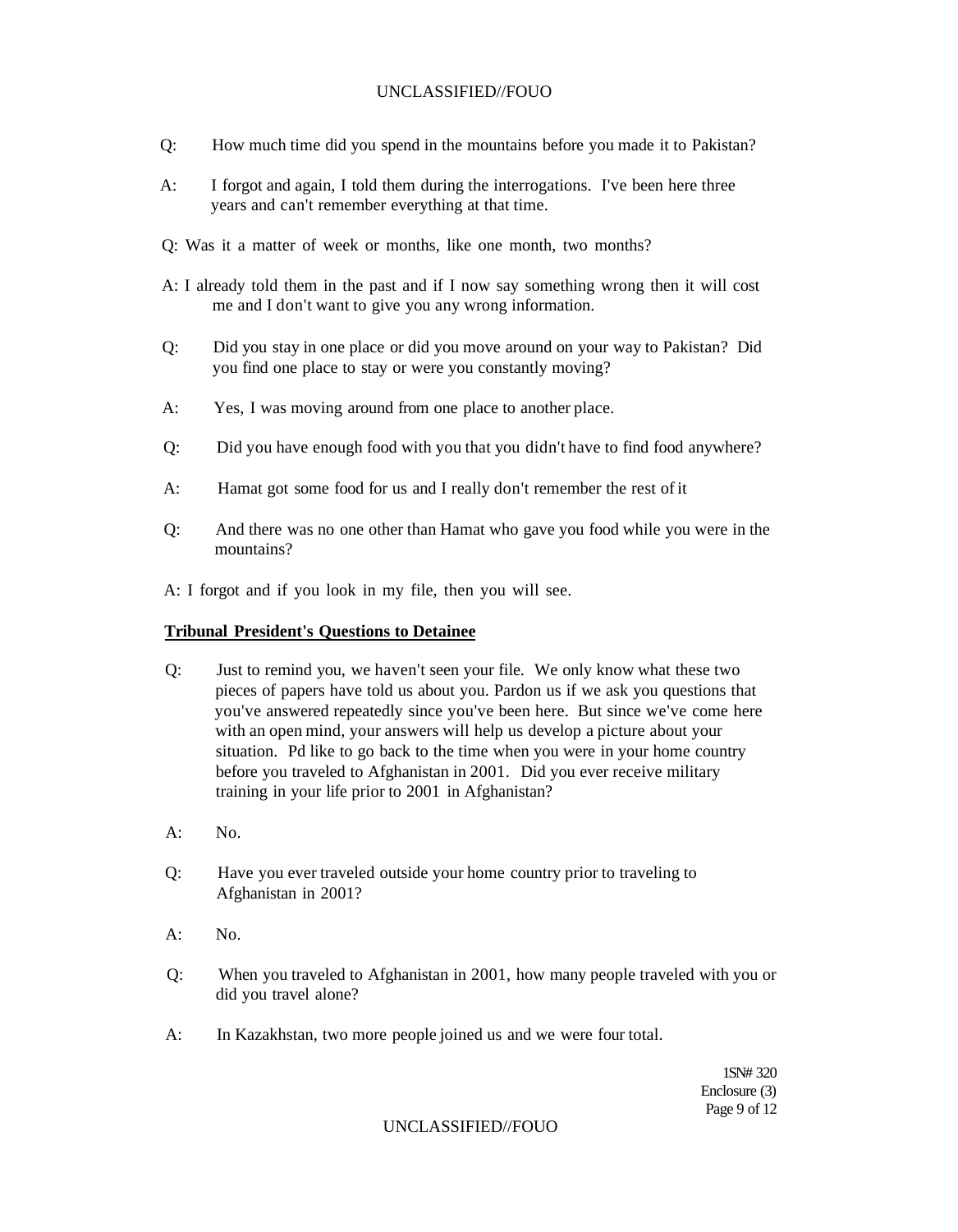Q: How much time did you spend in the mountains before you made it to Pakistan?

A: I forgot and again, I told them during the interrogations. I've been here three years and can't remember everything at that time.

Q: Was it a matter of week or months, like one month, two months?

A: I already told them in the past and if I now say something wrong then it will cost me and I don't want to give you any wrong information.

Q: Did you stay in one place or did you move around on your way to Pakistan? Did you find one place to stay or were you constantly moving?

A: Yes, I was moving around from one place to another place.

Q: Did you have enough food with you that you didn't have to find food anywhere?

A: Hamat got some food for us and I really don't remember the rest of it

Q: And there was no one other than Hamat who gave you food while you were in the mountains?

A: I forgot and if you look in my file, then you will see.

**Tribunal President's Questions to Detainee**

Q: Just to remind you, we haven't seen your file. We only know what these two pieces of papers have told us about you. Pardon us if we ask you questions that you've answered repeatedly since you've been here. But since we've come here with an open mind, your answers will help us develop a picture about your situation. Pd like to go back to the time when you were in your home country before you traveled to Afghanistan in 2001. Did you ever receive military training in your life prior to 2001 in Afghanistan?

A: No.

Q: Have you ever traveled outside your home country prior to traveling to Afghanistan in 2001?

A: No.

Q: When you traveled to Afghanistan in 2001, how many people traveled with you or did you travel alone?

A: In Kazakhstan, two more people joined us and we were four total.

1SN# 320
Enclosure (3)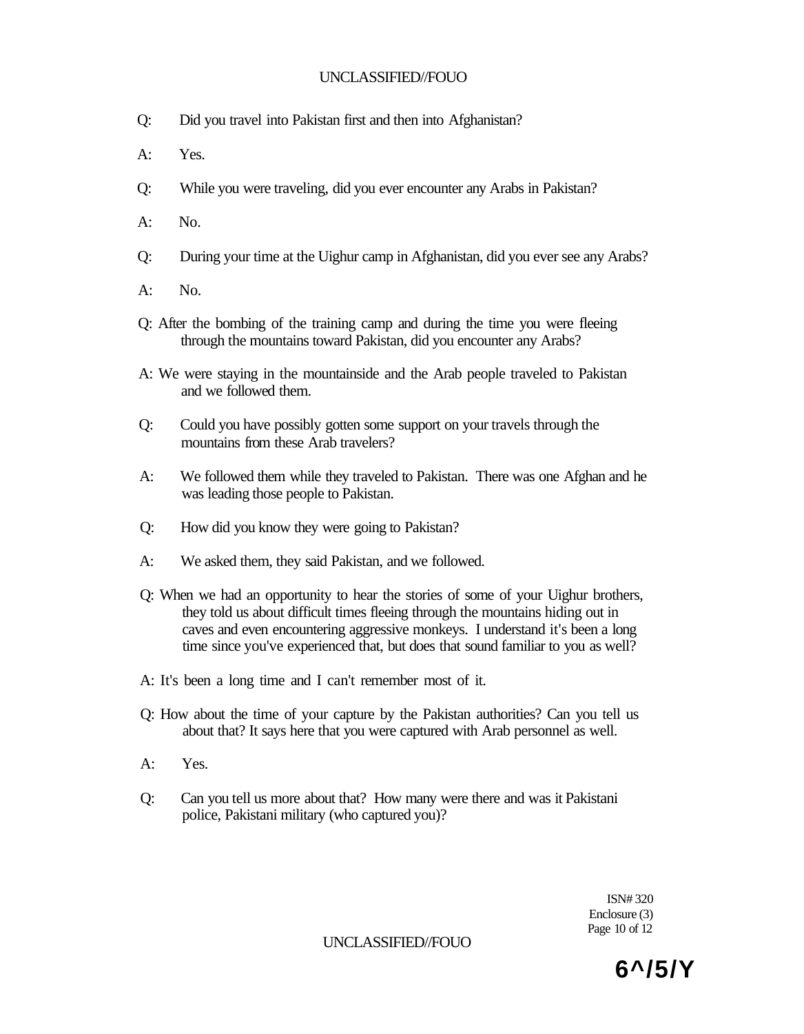Q: Did you travel into Pakistan first and then into Afghanistan?

A: Yes.

Q: While you were traveling, did you ever encounter any Arabs in Pakistan?

A: No.

Q: During your time at the Uighur camp in Afghanistan, did you ever see any Arabs?

A: No.

Q: After the bombing of the training camp and during the time you were fleeing through the mountains toward Pakistan, did you encounter any Arabs?

A: We were staying in the mountainside and the Arab people traveled to Pakistan and we followed them.

Q: Could you have possibly gotten some support on your travels through the mountains from these Arab travelers?

A: We followed them while they traveled to Pakistan. There was one Afghan and he was leading those people to Pakistan.

Q: How did you know they were going to Pakistan?

A: We asked them, they said Pakistan, and we followed.

Q: When we had an opportunity to hear the stories of some of your Uighur brothers, they told us about difficult times fleeing through the mountains hiding out in caves and even encountering aggressive monkeys. I understand it's been a long time since you've experienced that, but does that sound familiar to you as well?

A: It's been a long time and I can't remember most of it.

Q: How about the time of your capture by the Pakistan authorities? Can you tell us about that? It says here that you were captured with Arab personnel as well.

A: Yes.

Q: Can you tell us more about that? How many were there and was it Pakistani police, Pakistani military (who captured you)?

ISN# 320
Enclosure (3)

6^/5/Y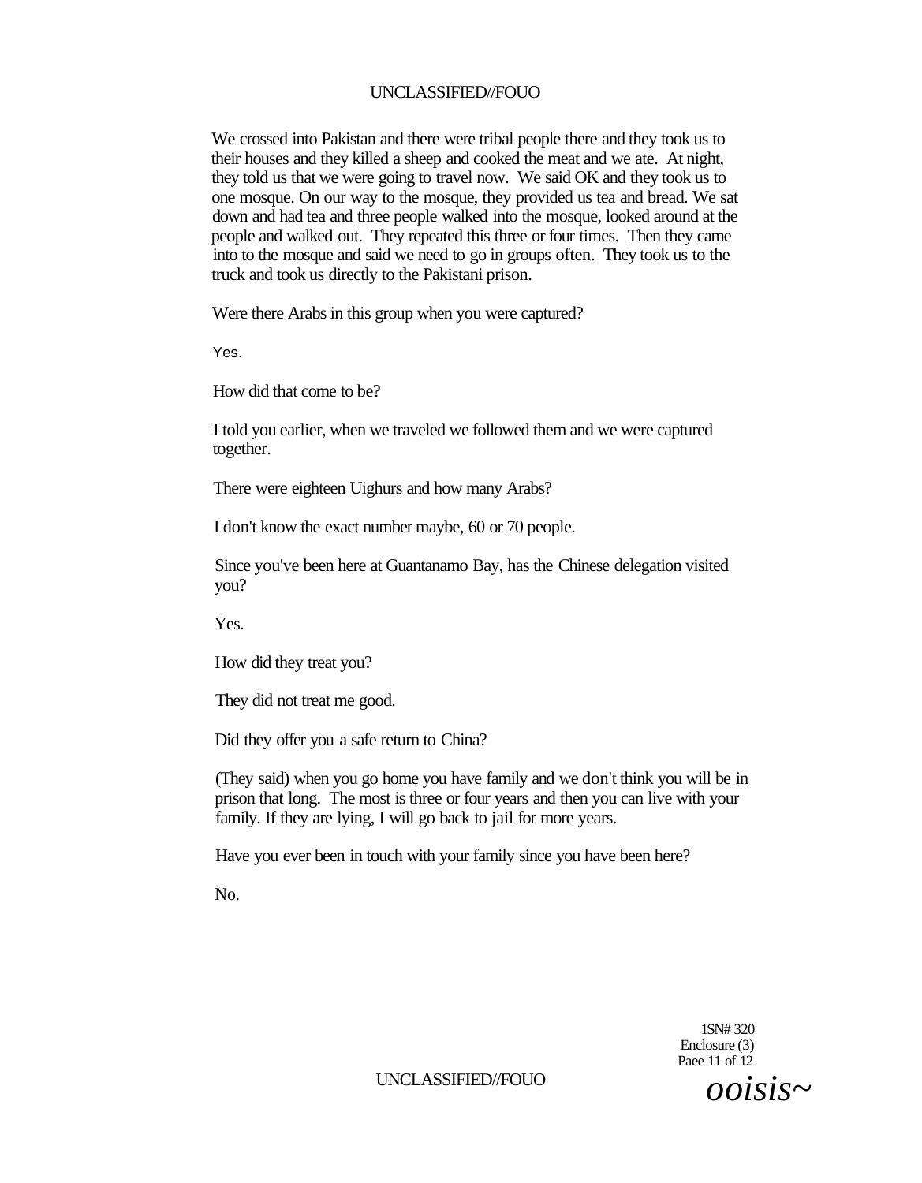We crossed into Pakistan and there were tribal people there and they took us to their houses and they killed a sheep and cooked the meat and we ate. At night, they told us that we were going to travel now. We said OK and they took us to one mosque. On our way to the mosque, they provided us tea and bread. We sat down and had tea and three people walked into the mosque, looked around at the people and walked out. They repeated this three or four times. Then they came into to the mosque and said we need to go in groups often. They took us to the truck and took us directly to the Pakistani prison.

Were there Arabs in this group when you were captured?

Yes.

How did that come to be?

I told you earlier, when we traveled we followed them and we were captured together.

There were eighteen Uighurs and how many Arabs?

I don't know the exact number maybe, 60 or 70 people.

Since you've been here at Guantanamo Bay, has the Chinese delegation visited you?

Yes.

How did they treat you?

They did not treat me good.

Did they offer you a safe return to China?

(They said) when you go home you have family and we don't think you will be in prison that long. The most is three or four years and then you can live with your family. If they are lying, I will go back to jail for more years.

Have you ever been in touch with your family since you have been here?

No.

1SN# 320
Enclosure (3)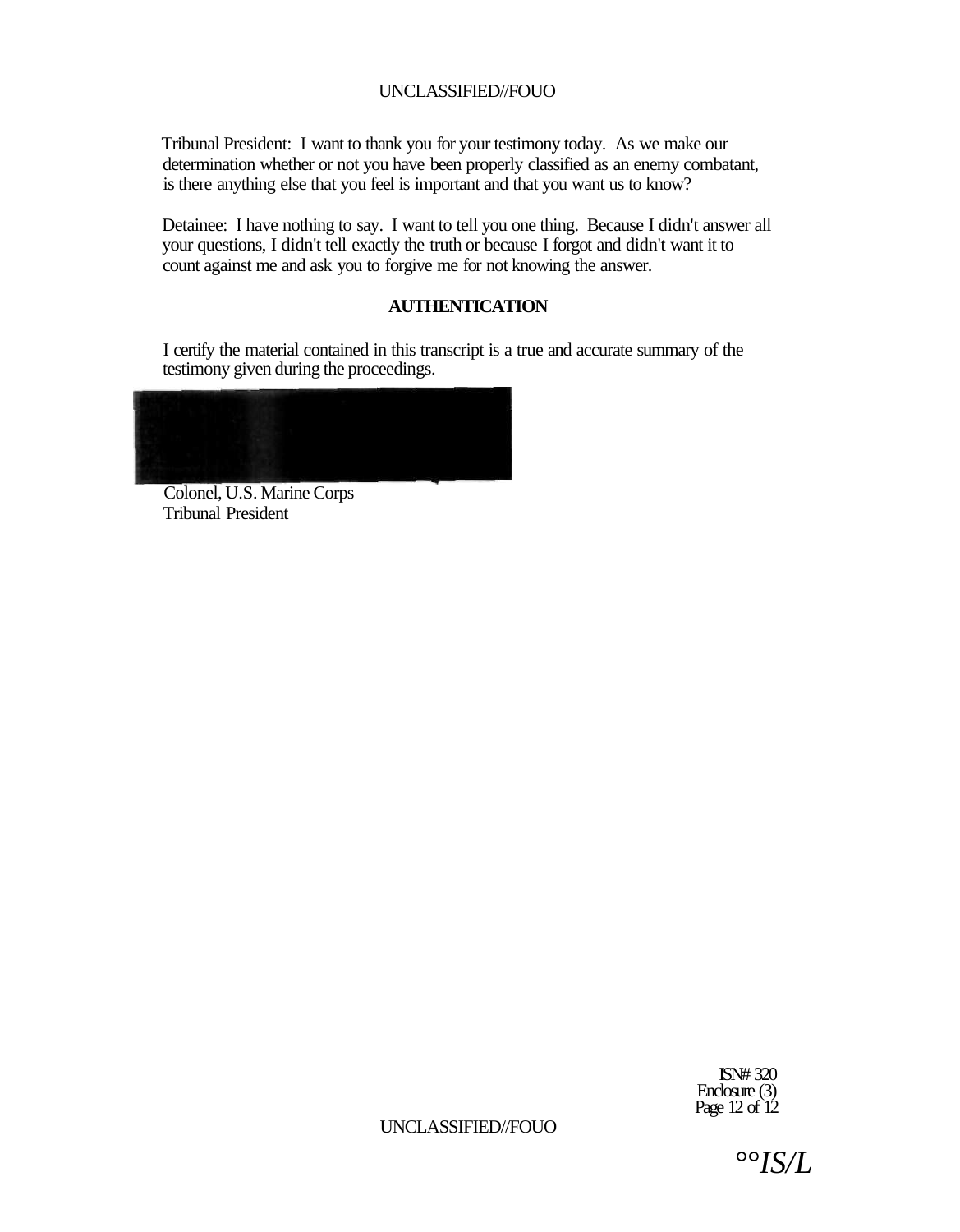Tribunal President: I want to thank you for your testimony today. As we make our determination whether or not you have been properly classified as an enemy combatant, is there anything else that you feel is important and that you want us to know?

Detainee: I have nothing to say. I want to tell you one thing. Because I didn't answer all your questions, I didn't tell exactly the truth or because I forgot and didn't want it to count against me and ask you to forgive me for not knowing the answer.

## AUTHENTICATION

I certify the material contained in this transcript is a true and accurate summary of the testimony given during the proceedings.

Colonel, U.S. Marine Corps
Tribunal President

ISN# 320
Enclosure (3)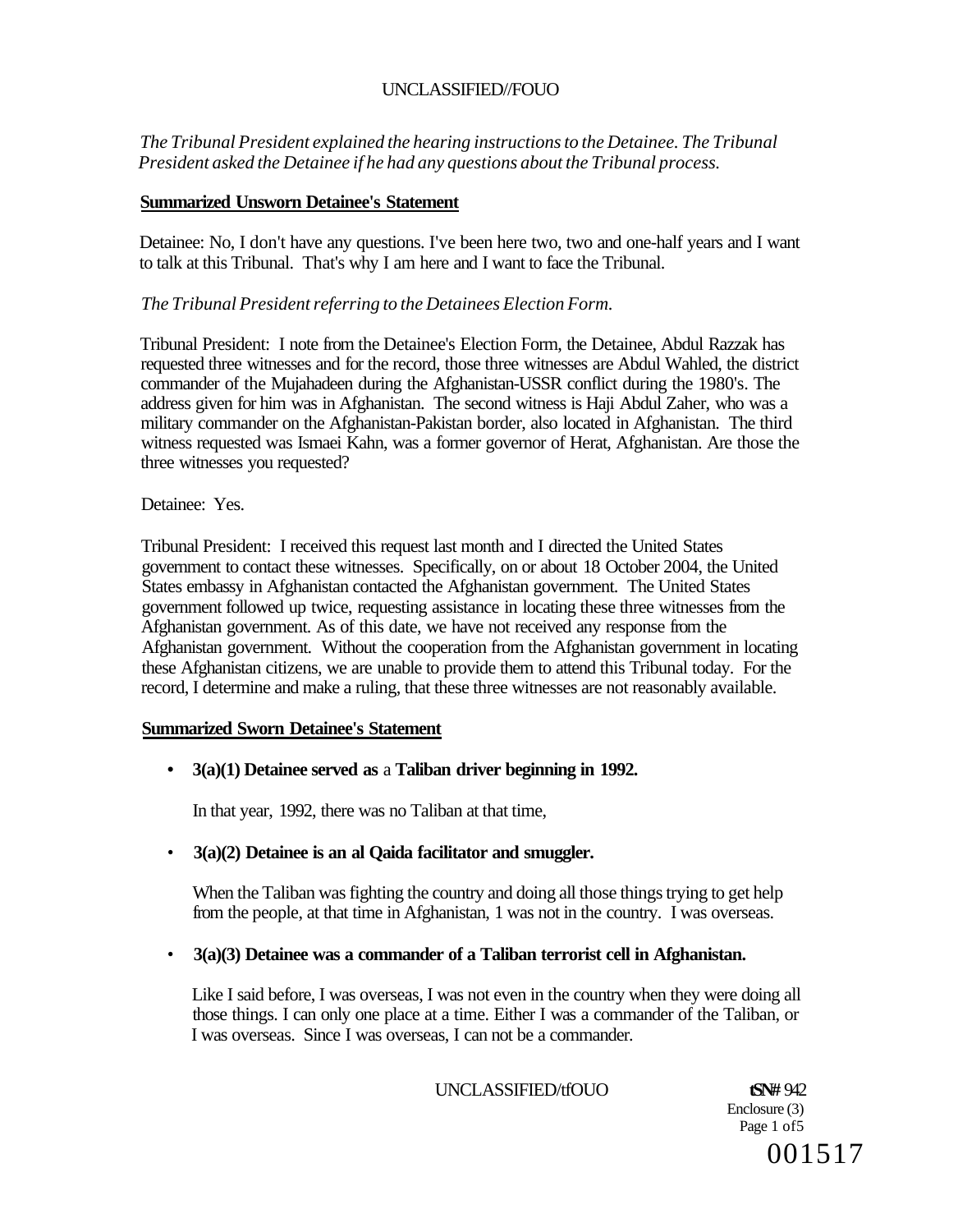*The Tribunal President explained the hearing instructions to the Detainee. The Tribunal President asked the Detainee if he had any questions about the Tribunal process.*

**Summarized Unsworn Detainee's Statement**

Detainee: No, I don't have any questions. I've been here two, two and one-half years and I want to talk at this Tribunal. That's why I am here and I want to face the Tribunal.

*The Tribunal President referring to the Detainees Election Form.*

Tribunal President: I note from the Detainee's Election Form, the Detainee, Abdul Razzak has requested three witnesses and for the record, those three witnesses are Abdul Wahled, the district commander of the Mujahadeen during the Afghanistan-USSR conflict during the 1980's. The address given for him was in Afghanistan. The second witness is Haji Abdul Zaher, who was a military commander on the Afghanistan-Pakistan border, also located in Afghanistan. The third witness requested was Ismaei Kahn, was a former governor of Herat, Afghanistan. Are those the three witnesses you requested?

Detainee: Yes.

Tribunal President: I received this request last month and I directed the United States government to contact these witnesses. Specifically, on or about 18 October 2004, the United States embassy in Afghanistan contacted the Afghanistan government. The United States government followed up twice, requesting assistance in locating these three witnesses from the Afghanistan government. As of this date, we have not received any response from the Afghanistan government. Without the cooperation from the Afghanistan government in locating these Afghanistan citizens, we are unable to provide them to attend this Tribunal today. For the record, I determine and make a ruling, that these three witnesses are not reasonably available.

**Summarized Sworn Detainee's Statement**

- **3(a)(1) Detainee served as** a **Taliban driver beginning in 1992.**

  In that year, 1992, there was no Taliban at that time,

- **3(a)(2) Detainee is an al Qaida facilitator and smuggler.**

  When the Taliban was fighting the country and doing all those things trying to get help from the people, at that time in Afghanistan, 1 was not in the country. I was overseas.

- **3(a)(3) Detainee was a commander of a Taliban terrorist cell in Afghanistan.**

  Like I said before, I was overseas, I was not even in the country when they were doing all those things. I can only one place at a time. Either I was a commander of the Taliban, or I was overseas. Since I was overseas, I can not be a commander.

ISN# 942
Enclosure (3)
Page 1 of5

001517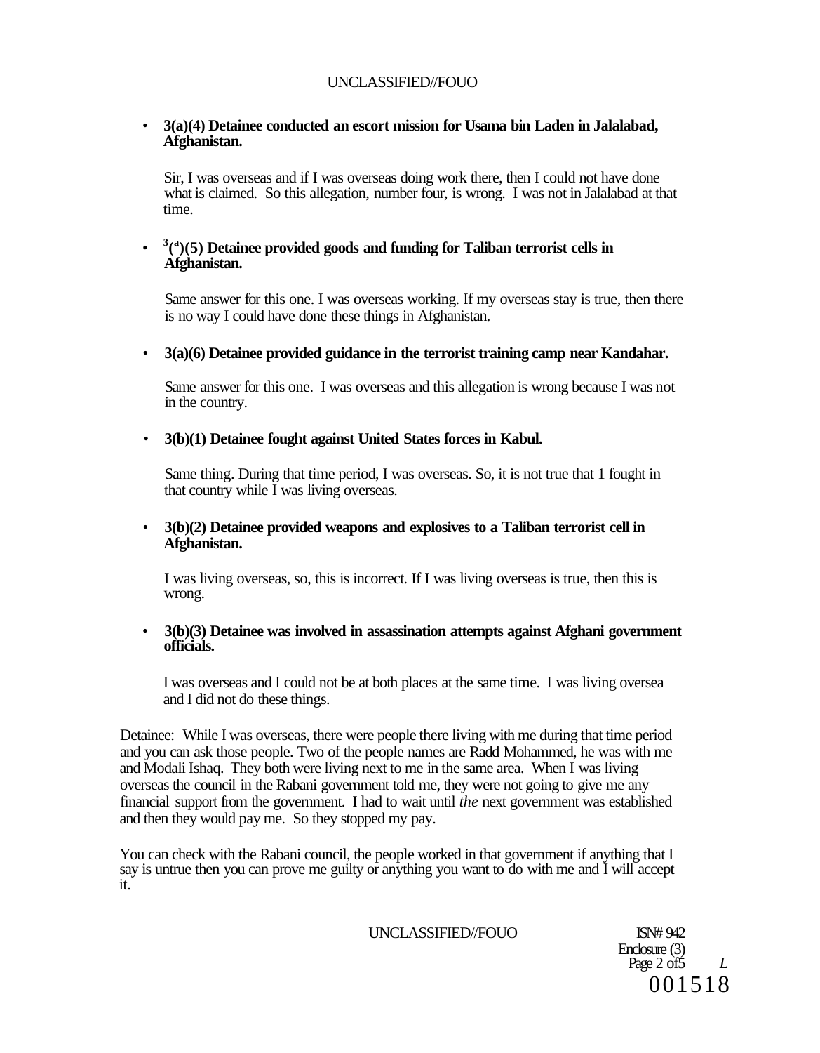- **3(a)(4) Detainee conducted an escort mission for Usama bin Laden in Jalalabad, Afghanistan.**

  Sir, I was overseas and if I was overseas doing work there, then I could not have done what is claimed. So this allegation, number four, is wrong. I was not in Jalalabad at that time.

- **3(a)(5) Detainee provided goods and funding for Taliban terrorist cells in Afghanistan.**

  Same answer for this one. I was overseas working. If my overseas stay is true, then there is no way I could have done these things in Afghanistan.

- **3(a)(6) Detainee provided guidance in the terrorist training camp near Kandahar.**

  Same answer for this one. I was overseas and this allegation is wrong because I was not in the country.

- **3(b)(1) Detainee fought against United States forces in Kabul.**

  Same thing. During that time period, I was overseas. So, it is not true that 1 fought in that country while I was living overseas.

- **3(b)(2) Detainee provided weapons and explosives to a Taliban terrorist cell in Afghanistan.**

  I was living overseas, so, this is incorrect. If I was living overseas is true, then this is wrong.

- **3(b)(3) Detainee was involved in assassination attempts against Afghani government officials.**

  I was overseas and I could not be at both places at the same time. I was living oversea and I did not do these things.

Detainee: While I was overseas, there were people there living with me during that time period and you can ask those people. Two of the people names are Radd Mohammed, he was with me and Modali Ishaq. They both were living next to me in the same area. When I was living overseas the council in the Rabani government told me, they were not going to give me any financial support from the government. I had to wait until *the* next government was established and then they would pay me. So they stopped my pay.

You can check with the Rabani council, the people worked in that government if anything that I say is untrue then you can prove me guilty or anything you want to do with me and I will accept it.

ISN# 942
Enclosure (3)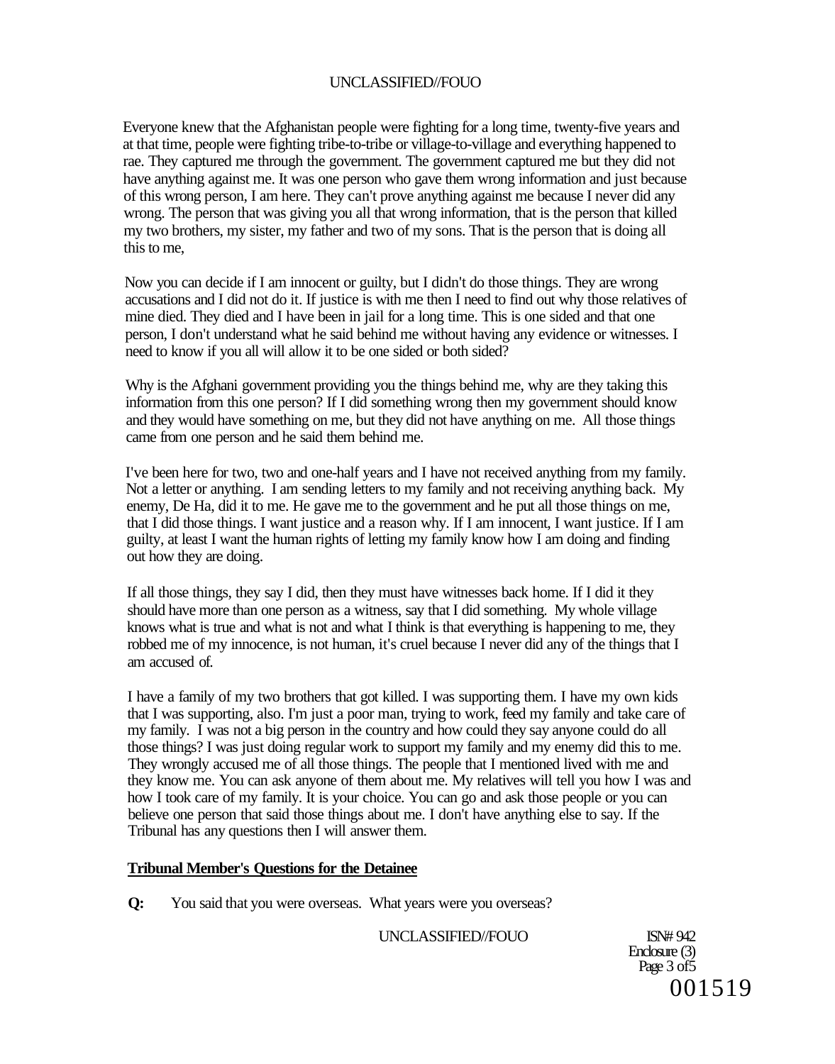Everyone knew that the Afghanistan people were fighting for a long time, twenty-five years and at that time, people were fighting tribe-to-tribe or village-to-village and everything happened to rae. They captured me through the government. The government captured me but they did not have anything against me. It was one person who gave them wrong information and just because of this wrong person, I am here. They can't prove anything against me because I never did any wrong. The person that was giving you all that wrong information, that is the person that killed my two brothers, my sister, my father and two of my sons. That is the person that is doing all this to me,

Now you can decide if I am innocent or guilty, but I didn't do those things. They are wrong accusations and I did not do it. If justice is with me then I need to find out why those relatives of mine died. They died and I have been in jail for a long time. This is one sided and that one person, I don't understand what he said behind me without having any evidence or witnesses. I need to know if you all will allow it to be one sided or both sided?

Why is the Afghani government providing you the things behind me, why are they taking this information from this one person? If I did something wrong then my government should know and they would have something on me, but they did not have anything on me. All those things came from one person and he said them behind me.

I've been here for two, two and one-half years and I have not received anything from my family. Not a letter or anything. I am sending letters to my family and not receiving anything back. My enemy, De Ha, did it to me. He gave me to the government and he put all those things on me, that I did those things. I want justice and a reason why. If I am innocent, I want justice. If I am guilty, at least I want the human rights of letting my family know how I am doing and finding out how they are doing.

If all those things, they say I did, then they must have witnesses back home. If I did it they should have more than one person as a witness, say that I did something. My whole village knows what is true and what is not and what I think is that everything is happening to me, they robbed me of my innocence, is not human, it's cruel because I never did any of the things that I am accused of.

I have a family of my two brothers that got killed. I was supporting them. I have my own kids that I was supporting, also. I'm just a poor man, trying to work, feed my family and take care of my family. I was not a big person in the country and how could they say anyone could do all those things? I was just doing regular work to support my family and my enemy did this to me. They wrongly accused me of all those things. The people that I mentioned lived with me and they know me. You can ask anyone of them about me. My relatives will tell you how I was and how I took care of my family. It is your choice. You can go and ask those people or you can believe one person that said those things about me. I don't have anything else to say. If the Tribunal has any questions then I will answer them.

**Tribunal Member's Questions for the Detainee**

**Q:** You said that you were overseas. What years were you overseas?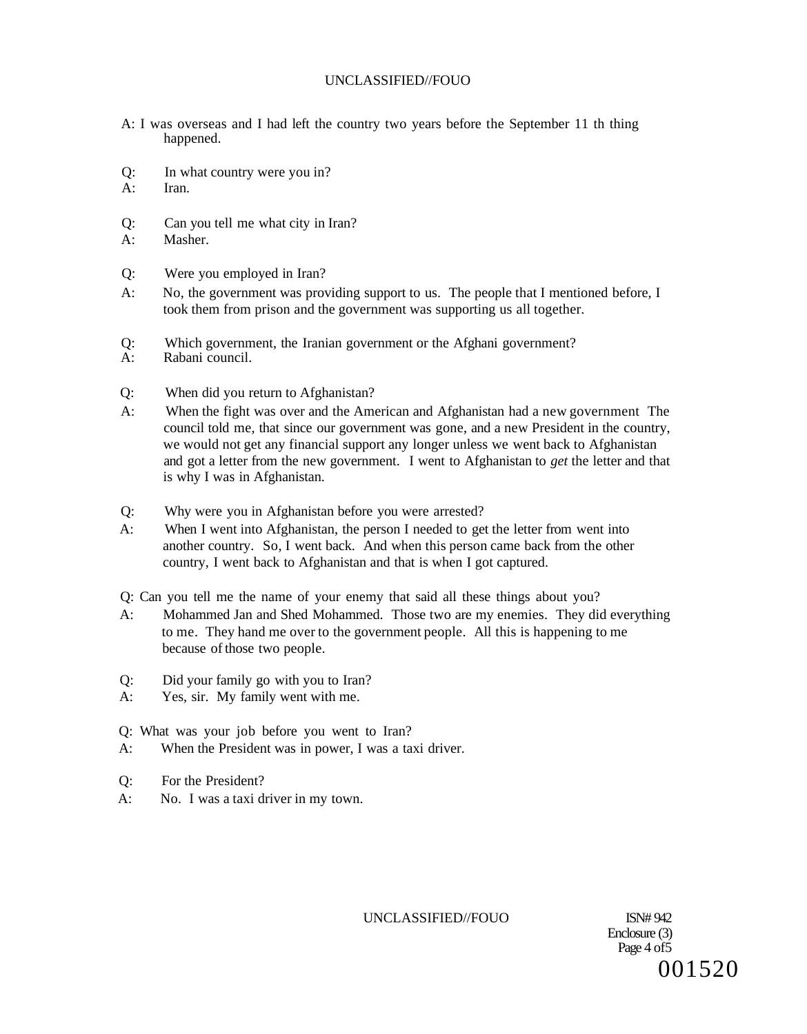A: I was overseas and I had left the country two years before the September 11 th thing happened.

Q: In what country were you in?
A: Iran.

Q: Can you tell me what city in Iran?
A: Masher.

Q: Were you employed in Iran?
A: No, the government was providing support to us. The people that I mentioned before, I took them from prison and the government was supporting us all together.

Q: Which government, the Iranian government or the Afghani government?
A: Rabani council.

Q: When did you return to Afghanistan?
A: When the fight was over and the American and Afghanistan had a new government The council told me, that since our government was gone, and a new President in the country, we would not get any financial support any longer unless we went back to Afghanistan and got a letter from the new government. I went to Afghanistan to *get* the letter and that is why I was in Afghanistan.

Q: Why were you in Afghanistan before you were arrested?
A: When I went into Afghanistan, the person I needed to get the letter from went into another country. So, I went back. And when this person came back from the other country, I went back to Afghanistan and that is when I got captured.

Q: Can you tell me the name of your enemy that said all these things about you?
A: Mohammed Jan and Shed Mohammed. Those two are my enemies. They did everything to me. They hand me over to the government people. All this is happening to me because of those two people.

Q: Did your family go with you to Iran?
A: Yes, sir. My family went with me.

Q: What was your job before you went to Iran?
A: When the President was in power, I was a taxi driver.

Q: For the President?
A: No. I was a taxi driver in my town.

ISN# 942
Enclosure (3)

001520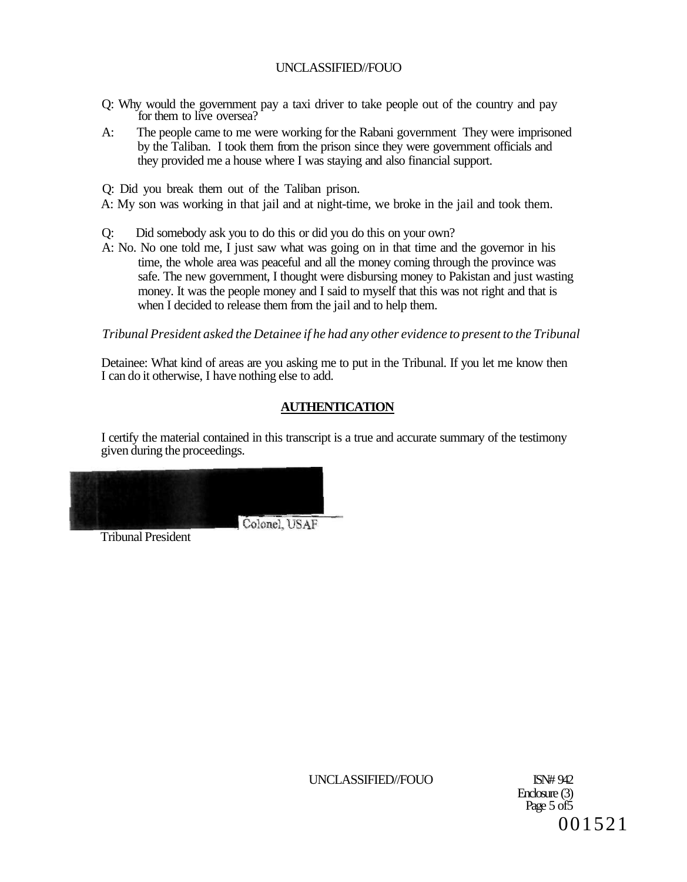Q: Why would the government pay a taxi driver to take people out of the country and pay for them to live oversea?

A: The people came to me were working for the Rabani government They were imprisoned by the Taliban. I took them from the prison since they were government officials and they provided me a house where I was staying and also financial support.

Q: Did you break them out of the Taliban prison.

A: My son was working in that jail and at night-time, we broke in the jail and took them.

Q: Did somebody ask you to do this or did you do this on your own?

A: No. No one told me, I just saw what was going on in that time and the governor in his time, the whole area was peaceful and all the money coming through the province was safe. The new government, I thought were disbursing money to Pakistan and just wasting money. It was the people money and I said to myself that this was not right and that is when I decided to release them from the jail and to help them.

*Tribunal President asked the Detainee if he had any other evidence to present to the Tribunal*

Detainee: What kind of areas are you asking me to put in the Tribunal. If you let me know then I can do it otherwise, I have nothing else to add.

**AUTHENTICATION**

I certify the material contained in this transcript is a true and accurate summary of the testimony given during the proceedings.

Colonel, USAF
Tribunal President

ISN# 942
Enclosure (3)
Page 5 of 5

001521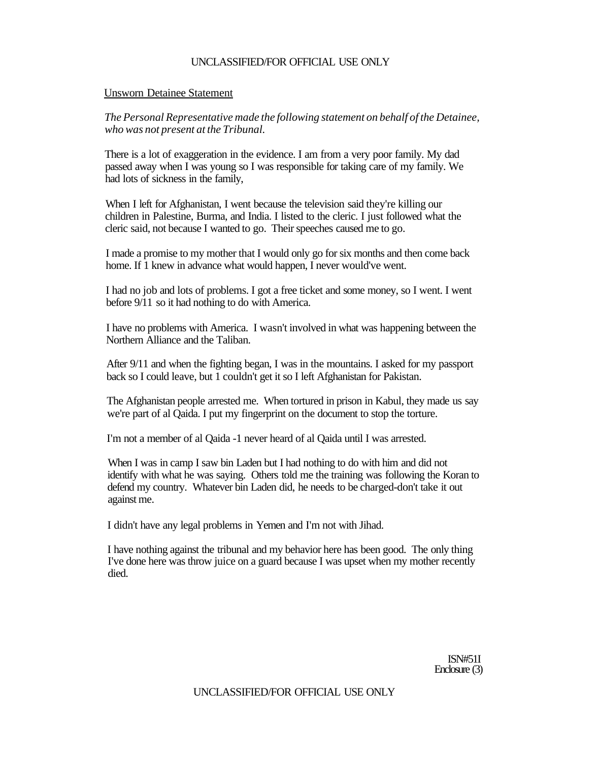Unsworn Detainee Statement

*The Personal Representative made the following statement on behalf of the Detainee, who was not present at the Tribunal.*

There is a lot of exaggeration in the evidence. I am from a very poor family. My dad passed away when I was young so I was responsible for taking care of my family. We had lots of sickness in the family,

When I left for Afghanistan, I went because the television said they're killing our children in Palestine, Burma, and India. I listed to the cleric. I just followed what the cleric said, not because I wanted to go. Their speeches caused me to go.

I made a promise to my mother that I would only go for six months and then come back home. If 1 knew in advance what would happen, I never would've went.

I had no job and lots of problems. I got a free ticket and some money, so I went. I went before 9/11 so it had nothing to do with America.

I have no problems with America. I wasn't involved in what was happening between the Northern Alliance and the Taliban.

After 9/11 and when the fighting began, I was in the mountains. I asked for my passport back so I could leave, but 1 couldn't get it so I left Afghanistan for Pakistan.

The Afghanistan people arrested me. When tortured in prison in Kabul, they made us say we're part of al Qaida. I put my fingerprint on the document to stop the torture.

I'm not a member of al Qaida -1 never heard of al Qaida until I was arrested.

When I was in camp I saw bin Laden but I had nothing to do with him and did not identify with what he was saying. Others told me the training was following the Koran to defend my country. Whatever bin Laden did, he needs to be charged-don't take it out against me.

I didn't have any legal problems in Yemen and I'm not with Jihad.

I have nothing against the tribunal and my behavior here has been good. The only thing I've done here was throw juice on a guard because I was upset when my mother recently died.

ISN#51I
Enclosure (3)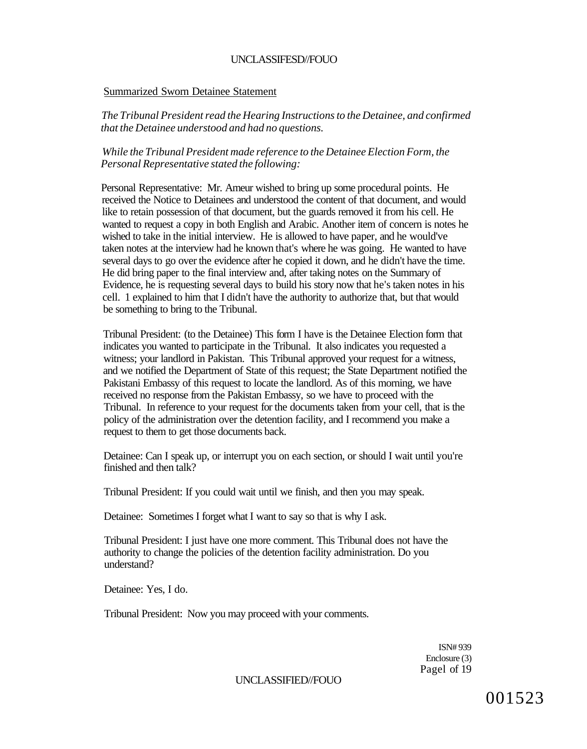Summarized Sworn Detainee Statement

*The Tribunal President read the Hearing Instructions to the Detainee, and confirmed that the Detainee understood and had no questions.*

*While the Tribunal President made reference to the Detainee Election Form, the Personal Representative stated the following:*

Personal Representative: Mr. Ameur wished to bring up some procedural points. He received the Notice to Detainees and understood the content of that document, and would like to retain possession of that document, but the guards removed it from his cell. He wanted to request a copy in both English and Arabic. Another item of concern is notes he wished to take in the initial interview. He is allowed to have paper, and he would've taken notes at the interview had he known that's where he was going. He wanted to have several days to go over the evidence after he copied it down, and he didn't have the time. He did bring paper to the final interview and, after taking notes on the Summary of Evidence, he is requesting several days to build his story now that he's taken notes in his cell. 1 explained to him that I didn't have the authority to authorize that, but that would be something to bring to the Tribunal.

Tribunal President: (to the Detainee) This form I have is the Detainee Election form that indicates you wanted to participate in the Tribunal. It also indicates you requested a witness; your landlord in Pakistan. This Tribunal approved your request for a witness, and we notified the Department of State of this request; the State Department notified the Pakistani Embassy of this request to locate the landlord. As of this morning, we have received no response from the Pakistan Embassy, so we have to proceed with the Tribunal. In reference to your request for the documents taken from your cell, that is the policy of the administration over the detention facility, and I recommend you make a request to them to get those documents back.

Detainee: Can I speak up, or interrupt you on each section, or should I wait until you're finished and then talk?

Tribunal President: If you could wait until we finish, and then you may speak.

Detainee: Sometimes I forget what I want to say so that is why I ask.

Tribunal President: I just have one more comment. This Tribunal does not have the authority to change the policies of the detention facility administration. Do you understand?

Detainee: Yes, I do.

Tribunal President: Now you may proceed with your comments.

ISN# 939
Enclosure (3)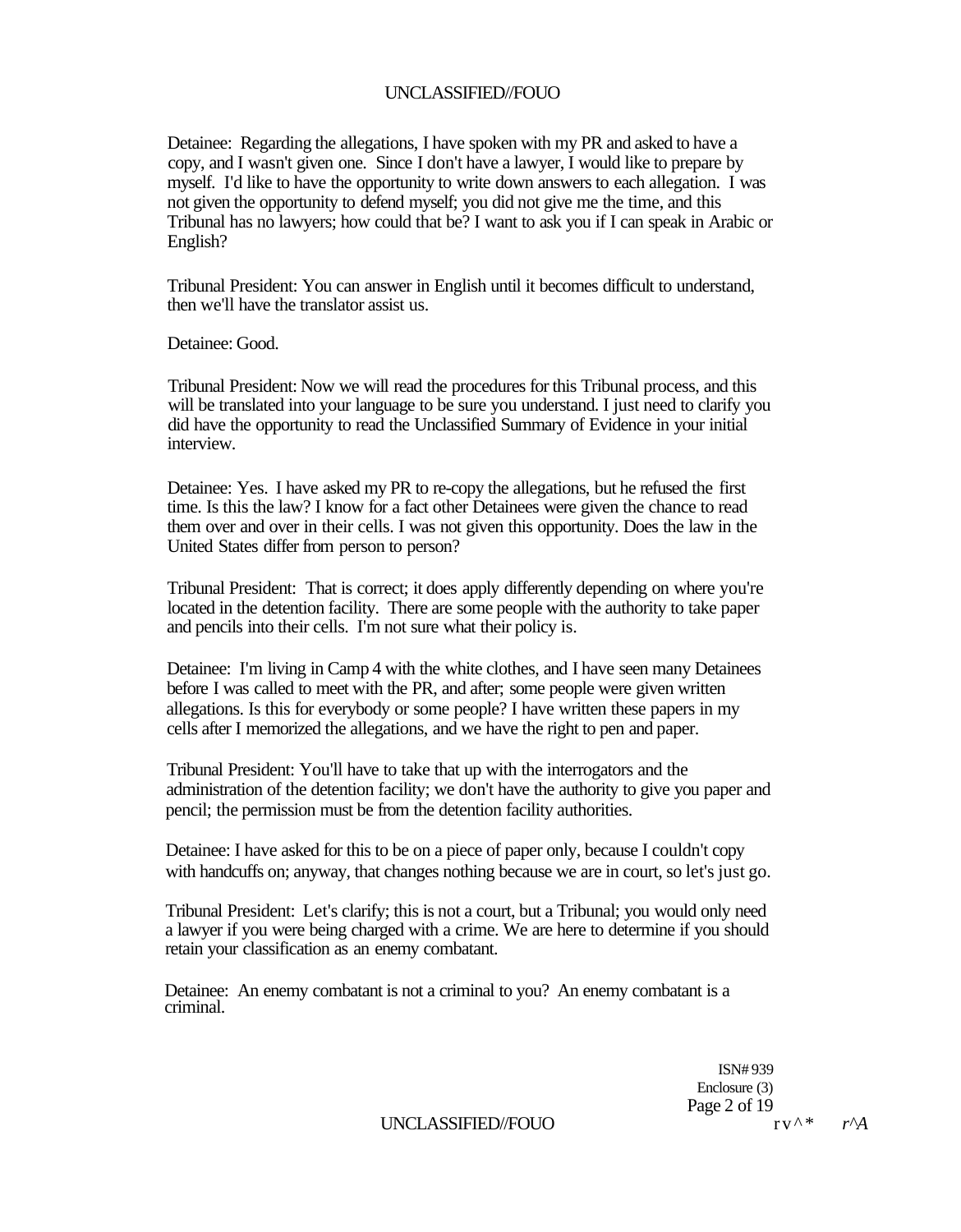Detainee: Regarding the allegations, I have spoken with my PR and asked to have a copy, and I wasn't given one. Since I don't have a lawyer, I would like to prepare by myself. I'd like to have the opportunity to write down answers to each allegation. I was not given the opportunity to defend myself; you did not give me the time, and this Tribunal has no lawyers; how could that be? I want to ask you if I can speak in Arabic or English?

Tribunal President: You can answer in English until it becomes difficult to understand, then we'll have the translator assist us.

Detainee: Good.

Tribunal President: Now we will read the procedures for this Tribunal process, and this will be translated into your language to be sure you understand. I just need to clarify you did have the opportunity to read the Unclassified Summary of Evidence in your initial interview.

Detainee: Yes. I have asked my PR to re-copy the allegations, but he refused the first time. Is this the law? I know for a fact other Detainees were given the chance to read them over and over in their cells. I was not given this opportunity. Does the law in the United States differ from person to person?

Tribunal President: That is correct; it does apply differently depending on where you're located in the detention facility. There are some people with the authority to take paper and pencils into their cells. I'm not sure what their policy is.

Detainee: I'm living in Camp 4 with the white clothes, and I have seen many Detainees before I was called to meet with the PR, and after; some people were given written allegations. Is this for everybody or some people? I have written these papers in my cells after I memorized the allegations, and we have the right to pen and paper.

Tribunal President: You'll have to take that up with the interrogators and the administration of the detention facility; we don't have the authority to give you paper and pencil; the permission must be from the detention facility authorities.

Detainee: I have asked for this to be on a piece of paper only, because I couldn't copy with handcuffs on; anyway, that changes nothing because we are in court, so let's just go.

Tribunal President: Let's clarify; this is not a court, but a Tribunal; you would only need a lawyer if you were being charged with a crime. We are here to determine if you should retain your classification as an enemy combatant.

Detainee: An enemy combatant is not a criminal to you? An enemy combatant is a criminal.

ISN# 939
Enclosure (3)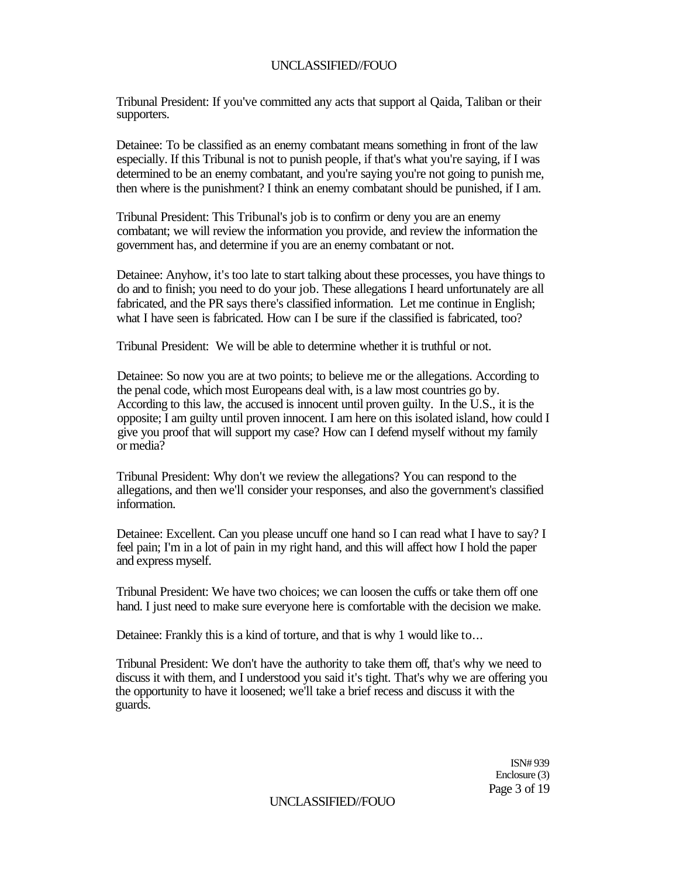Tribunal President: If you've committed any acts that support al Qaida, Taliban or their supporters.

Detainee: To be classified as an enemy combatant means something in front of the law especially. If this Tribunal is not to punish people, if that's what you're saying, if I was determined to be an enemy combatant, and you're saying you're not going to punish me, then where is the punishment? I think an enemy combatant should be punished, if I am.

Tribunal President: This Tribunal's job is to confirm or deny you are an enemy combatant; we will review the information you provide, and review the information the government has, and determine if you are an enemy combatant or not.

Detainee: Anyhow, it's too late to start talking about these processes, you have things to do and to finish; you need to do your job. These allegations I heard unfortunately are all fabricated, and the PR says there's classified information. Let me continue in English; what I have seen is fabricated. How can I be sure if the classified is fabricated, too?

Tribunal President: We will be able to determine whether it is truthful or not.

Detainee: So now you are at two points; to believe me or the allegations. According to the penal code, which most Europeans deal with, is a law most countries go by. According to this law, the accused is innocent until proven guilty. In the U.S., it is the opposite; I am guilty until proven innocent. I am here on this isolated island, how could I give you proof that will support my case? How can I defend myself without my family or media?

Tribunal President: Why don't we review the allegations? You can respond to the allegations, and then we'll consider your responses, and also the government's classified information.

Detainee: Excellent. Can you please uncuff one hand so I can read what I have to say? I feel pain; I'm in a lot of pain in my right hand, and this will affect how I hold the paper and express myself.

Tribunal President: We have two choices; we can loosen the cuffs or take them off one hand. I just need to make sure everyone here is comfortable with the decision we make.

Detainee: Frankly this is a kind of torture, and that is why 1 would like to...

Tribunal President: We don't have the authority to take them off, that's why we need to discuss it with them, and I understood you said it's tight. That's why we are offering you the opportunity to have it loosened; we'll take a brief recess and discuss it with the guards.

ISN# 939
Enclosure (3)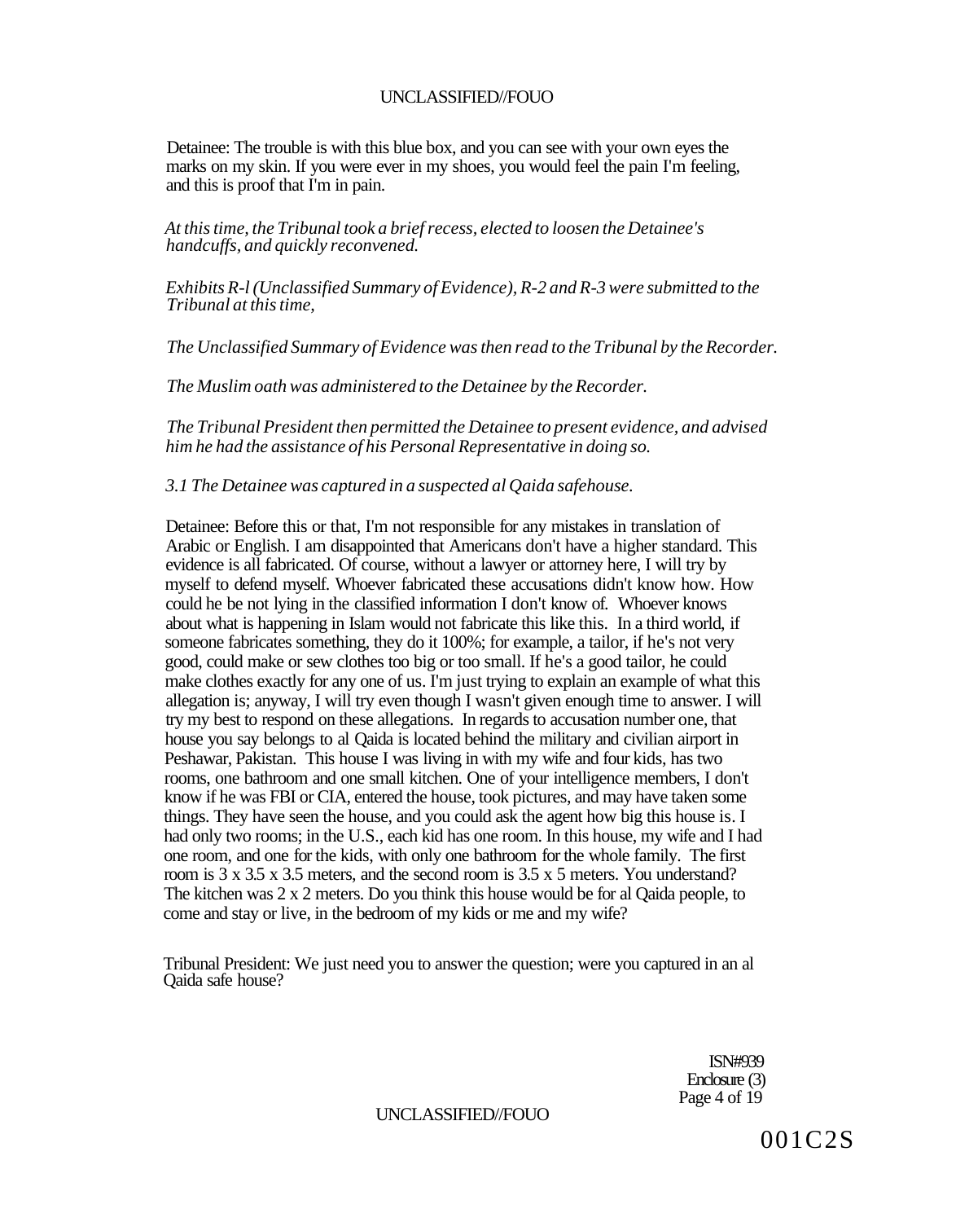Detainee: The trouble is with this blue box, and you can see with your own eyes the marks on my skin. If you were ever in my shoes, you would feel the pain I'm feeling, and this is proof that I'm in pain.

*At this time, the Tribunal took a brief recess, elected to loosen the Detainee's handcuffs, and quickly reconvened.*

*Exhibits R-l (Unclassified Summary of Evidence), R-2 and R-3 were submitted to the Tribunal at this time,*

*The Unclassified Summary of Evidence was then read to the Tribunal by the Recorder.*

*The Muslim oath was administered to the Detainee by the Recorder.*

*The Tribunal President then permitted the Detainee to present evidence, and advised him he had the assistance of his Personal Representative in doing so.*

*3.1 The Detainee was captured in a suspected al Qaida safehouse.*

Detainee: Before this or that, I'm not responsible for any mistakes in translation of Arabic or English. I am disappointed that Americans don't have a higher standard. This evidence is all fabricated. Of course, without a lawyer or attorney here, I will try by myself to defend myself. Whoever fabricated these accusations didn't know how. How could he be not lying in the classified information I don't know of. Whoever knows about what is happening in Islam would not fabricate this like this. In a third world, if someone fabricates something, they do it 100%; for example, a tailor, if he's not very good, could make or sew clothes too big or too small. If he's a good tailor, he could make clothes exactly for any one of us. I'm just trying to explain an example of what this allegation is; anyway, I will try even though I wasn't given enough time to answer. I will try my best to respond on these allegations. In regards to accusation number one, that house you say belongs to al Qaida is located behind the military and civilian airport in Peshawar, Pakistan. This house I was living in with my wife and four kids, has two rooms, one bathroom and one small kitchen. One of your intelligence members, I don't know if he was FBI or CIA, entered the house, took pictures, and may have taken some things. They have seen the house, and you could ask the agent how big this house is. I had only two rooms; in the U.S., each kid has one room. In this house, my wife and I had one room, and one for the kids, with only one bathroom for the whole family. The first room is 3 x 3.5 x 3.5 meters, and the second room is 3.5 x 5 meters. You understand? The kitchen was 2 x 2 meters. Do you think this house would be for al Qaida people, to come and stay or live, in the bedroom of my kids or me and my wife?

Tribunal President: We just need you to answer the question; were you captured in an al Qaida safe house?

ISN#939
Enclosure (3)

001C2S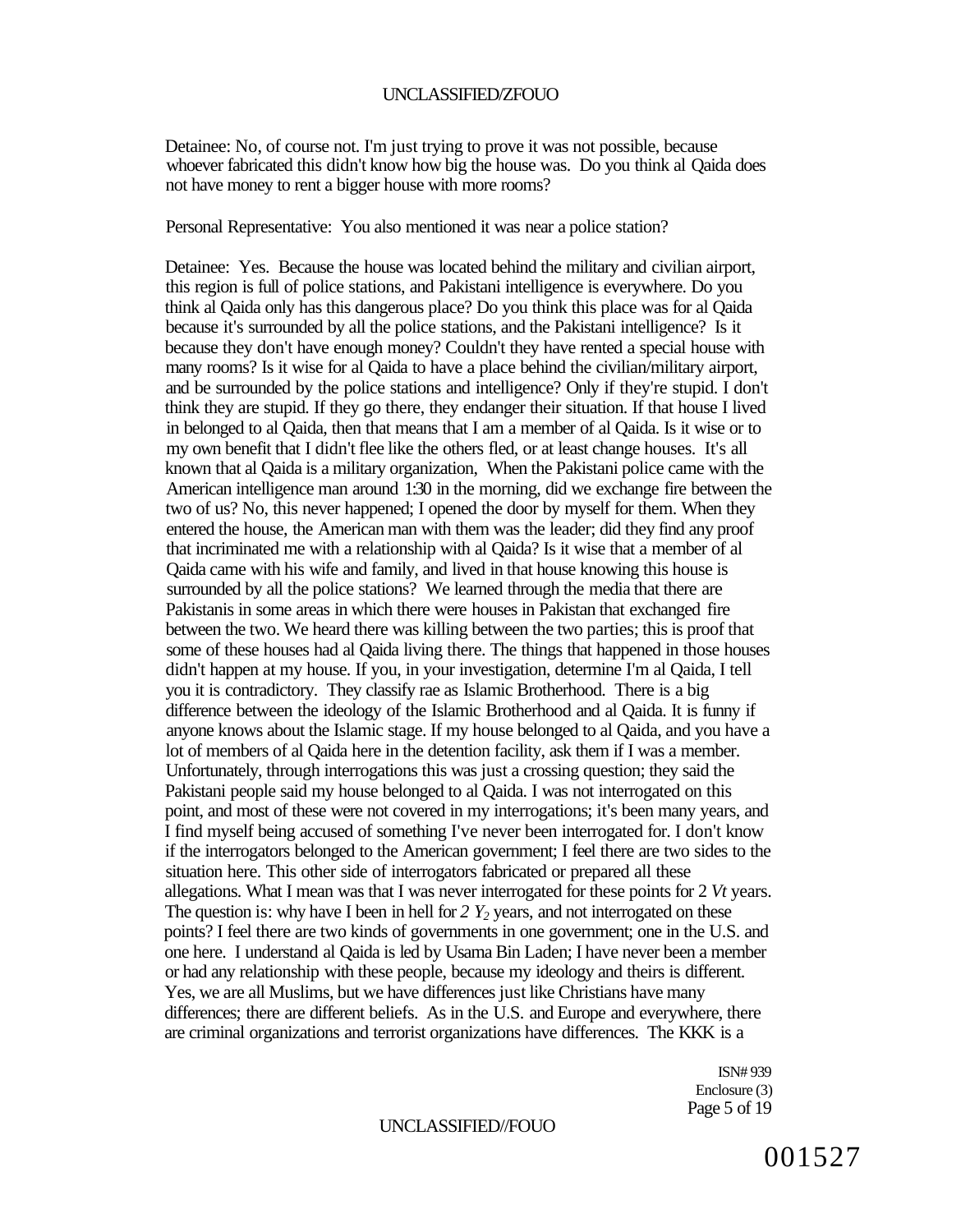Detainee: No, of course not. I'm just trying to prove it was not possible, because whoever fabricated this didn't know how big the house was. Do you think al Qaida does not have money to rent a bigger house with more rooms?

Personal Representative: You also mentioned it was near a police station?

Detainee: Yes. Because the house was located behind the military and civilian airport, this region is full of police stations, and Pakistani intelligence is everywhere. Do you think al Qaida only has this dangerous place? Do you think this place was for al Qaida because it's surrounded by all the police stations, and the Pakistani intelligence? Is it because they don't have enough money? Couldn't they have rented a special house with many rooms? Is it wise for al Qaida to have a place behind the civilian/military airport, and be surrounded by the police stations and intelligence? Only if they're stupid. I don't think they are stupid. If they go there, they endanger their situation. If that house I lived in belonged to al Qaida, then that means that I am a member of al Qaida. Is it wise or to my own benefit that I didn't flee like the others fled, or at least change houses. It's all known that al Qaida is a military organization, When the Pakistani police came with the American intelligence man around 1:30 in the morning, did we exchange fire between the two of us? No, this never happened; I opened the door by myself for them. When they entered the house, the American man with them was the leader; did they find any proof that incriminated me with a relationship with al Qaida? Is it wise that a member of al Qaida came with his wife and family, and lived in that house knowing this house is surrounded by all the police stations? We learned through the media that there are Pakistanis in some areas in which there were houses in Pakistan that exchanged fire between the two. We heard there was killing between the two parties; this is proof that some of these houses had al Qaida living there. The things that happened in those houses didn't happen at my house. If you, in your investigation, determine I'm al Qaida, I tell you it is contradictory. They classify rae as Islamic Brotherhood. There is a big difference between the ideology of the Islamic Brotherhood and al Qaida. It is funny if anyone knows about the Islamic stage. If my house belonged to al Qaida, and you have a lot of members of al Qaida here in the detention facility, ask them if I was a member. Unfortunately, through interrogations this was just a crossing question; they said the Pakistani people said my house belonged to al Qaida. I was not interrogated on this point, and most of these were not covered in my interrogations; it's been many years, and I find myself being accused of something I've never been interrogated for. I don't know if the interrogators belonged to the American government; I feel there are two sides to the situation here. This other side of interrogators fabricated or prepared all these allegations. What I mean was that I was never interrogated for these points for 2 *Vt* years. The question is: why have I been in hell for *2 Y₂* years, and not interrogated on these points? I feel there are two kinds of governments in one government; one in the U.S. and one here. I understand al Qaida is led by Usama Bin Laden; I have never been a member or had any relationship with these people, because my ideology and theirs is different. Yes, we are all Muslims, but we have differences just like Christians have many differences; there are different beliefs. As in the U.S. and Europe and everywhere, there are criminal organizations and terrorist organizations have differences. The KKK is a

ISN# 939
Enclosure (3)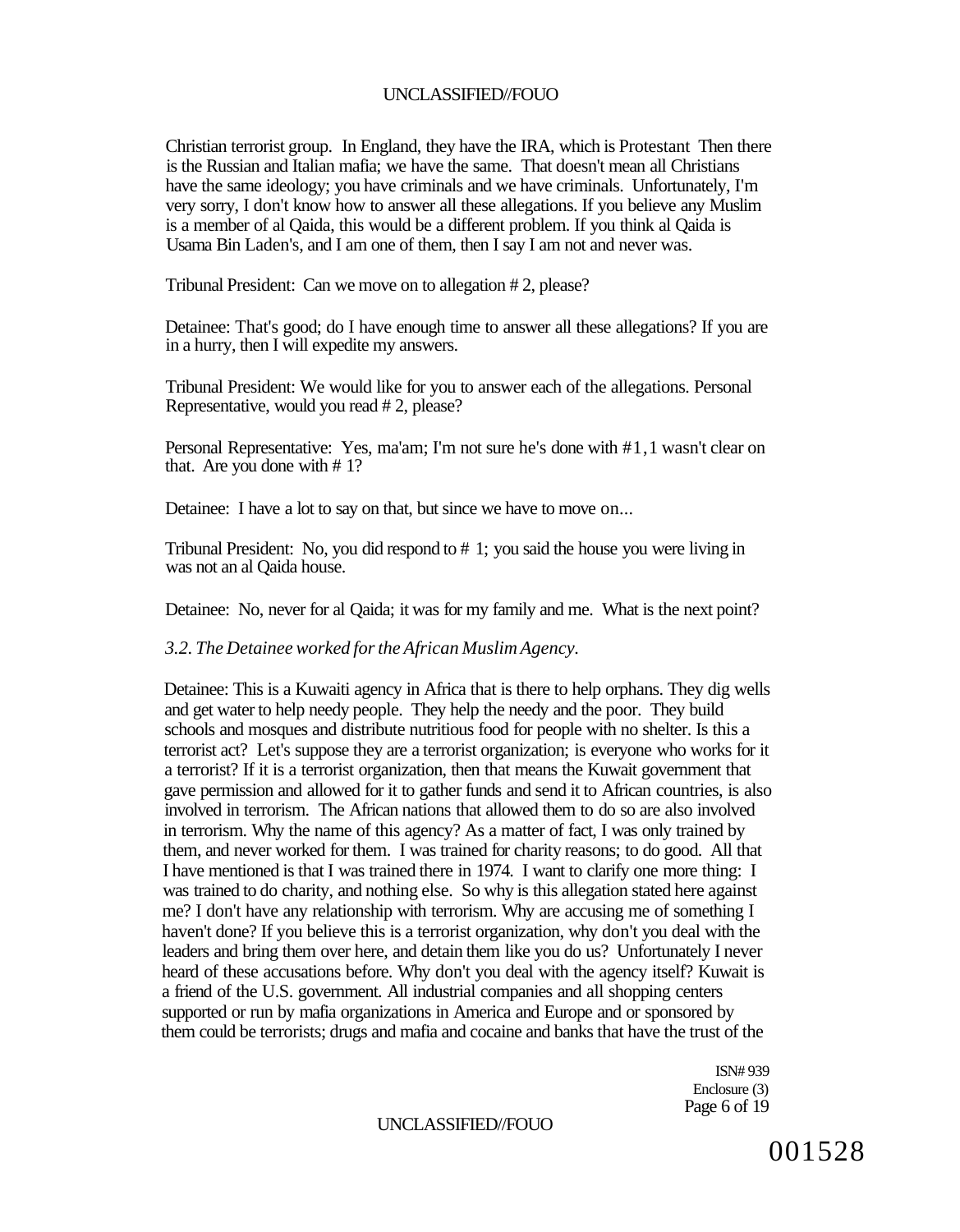Christian terrorist group. In England, they have the IRA, which is Protestant Then there is the Russian and Italian mafia; we have the same. That doesn't mean all Christians have the same ideology; you have criminals and we have criminals. Unfortunately, I'm very sorry, I don't know how to answer all these allegations. If you believe any Muslim is a member of al Qaida, this would be a different problem. If you think al Qaida is Usama Bin Laden's, and I am one of them, then I say I am not and never was.

Tribunal President: Can we move on to allegation # 2, please?

Detainee: That's good; do I have enough time to answer all these allegations? If you are in a hurry, then I will expedite my answers.

Tribunal President: We would like for you to answer each of the allegations. Personal Representative, would you read # 2, please?

Personal Representative: Yes, ma'am; I'm not sure he's done with #1,1 wasn't clear on that. Are you done with # 1?

Detainee: I have a lot to say on that, but since we have to move on...

Tribunal President: No, you did respond to # 1; you said the house you were living in was not an al Qaida house.

Detainee: No, never for al Qaida; it was for my family and me. What is the next point?

*3.2. The Detainee worked for the African Muslim Agency.*

Detainee: This is a Kuwaiti agency in Africa that is there to help orphans. They dig wells and get water to help needy people. They help the needy and the poor. They build schools and mosques and distribute nutritious food for people with no shelter. Is this a terrorist act? Let's suppose they are a terrorist organization; is everyone who works for it a terrorist? If it is a terrorist organization, then that means the Kuwait government that gave permission and allowed for it to gather funds and send it to African countries, is also involved in terrorism. The African nations that allowed them to do so are also involved in terrorism. Why the name of this agency? As a matter of fact, I was only trained by them, and never worked for them. I was trained for charity reasons; to do good. All that I have mentioned is that I was trained there in 1974. I want to clarify one more thing: I was trained to do charity, and nothing else. So why is this allegation stated here against me? I don't have any relationship with terrorism. Why are accusing me of something I haven't done? If you believe this is a terrorist organization, why don't you deal with the leaders and bring them over here, and detain them like you do us? Unfortunately I never heard of these accusations before. Why don't you deal with the agency itself? Kuwait is a friend of the U.S. government. All industrial companies and all shopping centers supported or run by mafia organizations in America and Europe and or sponsored by them could be terrorists; drugs and mafia and cocaine and banks that have the trust of the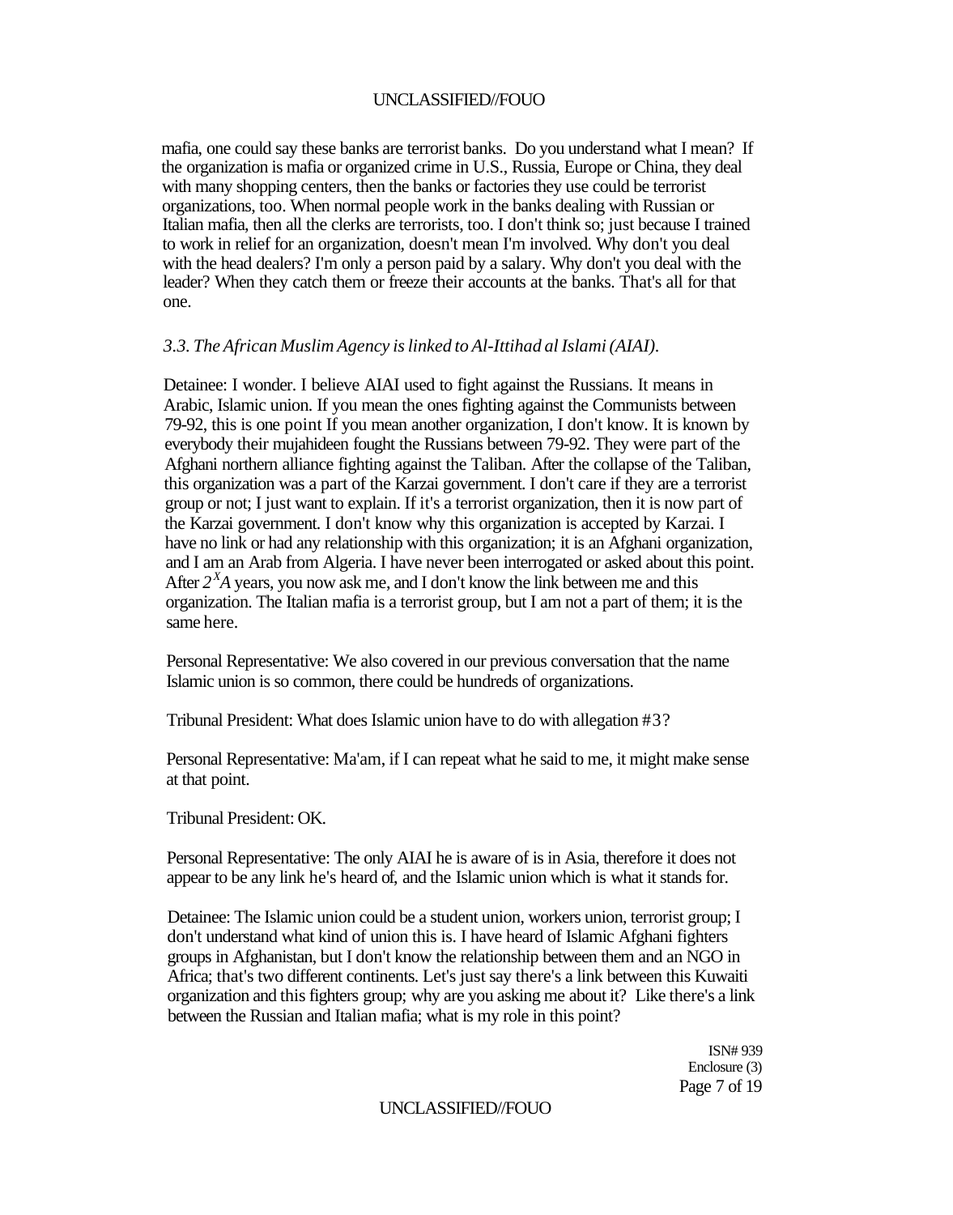mafia, one could say these banks are terrorist banks. Do you understand what I mean? If the organization is mafia or organized crime in U.S., Russia, Europe or China, they deal with many shopping centers, then the banks or factories they use could be terrorist organizations, too. When normal people work in the banks dealing with Russian or Italian mafia, then all the clerks are terrorists, too. I don't think so; just because I trained to work in relief for an organization, doesn't mean I'm involved. Why don't you deal with the head dealers? I'm only a person paid by a salary. Why don't you deal with the leader? When they catch them or freeze their accounts at the banks. That's all for that one.

*3.3. The African Muslim Agency is linked to Al-Ittihad al Islami (AIAI).*

Detainee: I wonder. I believe AIAI used to fight against the Russians. It means in Arabic, Islamic union. If you mean the ones fighting against the Communists between 79-92, this is one point If you mean another organization, I don't know. It is known by everybody their mujahideen fought the Russians between 79-92. They were part of the Afghani northern alliance fighting against the Taliban. After the collapse of the Taliban, this organization was a part of the Karzai government. I don't care if they are a terrorist group or not; I just want to explain. If it's a terrorist organization, then it is now part of the Karzai government. I don't know why this organization is accepted by Karzai. I have no link or had any relationship with this organization; it is an Afghani organization, and I am an Arab from Algeria. I have never been interrogated or asked about this point. After *2^XA* years, you now ask me, and I don't know the link between me and this organization. The Italian mafia is a terrorist group, but I am not a part of them; it is the same here.

Personal Representative: We also covered in our previous conversation that the name Islamic union is so common, there could be hundreds of organizations.

Tribunal President: What does Islamic union have to do with allegation #3?

Personal Representative: Ma'am, if I can repeat what he said to me, it might make sense at that point.

Tribunal President: OK.

Personal Representative: The only AIAI he is aware of is in Asia, therefore it does not appear to be any link he's heard of, and the Islamic union which is what it stands for.

Detainee: The Islamic union could be a student union, workers union, terrorist group; I don't understand what kind of union this is. I have heard of Islamic Afghani fighters groups in Afghanistan, but I don't know the relationship between them and an NGO in Africa; that's two different continents. Let's just say there's a link between this Kuwaiti organization and this fighters group; why are you asking me about it? Like there's a link between the Russian and Italian mafia; what is my role in this point?

ISN# 939
Enclosure (3)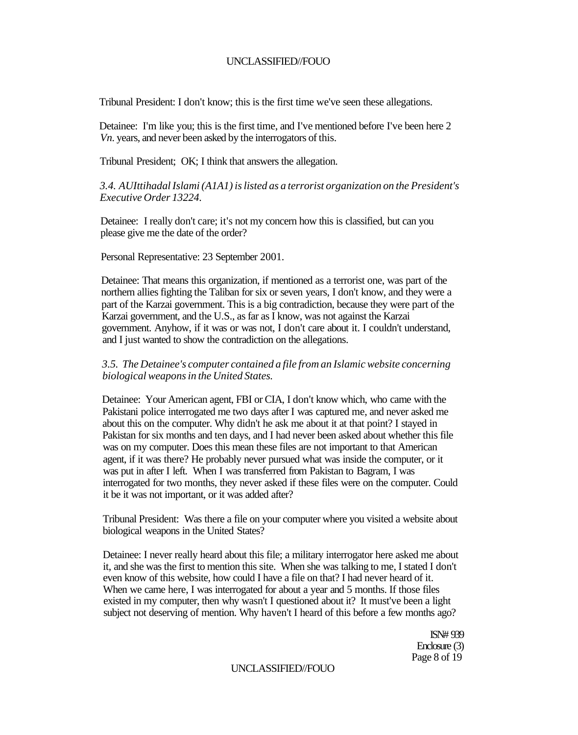Tribunal President: I don't know; this is the first time we've seen these allegations.

Detainee: I'm like you; this is the first time, and I've mentioned before I've been here 2 *Vn.* years, and never been asked by the interrogators of this.

Tribunal President; OK; I think that answers the allegation.

*3.4. AUIttihadal Islami (A1A1) is listed as a terrorist organization on the President's Executive Order 13224.*

Detainee: I really don't care; it's not my concern how this is classified, but can you please give me the date of the order?

Personal Representative: 23 September 2001.

Detainee: That means this organization, if mentioned as a terrorist one, was part of the northern allies fighting the Taliban for six or seven years, I don't know, and they were a part of the Karzai government. This is a big contradiction, because they were part of the Karzai government, and the U.S., as far as I know, was not against the Karzai government. Anyhow, if it was or was not, I don't care about it. I couldn't understand, and I just wanted to show the contradiction on the allegations.

*3.5. The Detainee's computer contained a file from an Islamic website concerning biological weapons in the United States.*

Detainee: Your American agent, FBI or CIA, I don't know which, who came with the Pakistani police interrogated me two days after I was captured me, and never asked me about this on the computer. Why didn't he ask me about it at that point? I stayed in Pakistan for six months and ten days, and I had never been asked about whether this file was on my computer. Does this mean these files are not important to that American agent, if it was there? He probably never pursued what was inside the computer, or it was put in after I left. When I was transferred from Pakistan to Bagram, I was interrogated for two months, they never asked if these files were on the computer. Could it be it was not important, or it was added after?

Tribunal President: Was there a file on your computer where you visited a website about biological weapons in the United States?

Detainee: I never really heard about this file; a military interrogator here asked me about it, and she was the first to mention this site. When she was talking to me, I stated I don't even know of this website, how could I have a file on that? I had never heard of it. When we came here, I was interrogated for about a year and 5 months. If those files existed in my computer, then why wasn't I questioned about it? It must've been a light subject not deserving of mention. Why haven't I heard of this before a few months ago?

ISN# 939
Enclosure (3)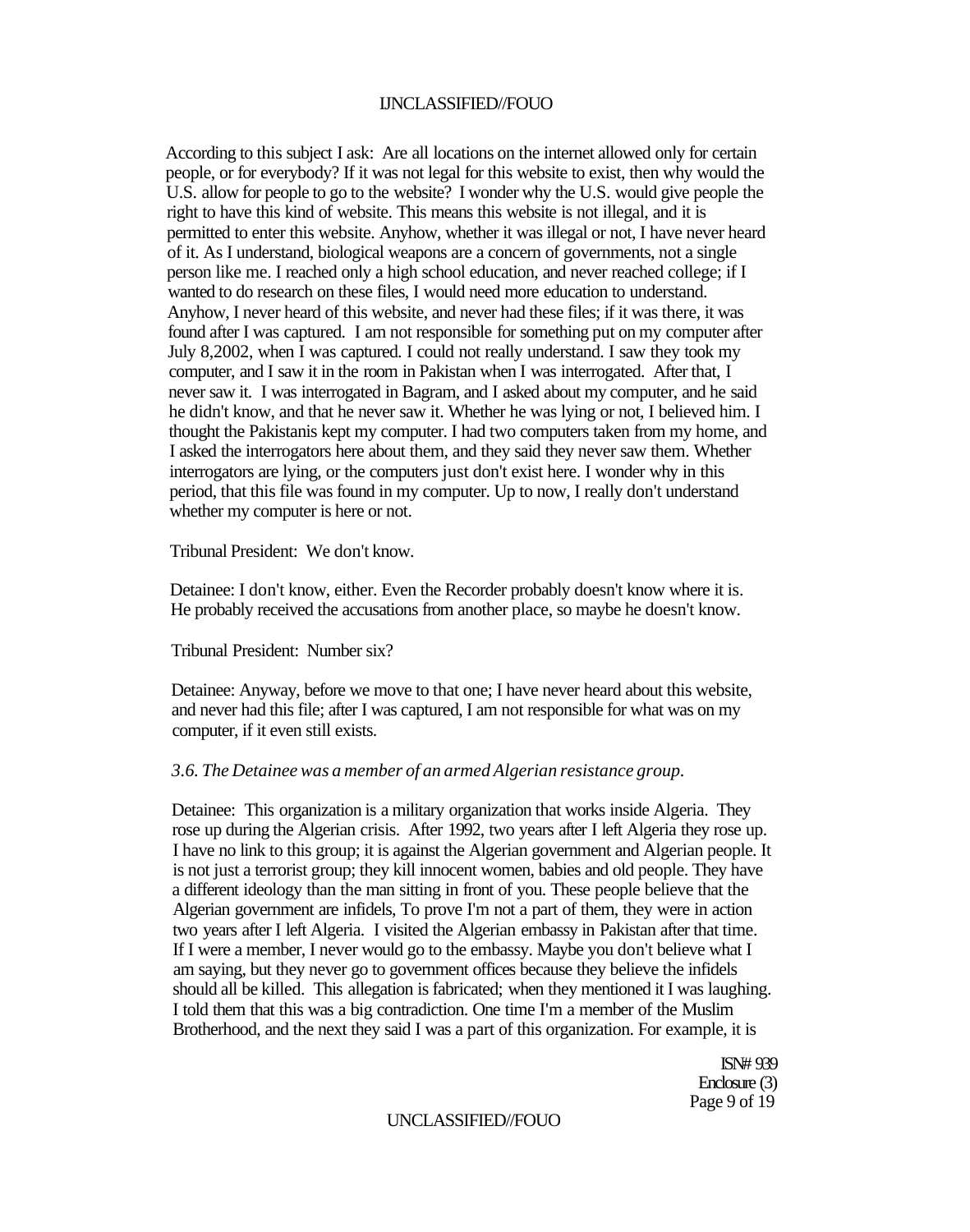According to this subject I ask: Are all locations on the internet allowed only for certain people, or for everybody? If it was not legal for this website to exist, then why would the U.S. allow for people to go to the website? I wonder why the U.S. would give people the right to have this kind of website. This means this website is not illegal, and it is permitted to enter this website. Anyhow, whether it was illegal or not, I have never heard of it. As I understand, biological weapons are a concern of governments, not a single person like me. I reached only a high school education, and never reached college; if I wanted to do research on these files, I would need more education to understand. Anyhow, I never heard of this website, and never had these files; if it was there, it was found after I was captured. I am not responsible for something put on my computer after July 8,2002, when I was captured. I could not really understand. I saw they took my computer, and I saw it in the room in Pakistan when I was interrogated. After that, I never saw it. I was interrogated in Bagram, and I asked about my computer, and he said he didn't know, and that he never saw it. Whether he was lying or not, I believed him. I thought the Pakistanis kept my computer. I had two computers taken from my home, and I asked the interrogators here about them, and they said they never saw them. Whether interrogators are lying, or the computers just don't exist here. I wonder why in this period, that this file was found in my computer. Up to now, I really don't understand whether my computer is here or not.

Tribunal President: We don't know.

Detainee: I don't know, either. Even the Recorder probably doesn't know where it is. He probably received the accusations from another place, so maybe he doesn't know.

Tribunal President: Number six?

Detainee: Anyway, before we move to that one; I have never heard about this website, and never had this file; after I was captured, I am not responsible for what was on my computer, if it even still exists.

*3.6. The Detainee was a member of an armed Algerian resistance group.*

Detainee: This organization is a military organization that works inside Algeria. They rose up during the Algerian crisis. After 1992, two years after I left Algeria they rose up. I have no link to this group; it is against the Algerian government and Algerian people. It is not just a terrorist group; they kill innocent women, babies and old people. They have a different ideology than the man sitting in front of you. These people believe that the Algerian government are infidels, To prove I'm not a part of them, they were in action two years after I left Algeria. I visited the Algerian embassy in Pakistan after that time. If I were a member, I never would go to the embassy. Maybe you don't believe what I am saying, but they never go to government offices because they believe the infidels should all be killed. This allegation is fabricated; when they mentioned it I was laughing. I told them that this was a big contradiction. One time I'm a member of the Muslim Brotherhood, and the next they said I was a part of this organization. For example, it is

ISN# 939
Enclosure (3)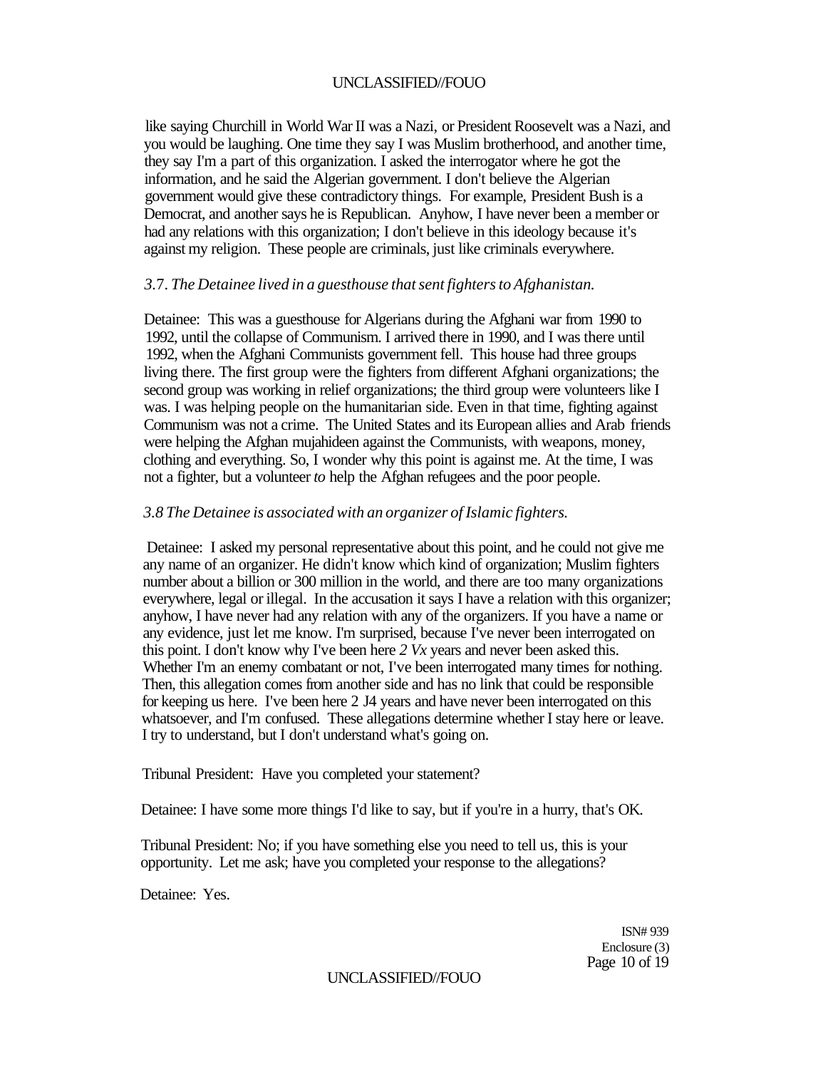like saying Churchill in World War II was a Nazi, or President Roosevelt was a Nazi, and you would be laughing. One time they say I was Muslim brotherhood, and another time, they say I'm a part of this organization. I asked the interrogator where he got the information, and he said the Algerian government. I don't believe the Algerian government would give these contradictory things. For example, President Bush is a Democrat, and another says he is Republican. Anyhow, I have never been a member or had any relations with this organization; I don't believe in this ideology because it's against my religion. These people are criminals, just like criminals everywhere.

*3.7. The Detainee lived in a guesthouse that sent fighters to Afghanistan.*

Detainee: This was a guesthouse for Algerians during the Afghani war from 1990 to 1992, until the collapse of Communism. I arrived there in 1990, and I was there until 1992, when the Afghani Communists government fell. This house had three groups living there. The first group were the fighters from different Afghani organizations; the second group was working in relief organizations; the third group were volunteers like I was. I was helping people on the humanitarian side. Even in that time, fighting against Communism was not a crime. The United States and its European allies and Arab friends were helping the Afghan mujahideen against the Communists, with weapons, money, clothing and everything. So, I wonder why this point is against me. At the time, I was not a fighter, but a volunteer *to* help the Afghan refugees and the poor people.

*3.8 The Detainee is associated with an organizer of Islamic fighters.*

Detainee: I asked my personal representative about this point, and he could not give me any name of an organizer. He didn't know which kind of organization; Muslim fighters number about a billion or 300 million in the world, and there are too many organizations everywhere, legal or illegal. In the accusation it says I have a relation with this organizer; anyhow, I have never had any relation with any of the organizers. If you have a name or any evidence, just let me know. I'm surprised, because I've never been interrogated on this point. I don't know why I've been here *2 Vx* years and never been asked this. Whether I'm an enemy combatant or not, I've been interrogated many times for nothing. Then, this allegation comes from another side and has no link that could be responsible for keeping us here. I've been here 2 J4 years and have never been interrogated on this whatsoever, and I'm confused. These allegations determine whether I stay here or leave. I try to understand, but I don't understand what's going on.

Tribunal President: Have you completed your statement?

Detainee: I have some more things I'd like to say, but if you're in a hurry, that's OK.

Tribunal President: No; if you have something else you need to tell us, this is your opportunity. Let me ask; have you completed your response to the allegations?

Detainee: Yes.

ISN# 939
Enclosure (3)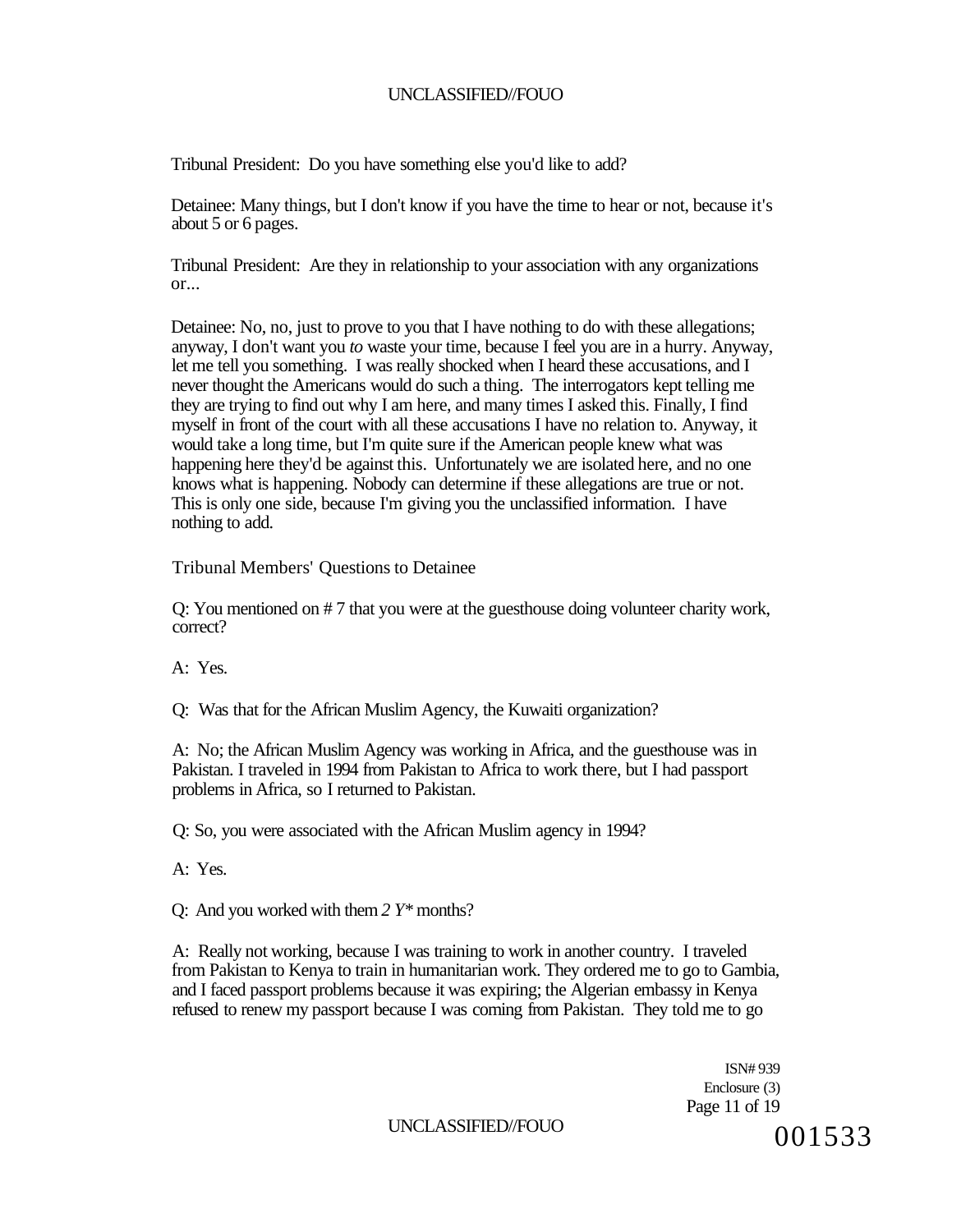Tribunal President: Do you have something else you'd like to add?

Detainee: Many things, but I don't know if you have the time to hear or not, because it's about 5 or 6 pages.

Tribunal President: Are they in relationship to your association with any organizations or...

Detainee: No, no, just to prove to you that I have nothing to do with these allegations; anyway, I don't want you *to* waste your time, because I feel you are in a hurry. Anyway, let me tell you something. I was really shocked when I heard these accusations, and I never thought the Americans would do such a thing. The interrogators kept telling me they are trying to find out why I am here, and many times I asked this. Finally, I find myself in front of the court with all these accusations I have no relation to. Anyway, it would take a long time, but I'm quite sure if the American people knew what was happening here they'd be against this. Unfortunately we are isolated here, and no one knows what is happening. Nobody can determine if these allegations are true or not. This is only one side, because I'm giving you the unclassified information. I have nothing to add.

Tribunal Members' Questions to Detainee

Q: You mentioned on # 7 that you were at the guesthouse doing volunteer charity work, correct?

A: Yes.

Q: Was that for the African Muslim Agency, the Kuwaiti organization?

A: No; the African Muslim Agency was working in Africa, and the guesthouse was in Pakistan. I traveled in 1994 from Pakistan to Africa to work there, but I had passport problems in Africa, so I returned to Pakistan.

Q: So, you were associated with the African Muslim agency in 1994?

A: Yes.

Q: And you worked with them *2 Y\** months?

A: Really not working, because I was training to work in another country. I traveled from Pakistan to Kenya to train in humanitarian work. They ordered me to go to Gambia, and I faced passport problems because it was expiring; the Algerian embassy in Kenya refused to renew my passport because I was coming from Pakistan. They told me to go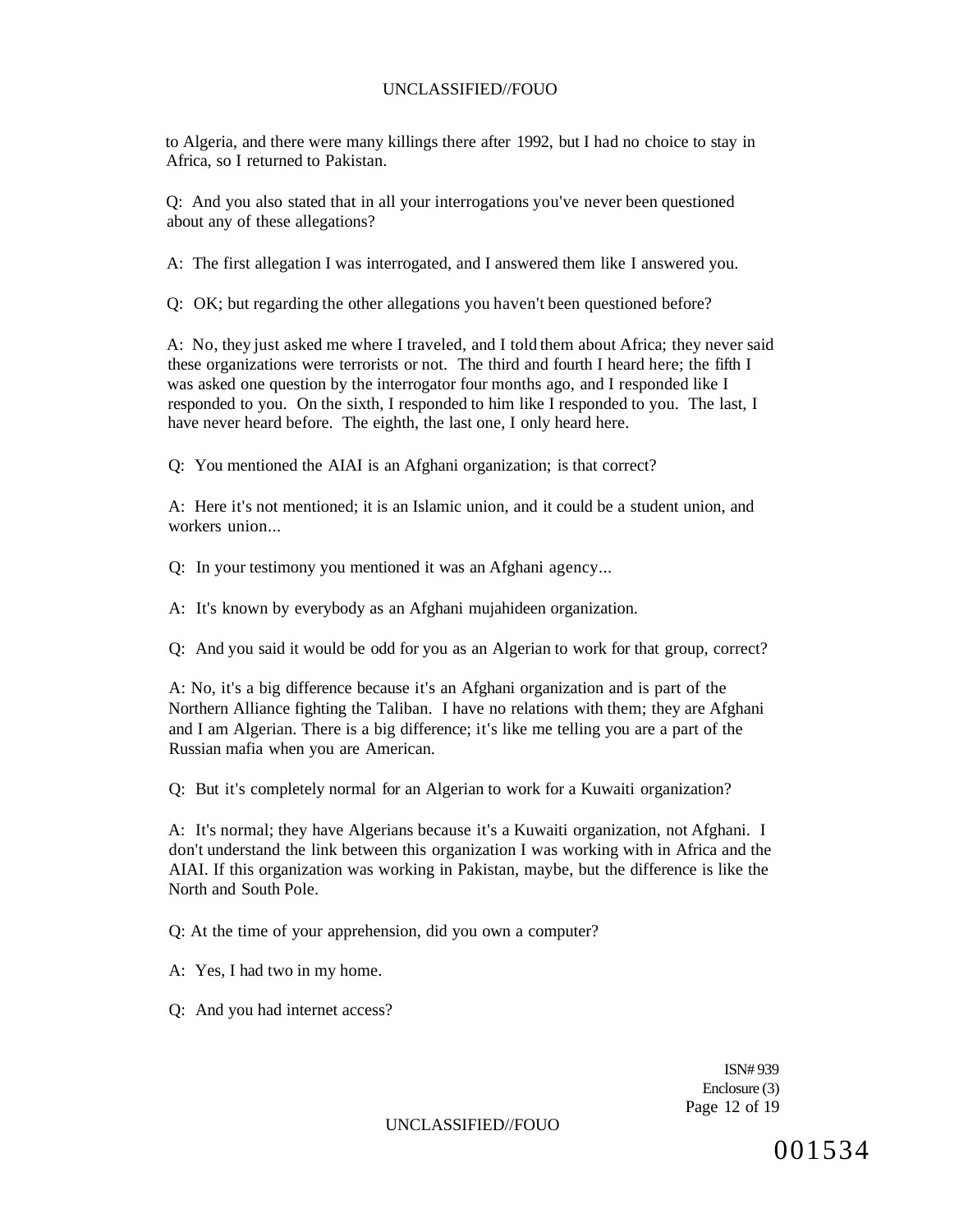to Algeria, and there were many killings there after 1992, but I had no choice to stay in Africa, so I returned to Pakistan.

Q: And you also stated that in all your interrogations you've never been questioned about any of these allegations?

A: The first allegation I was interrogated, and I answered them like I answered you.

Q: OK; but regarding the other allegations you haven't been questioned before?

A: No, they just asked me where I traveled, and I told them about Africa; they never said these organizations were terrorists or not. The third and fourth I heard here; the fifth I was asked one question by the interrogator four months ago, and I responded like I responded to you. On the sixth, I responded to him like I responded to you. The last, I have never heard before. The eighth, the last one, I only heard here.

Q: You mentioned the AIAI is an Afghani organization; is that correct?

A: Here it's not mentioned; it is an Islamic union, and it could be a student union, and workers union...

Q: In your testimony you mentioned it was an Afghani agency...

A: It's known by everybody as an Afghani mujahideen organization.

Q: And you said it would be odd for you as an Algerian to work for that group, correct?

A: No, it's a big difference because it's an Afghani organization and is part of the Northern Alliance fighting the Taliban. I have no relations with them; they are Afghani and I am Algerian. There is a big difference; it's like me telling you are a part of the Russian mafia when you are American.

Q: But it's completely normal for an Algerian to work for a Kuwaiti organization?

A: It's normal; they have Algerians because it's a Kuwaiti organization, not Afghani. I don't understand the link between this organization I was working with in Africa and the AIAI. If this organization was working in Pakistan, maybe, but the difference is like the North and South Pole.

Q: At the time of your apprehension, did you own a computer?

A: Yes, I had two in my home.

Q: And you had internet access?

ISN# 939
Enclosure (3)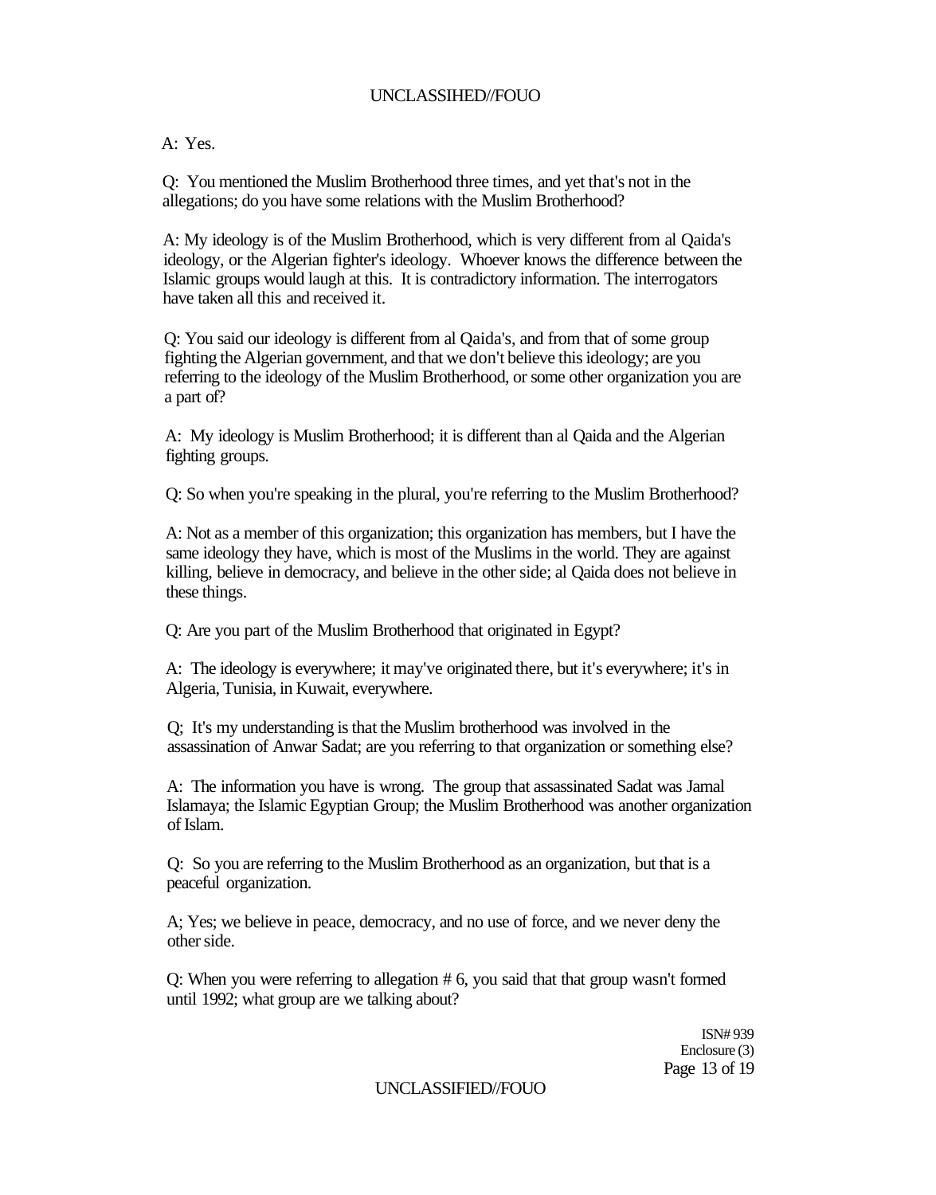A: Yes.

Q: You mentioned the Muslim Brotherhood three times, and yet that's not in the allegations; do you have some relations with the Muslim Brotherhood?

A: My ideology is of the Muslim Brotherhood, which is very different from al Qaida's ideology, or the Algerian fighter's ideology. Whoever knows the difference between the Islamic groups would laugh at this. It is contradictory information. The interrogators have taken all this and received it.

Q: You said our ideology is different from al Qaida's, and from that of some group fighting the Algerian government, and that we don't believe this ideology; are you referring to the ideology of the Muslim Brotherhood, or some other organization you are a part of?

A: My ideology is Muslim Brotherhood; it is different than al Qaida and the Algerian fighting groups.

Q: So when you're speaking in the plural, you're referring to the Muslim Brotherhood?

A: Not as a member of this organization; this organization has members, but I have the same ideology they have, which is most of the Muslims in the world. They are against killing, believe in democracy, and believe in the other side; al Qaida does not believe in these things.

Q: Are you part of the Muslim Brotherhood that originated in Egypt?

A: The ideology is everywhere; it may've originated there, but it's everywhere; it's in Algeria, Tunisia, in Kuwait, everywhere.

Q; It's my understanding is that the Muslim brotherhood was involved in the assassination of Anwar Sadat; are you referring to that organization or something else?

A: The information you have is wrong. The group that assassinated Sadat was Jamal Islamaya; the Islamic Egyptian Group; the Muslim Brotherhood was another organization of Islam.

Q: So you are referring to the Muslim Brotherhood as an organization, but that is a peaceful organization.

A; Yes; we believe in peace, democracy, and no use of force, and we never deny the other side.

Q: When you were referring to allegation # 6, you said that that group wasn't formed until 1992; what group are we talking about?

ISN# 939
Enclosure (3)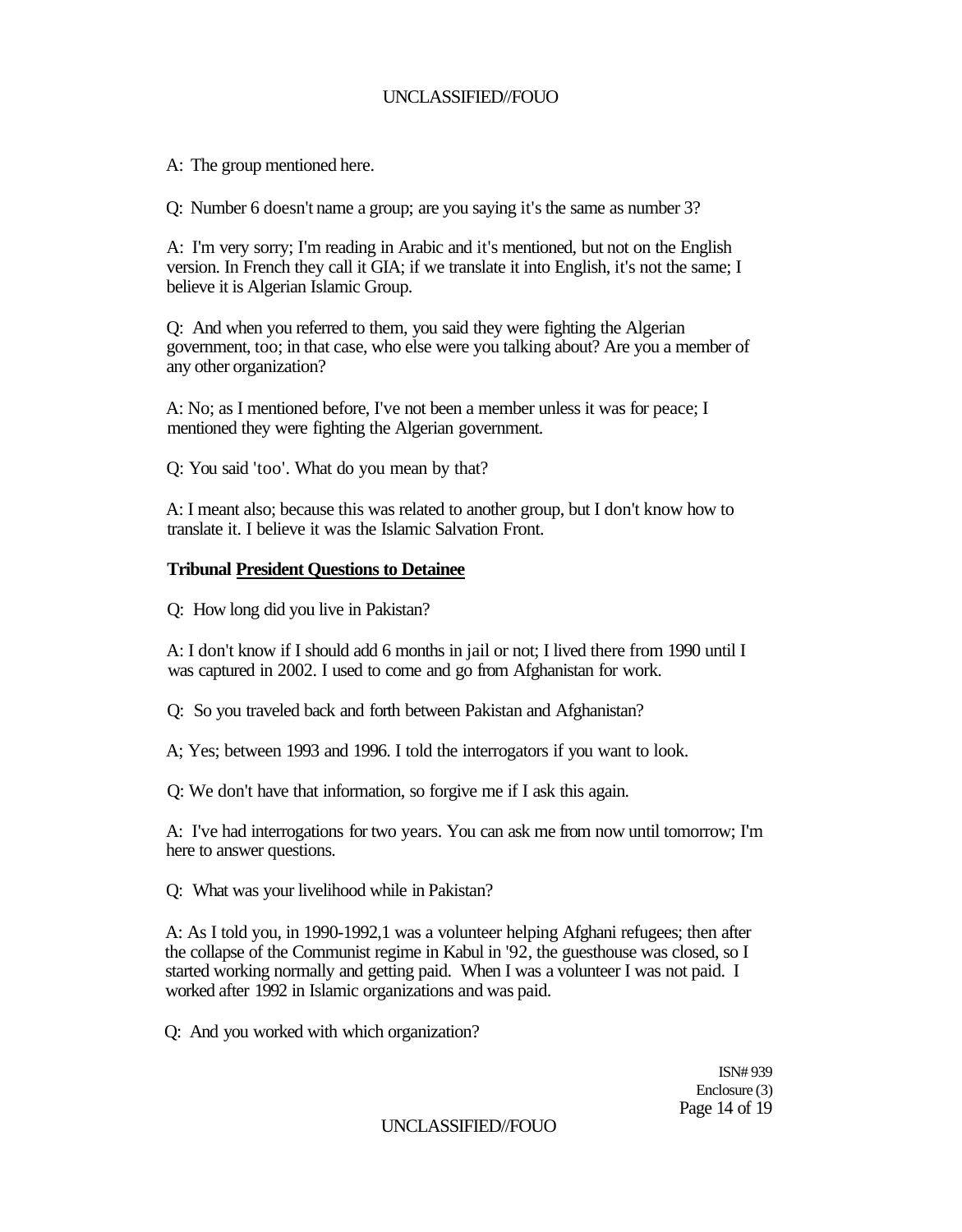A: The group mentioned here.

Q: Number 6 doesn't name a group; are you saying it's the same as number 3?

A: I'm very sorry; I'm reading in Arabic and it's mentioned, but not on the English version. In French they call it GIA; if we translate it into English, it's not the same; I believe it is Algerian Islamic Group.

Q: And when you referred to them, you said they were fighting the Algerian government, too; in that case, who else were you talking about? Are you a member of any other organization?

A: No; as I mentioned before, I've not been a member unless it was for peace; I mentioned they were fighting the Algerian government.

Q: You said 'too'. What do you mean by that?

A: I meant also; because this was related to another group, but I don't know how to translate it. I believe it was the Islamic Salvation Front.

**Tribunal <u>President Questions to Detainee</u>**

Q: How long did you live in Pakistan?

A: I don't know if I should add 6 months in jail or not; I lived there from 1990 until I was captured in 2002. I used to come and go from Afghanistan for work.

Q: So you traveled back and forth between Pakistan and Afghanistan?

A; Yes; between 1993 and 1996. I told the interrogators if you want to look.

Q: We don't have that information, so forgive me if I ask this again.

A: I've had interrogations for two years. You can ask me from now until tomorrow; I'm here to answer questions.

Q: What was your livelihood while in Pakistan?

A: As I told you, in 1990-1992,1 was a volunteer helping Afghani refugees; then after the collapse of the Communist regime in Kabul in '92, the guesthouse was closed, so I started working normally and getting paid. When I was a volunteer I was not paid. I worked after 1992 in Islamic organizations and was paid.

Q: And you worked with which organization?

ISN# 939
Enclosure (3)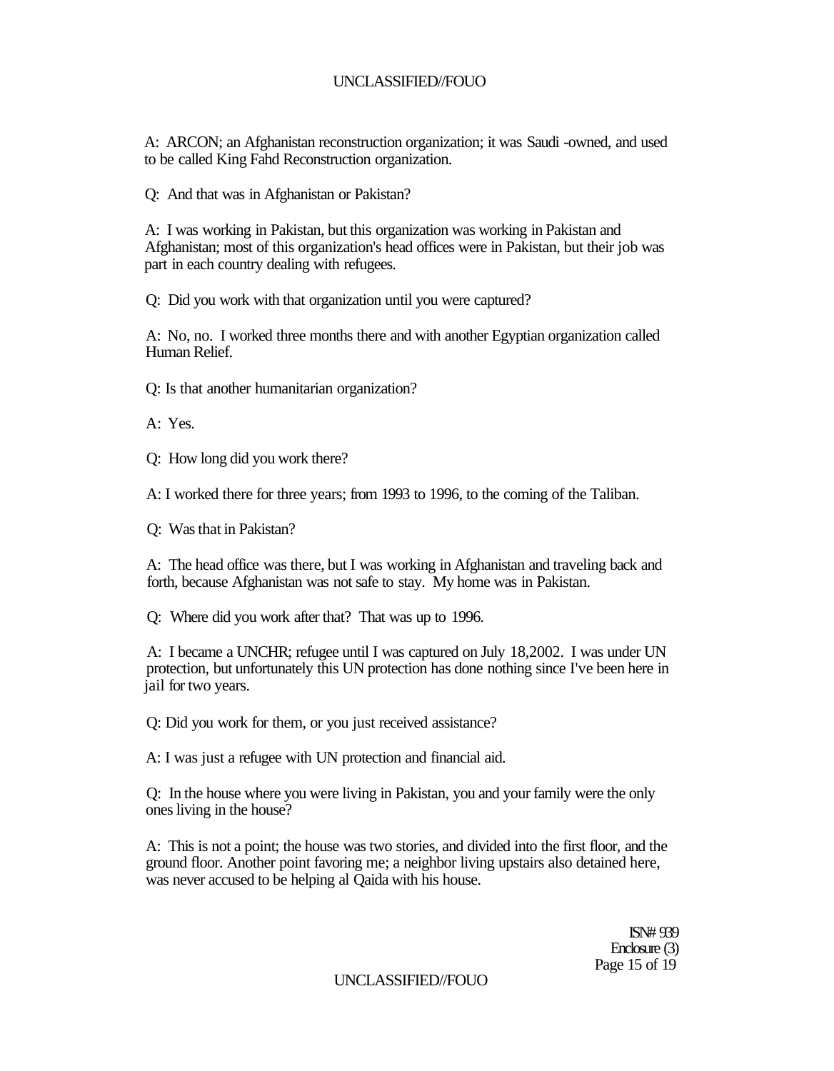A: ARCON; an Afghanistan reconstruction organization; it was Saudi -owned, and used to be called King Fahd Reconstruction organization.

Q: And that was in Afghanistan or Pakistan?

A: I was working in Pakistan, but this organization was working in Pakistan and Afghanistan; most of this organization's head offices were in Pakistan, but their job was part in each country dealing with refugees.

Q: Did you work with that organization until you were captured?

A: No, no. I worked three months there and with another Egyptian organization called Human Relief.

Q: Is that another humanitarian organization?

A: Yes.

Q: How long did you work there?

A: I worked there for three years; from 1993 to 1996, to the coming of the Taliban.

Q: Was that in Pakistan?

A: The head office was there, but I was working in Afghanistan and traveling back and forth, because Afghanistan was not safe to stay. My home was in Pakistan.

Q: Where did you work after that? That was up to 1996.

A: I became a UNCHR; refugee until I was captured on July 18,2002. I was under UN protection, but unfortunately this UN protection has done nothing since I've been here in jail for two years.

Q: Did you work for them, or you just received assistance?

A: I was just a refugee with UN protection and financial aid.

Q: In the house where you were living in Pakistan, you and your family were the only ones living in the house?

A: This is not a point; the house was two stories, and divided into the first floor, and the ground floor. Another point favoring me; a neighbor living upstairs also detained here, was never accused to be helping al Qaida with his house.

ISN# 939
Enclosure (3)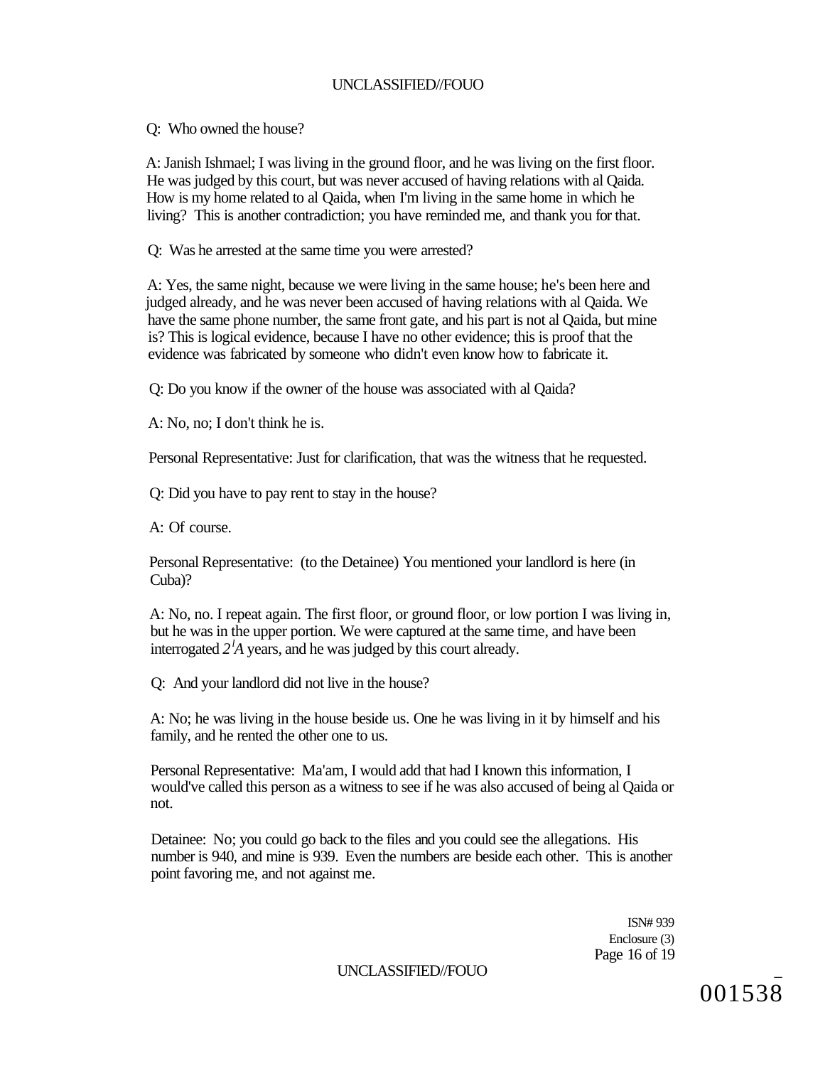Q: Who owned the house?

A: Janish Ishmael; I was living in the ground floor, and he was living on the first floor. He was judged by this court, but was never accused of having relations with al Qaida. How is my home related to al Qaida, when I'm living in the same home in which he living? This is another contradiction; you have reminded me, and thank you for that.

Q: Was he arrested at the same time you were arrested?

A: Yes, the same night, because we were living in the same house; he's been here and judged already, and he was never been accused of having relations with al Qaida. We have the same phone number, the same front gate, and his part is not al Qaida, but mine is? This is logical evidence, because I have no other evidence; this is proof that the evidence was fabricated by someone who didn't even know how to fabricate it.

Q: Do you know if the owner of the house was associated with al Qaida?

A: No, no; I don't think he is.

Personal Representative: Just for clarification, that was the witness that he requested.

Q: Did you have to pay rent to stay in the house?

A: Of course.

Personal Representative: (to the Detainee) You mentioned your landlord is here (in Cuba)?

A: No, no. I repeat again. The first floor, or ground floor, or low portion I was living in, but he was in the upper portion. We were captured at the same time, and have been interrogated *2[1]A* years, and he was judged by this court already.

Q: And your landlord did not live in the house?

A: No; he was living in the house beside us. One he was living in it by himself and his family, and he rented the other one to us.

Personal Representative: Ma'am, I would add that had I known this information, I would've called this person as a witness to see if he was also accused of being al Qaida or not.

Detainee: No; you could go back to the files and you could see the allegations. His number is 940, and mine is 939. Even the numbers are beside each other. This is another point favoring me, and not against me.

ISN# 939
Enclosure (3)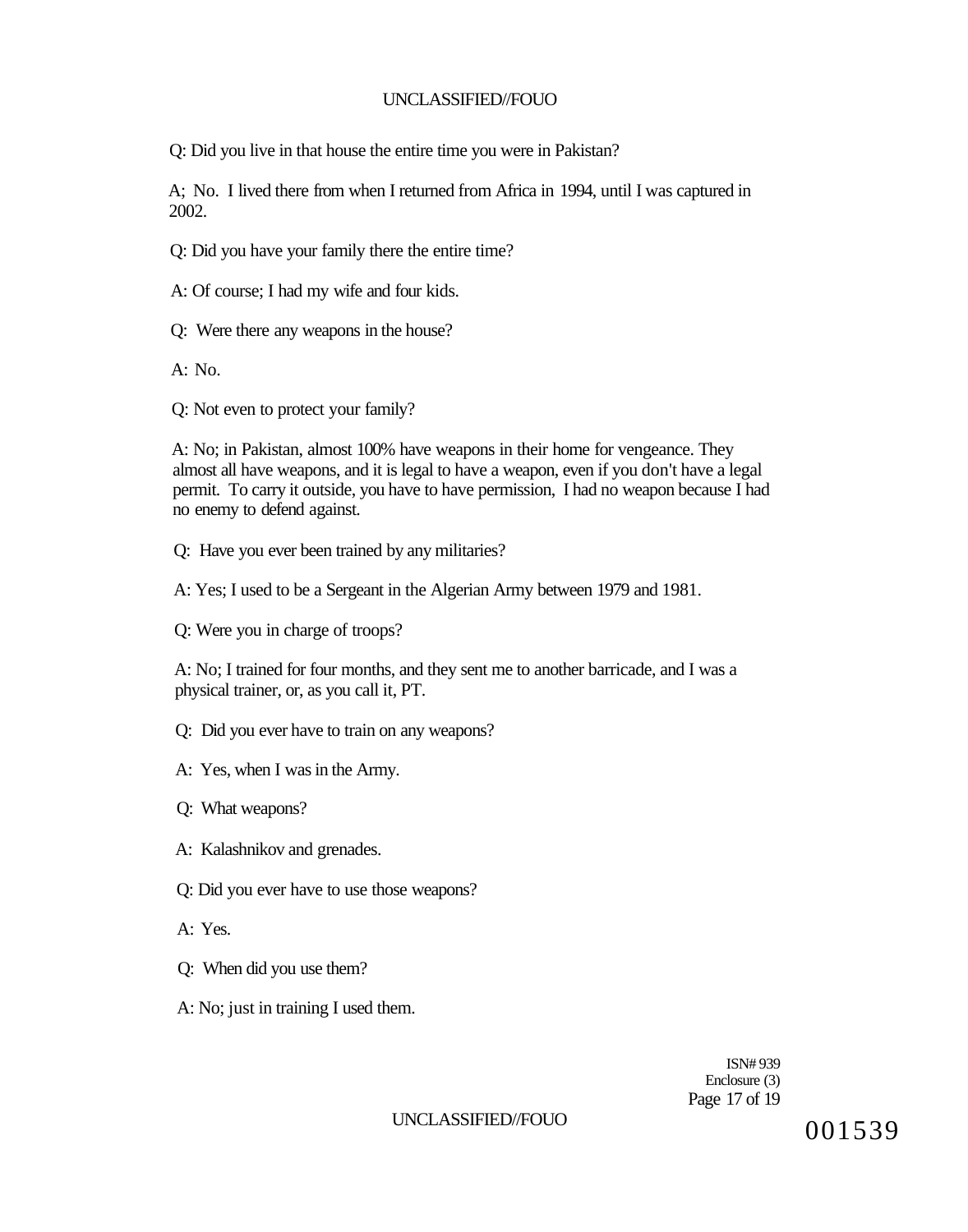Q: Did you live in that house the entire time you were in Pakistan?

A; No. I lived there from when I returned from Africa in 1994, until I was captured in 2002.

Q: Did you have your family there the entire time?

A: Of course; I had my wife and four kids.

Q: Were there any weapons in the house?

A: No.

Q: Not even to protect your family?

A: No; in Pakistan, almost 100% have weapons in their home for vengeance. They almost all have weapons, and it is legal to have a weapon, even if you don't have a legal permit. To carry it outside, you have to have permission, I had no weapon because I had no enemy to defend against.

Q: Have you ever been trained by any militaries?

A: Yes; I used to be a Sergeant in the Algerian Army between 1979 and 1981.

Q: Were you in charge of troops?

A: No; I trained for four months, and they sent me to another barricade, and I was a physical trainer, or, as you call it, PT.

Q: Did you ever have to train on any weapons?

A: Yes, when I was in the Army.

Q: What weapons?

A: Kalashnikov and grenades.

Q: Did you ever have to use those weapons?

A: Yes.

Q: When did you use them?

A: No; just in training I used them.

ISN# 939
Enclosure (3)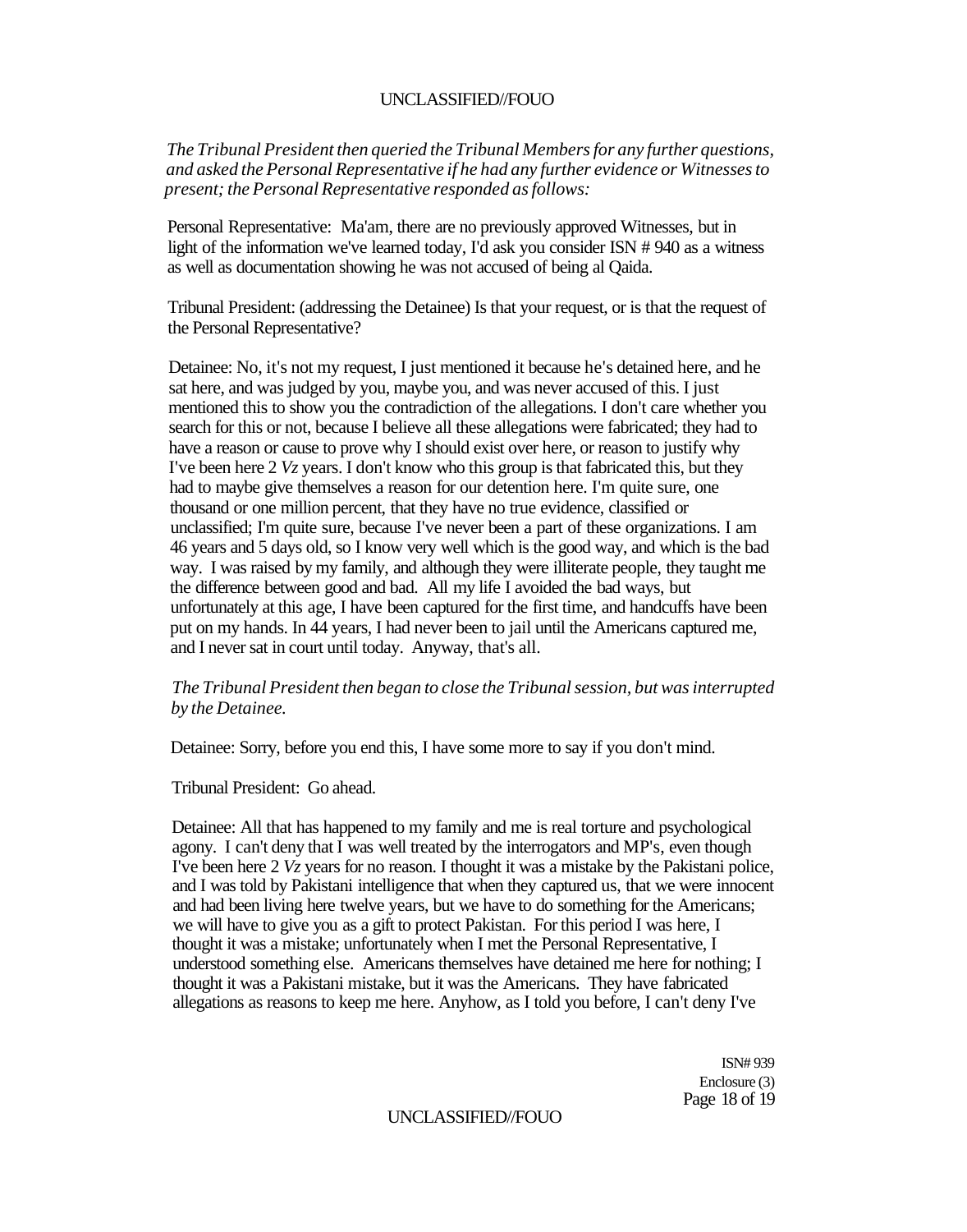*The Tribunal President then queried the Tribunal Members for any further questions, and asked the Personal Representative if he had any further evidence or Witnesses to present; the Personal Representative responded as follows:*

Personal Representative: Ma'am, there are no previously approved Witnesses, but in light of the information we've learned today, I'd ask you consider ISN # 940 as a witness as well as documentation showing he was not accused of being al Qaida.

Tribunal President: (addressing the Detainee) Is that your request, or is that the request of the Personal Representative?

Detainee: No, it's not my request, I just mentioned it because he's detained here, and he sat here, and was judged by you, maybe you, and was never accused of this. I just mentioned this to show you the contradiction of the allegations. I don't care whether you search for this or not, because I believe all these allegations were fabricated; they had to have a reason or cause to prove why I should exist over here, or reason to justify why I've been here 2 *Vz* years. I don't know who this group is that fabricated this, but they had to maybe give themselves a reason for our detention here. I'm quite sure, one thousand or one million percent, that they have no true evidence, classified or unclassified; I'm quite sure, because I've never been a part of these organizations. I am 46 years and 5 days old, so I know very well which is the good way, and which is the bad way. I was raised by my family, and although they were illiterate people, they taught me the difference between good and bad. All my life I avoided the bad ways, but unfortunately at this age, I have been captured for the first time, and handcuffs have been put on my hands. In 44 years, I had never been to jail until the Americans captured me, and I never sat in court until today. Anyway, that's all.

*The Tribunal President then began to close the Tribunal session, but was interrupted by the Detainee.*

Detainee: Sorry, before you end this, I have some more to say if you don't mind.

Tribunal President: Go ahead.

Detainee: All that has happened to my family and me is real torture and psychological agony. I can't deny that I was well treated by the interrogators and MP's, even though I've been here 2 *Vz* years for no reason. I thought it was a mistake by the Pakistani police, and I was told by Pakistani intelligence that when they captured us, that we were innocent and had been living here twelve years, but we have to do something for the Americans; we will have to give you as a gift to protect Pakistan. For this period I was here, I thought it was a mistake; unfortunately when I met the Personal Representative, I understood something else. Americans themselves have detained me here for nothing; I thought it was a Pakistani mistake, but it was the Americans. They have fabricated allegations as reasons to keep me here. Anyhow, as I told you before, I can't deny I've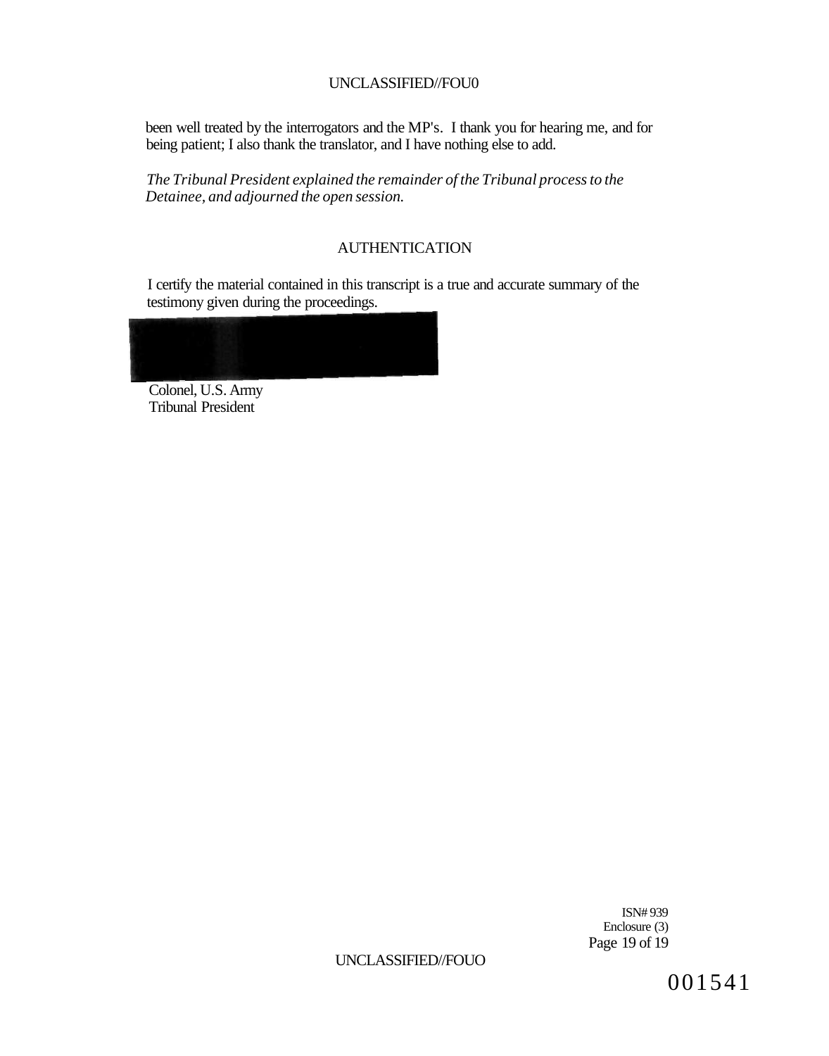been well treated by the interrogators and the MP's. I thank you for hearing me, and for being patient; I also thank the translator, and I have nothing else to add.

*The Tribunal President explained the remainder of the Tribunal process to the Detainee, and adjourned the open session.*

## AUTHENTICATION

I certify the material contained in this transcript is a true and accurate summary of the testimony given during the proceedings.

Colonel, U.S. Army
Tribunal President

ISN# 939
Enclosure (3)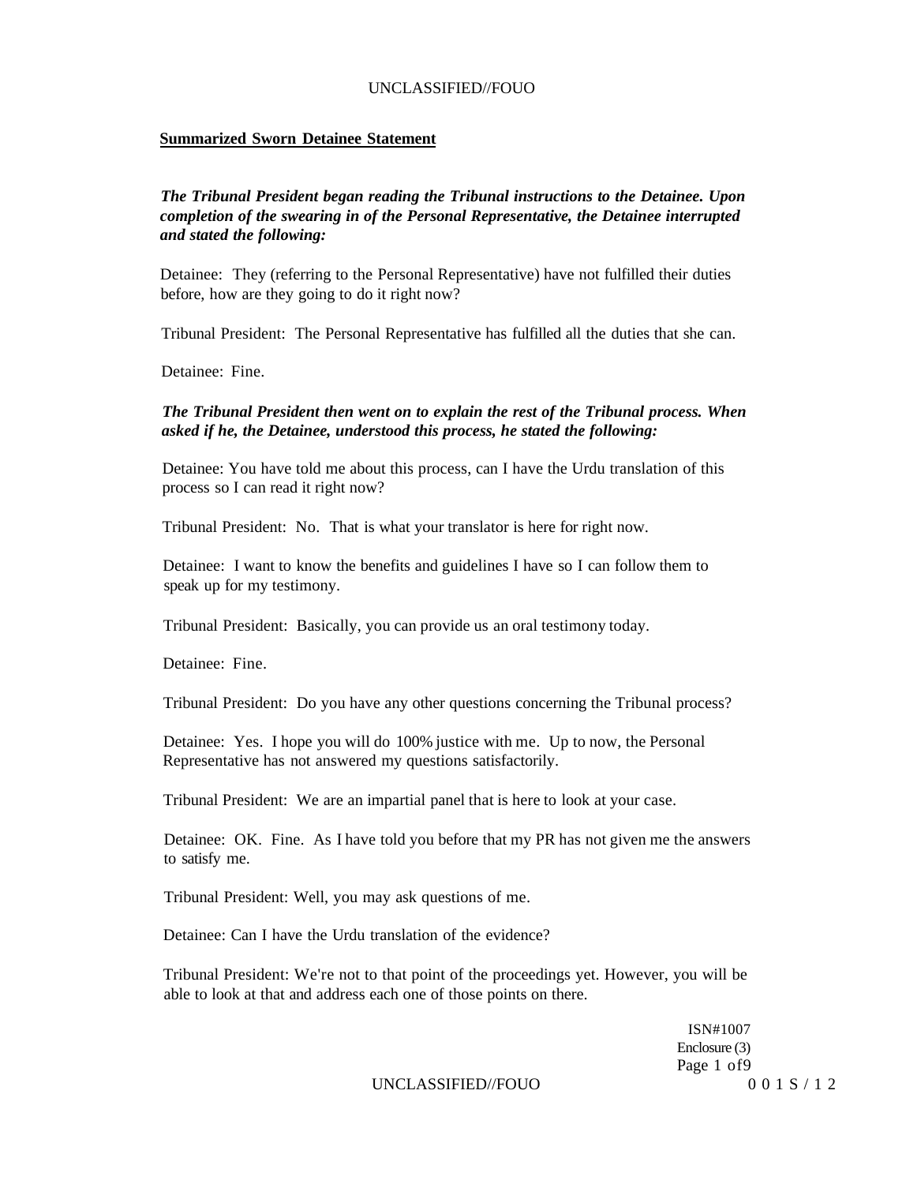**Summarized Sworn Detainee Statement**

***The Tribunal President began reading the Tribunal instructions to the Detainee. Upon completion of the swearing in of the Personal Representative, the Detainee interrupted and stated the following:***

Detainee: They (referring to the Personal Representative) have not fulfilled their duties before, how are they going to do it right now?

Tribunal President: The Personal Representative has fulfilled all the duties that she can.

Detainee: Fine.

***The Tribunal President then went on to explain the rest of the Tribunal process. When asked if he, the Detainee, understood this process, he stated the following:***

Detainee: You have told me about this process, can I have the Urdu translation of this process so I can read it right now?

Tribunal President: No. That is what your translator is here for right now.

Detainee: I want to know the benefits and guidelines I have so I can follow them to speak up for my testimony.

Tribunal President: Basically, you can provide us an oral testimony today.

Detainee: Fine.

Tribunal President: Do you have any other questions concerning the Tribunal process?

Detainee: Yes. I hope you will do 100% justice with me. Up to now, the Personal Representative has not answered my questions satisfactorily.

Tribunal President: We are an impartial panel that is here to look at your case.

Detainee: OK. Fine. As I have told you before that my PR has not given me the answers to satisfy me.

Tribunal President: Well, you may ask questions of me.

Detainee: Can I have the Urdu translation of the evidence?

Tribunal President: We're not to that point of the proceedings yet. However, you will be able to look at that and address each one of those points on there.

ISN#1007
Enclosure (3)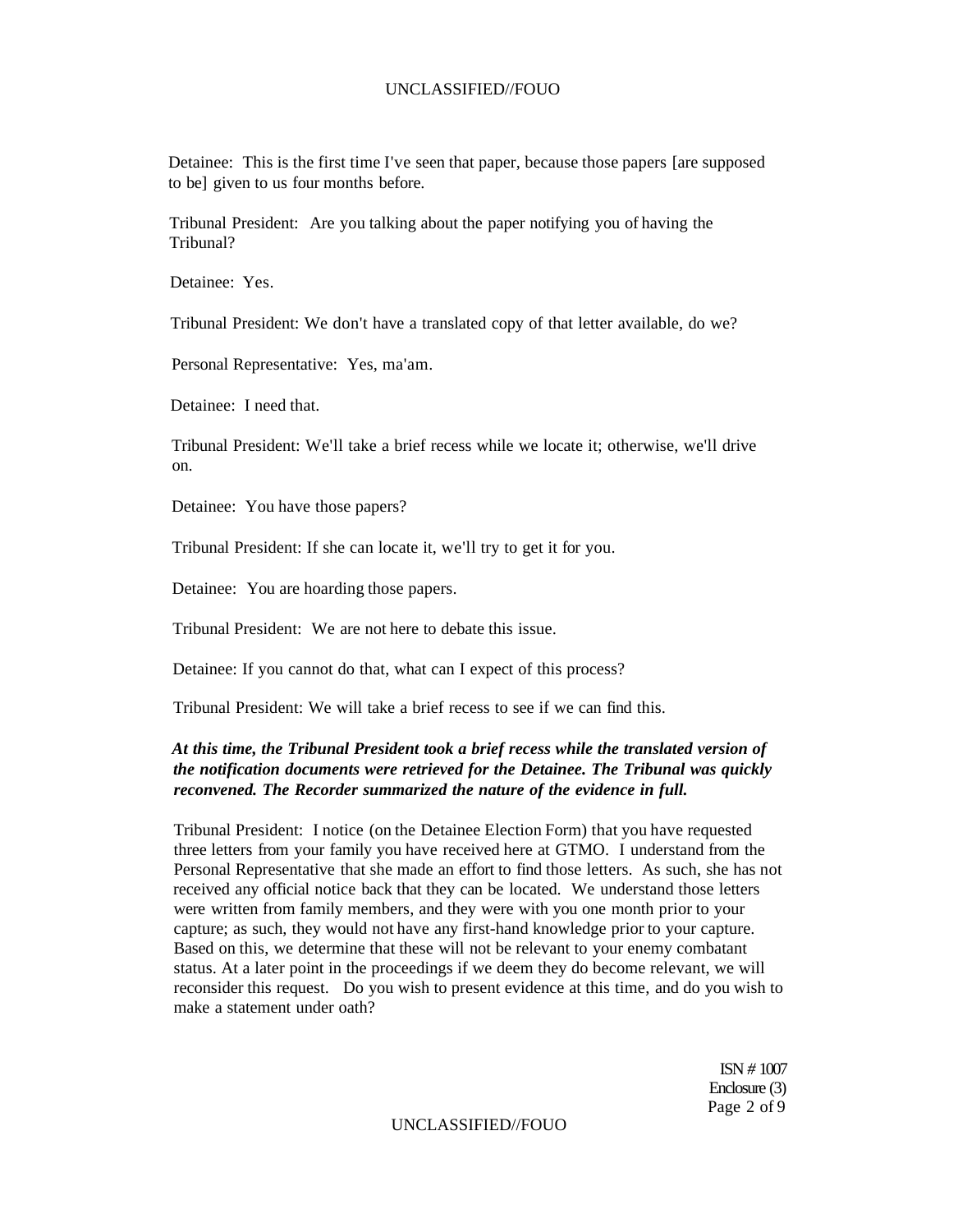Detainee: This is the first time I've seen that paper, because those papers [are supposed to be] given to us four months before.

Tribunal President: Are you talking about the paper notifying you of having the Tribunal?

Detainee: Yes.

Tribunal President: We don't have a translated copy of that letter available, do we?

Personal Representative: Yes, ma'am.

Detainee: I need that.

Tribunal President: We'll take a brief recess while we locate it; otherwise, we'll drive on.

Detainee: You have those papers?

Tribunal President: If she can locate it, we'll try to get it for you.

Detainee: You are hoarding those papers.

Tribunal President: We are not here to debate this issue.

Detainee: If you cannot do that, what can I expect of this process?

Tribunal President: We will take a brief recess to see if we can find this.

***At this time, the Tribunal President took a brief recess while the translated version of the notification documents were retrieved for the Detainee. The Tribunal was quickly reconvened. The Recorder summarized the nature of the evidence in full.***

Tribunal President: I notice (on the Detainee Election Form) that you have requested three letters from your family you have received here at GTMO. I understand from the Personal Representative that she made an effort to find those letters. As such, she has not received any official notice back that they can be located. We understand those letters were written from family members, and they were with you one month prior to your capture; as such, they would not have any first-hand knowledge prior to your capture. Based on this, we determine that these will not be relevant to your enemy combatant status. At a later point in the proceedings if we deem they do become relevant, we will reconsider this request. Do you wish to present evidence at this time, and do you wish to make a statement under oath?

ISN # 1007
Enclosure (3)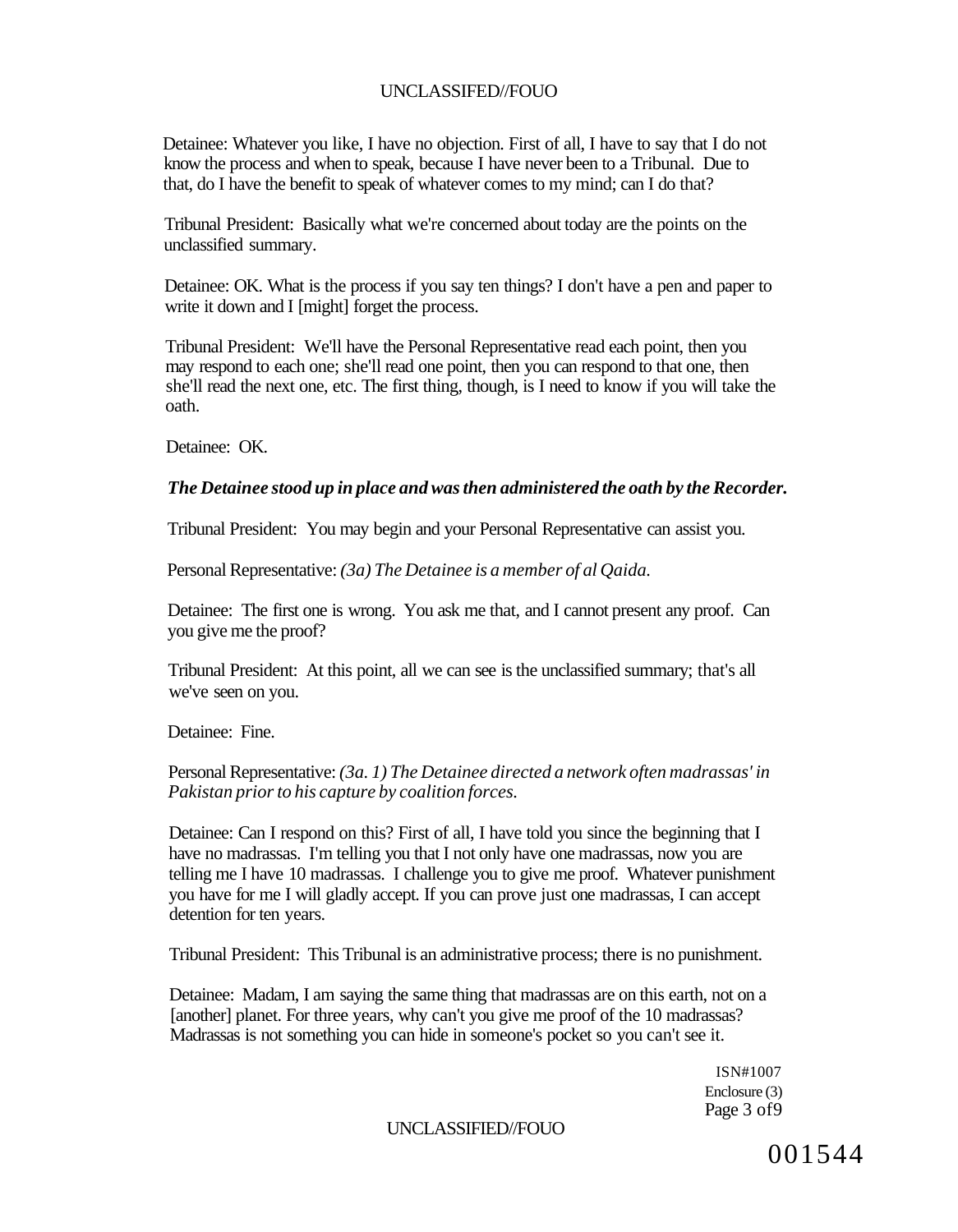Detainee: Whatever you like, I have no objection. First of all, I have to say that I do not know the process and when to speak, because I have never been to a Tribunal. Due to that, do I have the benefit to speak of whatever comes to my mind; can I do that?

Tribunal President: Basically what we're concerned about today are the points on the unclassified summary.

Detainee: OK. What is the process if you say ten things? I don't have a pen and paper to write it down and I [might] forget the process.

Tribunal President: We'll have the Personal Representative read each point, then you may respond to each one; she'll read one point, then you can respond to that one, then she'll read the next one, etc. The first thing, though, is I need to know if you will take the oath.

Detainee: OK.

***The Detainee stood up in place and was then administered the oath by the Recorder.***

Tribunal President: You may begin and your Personal Representative can assist you.

Personal Representative: *(3a) The Detainee is a member of al Qaida.*

Detainee: The first one is wrong. You ask me that, and I cannot present any proof. Can you give me the proof?

Tribunal President: At this point, all we can see is the unclassified summary; that's all we've seen on you.

Detainee: Fine.

Personal Representative: *(3a. 1) The Detainee directed a network often madrassas' in Pakistan prior to his capture by coalition forces.*

Detainee: Can I respond on this? First of all, I have told you since the beginning that I have no madrassas. I'm telling you that I not only have one madrassas, now you are telling me I have 10 madrassas. I challenge you to give me proof. Whatever punishment you have for me I will gladly accept. If you can prove just one madrassas, I can accept detention for ten years.

Tribunal President: This Tribunal is an administrative process; there is no punishment.

Detainee: Madam, I am saying the same thing that madrassas are on this earth, not on a [another] planet. For three years, why can't you give me proof of the 10 madrassas? Madrassas is not something you can hide in someone's pocket so you can't see it.

ISN#1007
Enclosure (3)
Page 3 of9

001544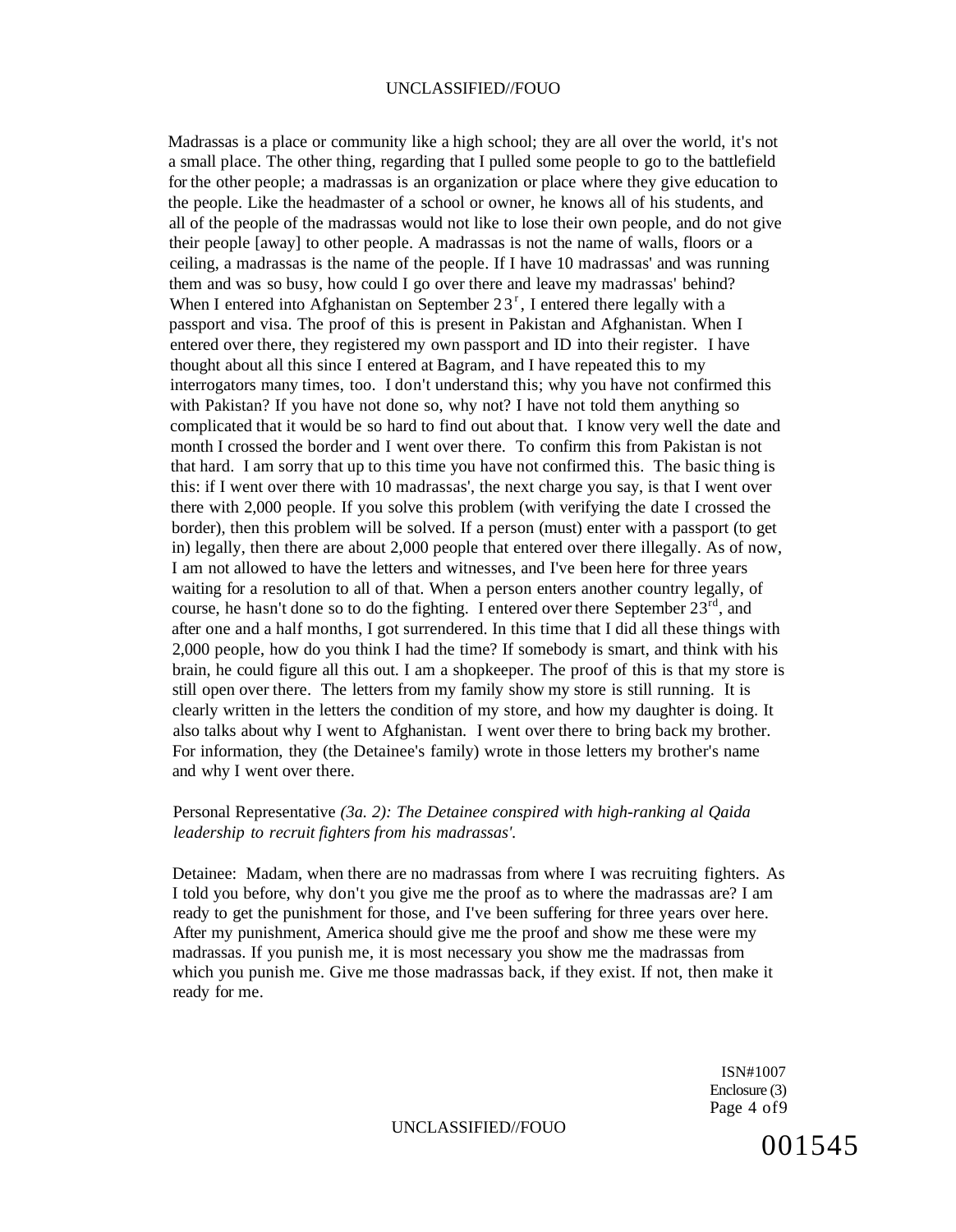Madrassas is a place or community like a high school; they are all over the world, it's not a small place. The other thing, regarding that I pulled some people to go to the battlefield for the other people; a madrassas is an organization or place where they give education to the people. Like the headmaster of a school or owner, he knows all of his students, and all of the people of the madrassas would not like to lose their own people, and do not give their people [away] to other people. A madrassas is not the name of walls, floors or a ceiling, a madrassas is the name of the people. If I have 10 madrassas' and was running them and was so busy, how could I go over there and leave my madrassas' behind? When I entered into Afghanistan on September 23r, I entered there legally with a passport and visa. The proof of this is present in Pakistan and Afghanistan. When I entered over there, they registered my own passport and ID into their register. I have thought about all this since I entered at Bagram, and I have repeated this to my interrogators many times, too. I don't understand this; why you have not confirmed this with Pakistan? If you have not done so, why not? I have not told them anything so complicated that it would be so hard to find out about that. I know very well the date and month I crossed the border and I went over there. To confirm this from Pakistan is not that hard. I am sorry that up to this time you have not confirmed this. The basic thing is this: if I went over there with 10 madrassas', the next charge you say, is that I went over there with 2,000 people. If you solve this problem (with verifying the date I crossed the border), then this problem will be solved. If a person (must) enter with a passport (to get in) legally, then there are about 2,000 people that entered over there illegally. As of now, I am not allowed to have the letters and witnesses, and I've been here for three years waiting for a resolution to all of that. When a person enters another country legally, of course, he hasn't done so to do the fighting. I entered over there September 23rd, and after one and a half months, I got surrendered. In this time that I did all these things with 2,000 people, how do you think I had the time? If somebody is smart, and think with his brain, he could figure all this out. I am a shopkeeper. The proof of this is that my store is still open over there. The letters from my family show my store is still running. It is clearly written in the letters the condition of my store, and how my daughter is doing. It also talks about why I went to Afghanistan. I went over there to bring back my brother. For information, they (the Detainee's family) wrote in those letters my brother's name and why I went over there.

Personal Representative *(3a. 2): The Detainee conspired with high-ranking al Qaida leadership to recruit fighters from his madrassas'.*

Detainee: Madam, when there are no madrassas from where I was recruiting fighters. As I told you before, why don't you give me the proof as to where the madrassas are? I am ready to get the punishment for those, and I've been suffering for three years over here. After my punishment, America should give me the proof and show me these were my madrassas. If you punish me, it is most necessary you show me the madrassas from which you punish me. Give me those madrassas back, if they exist. If not, then make it ready for me.

ISN#1007
Enclosure (3)

001545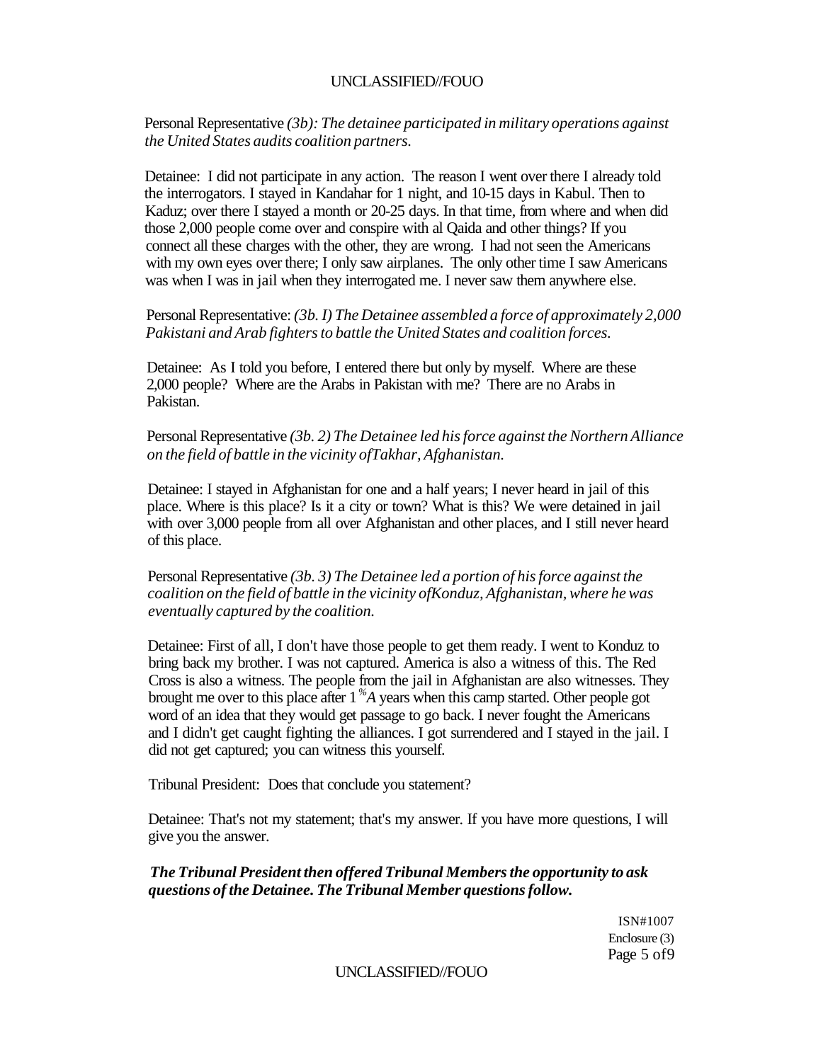Personal Representative *(3b): The detainee participated in military operations against the United States audits coalition partners.*

Detainee: I did not participate in any action. The reason I went over there I already told the interrogators. I stayed in Kandahar for 1 night, and 10-15 days in Kabul. Then to Kaduz; over there I stayed a month or 20-25 days. In that time, from where and when did those 2,000 people come over and conspire with al Qaida and other things? If you connect all these charges with the other, they are wrong. I had not seen the Americans with my own eyes over there; I only saw airplanes. The only other time I saw Americans was when I was in jail when they interrogated me. I never saw them anywhere else.

Personal Representative: *(3b. I) The Detainee assembled a force of approximately 2,000 Pakistani and Arab fighters to battle the United States and coalition forces.*

Detainee: As I told you before, I entered there but only by myself. Where are these 2,000 people? Where are the Arabs in Pakistan with me? There are no Arabs in Pakistan.

Personal Representative *(3b. 2) The Detainee led his force against the Northern Alliance on the field of battle in the vicinity ofTakhar, Afghanistan.*

Detainee: I stayed in Afghanistan for one and a half years; I never heard in jail of this place. Where is this place? Is it a city or town? What is this? We were detained in jail with over 3,000 people from all over Afghanistan and other places, and I still never heard of this place.

Personal Representative *(3b. 3) The Detainee led a portion of his force against the coalition on the field of battle in the vicinity ofKonduz, Afghanistan, where he was eventually captured by the coalition.*

Detainee: First of all, I don't have those people to get them ready. I went to Konduz to bring back my brother. I was not captured. America is also a witness of this. The Red Cross is also a witness. The people from the jail in Afghanistan are also witnesses. They brought me over to this place after 1 %A years when this camp started. Other people got word of an idea that they would get passage to go back. I never fought the Americans and I didn't get caught fighting the alliances. I got surrendered and I stayed in the jail. I did not get captured; you can witness this yourself.

Tribunal President: Does that conclude you statement?

Detainee: That's not my statement; that's my answer. If you have more questions, I will give you the answer.

***The Tribunal President then offered Tribunal Members the opportunity to ask questions of the Detainee. The Tribunal Member questions follow.***

ISN#1007
Enclosure (3)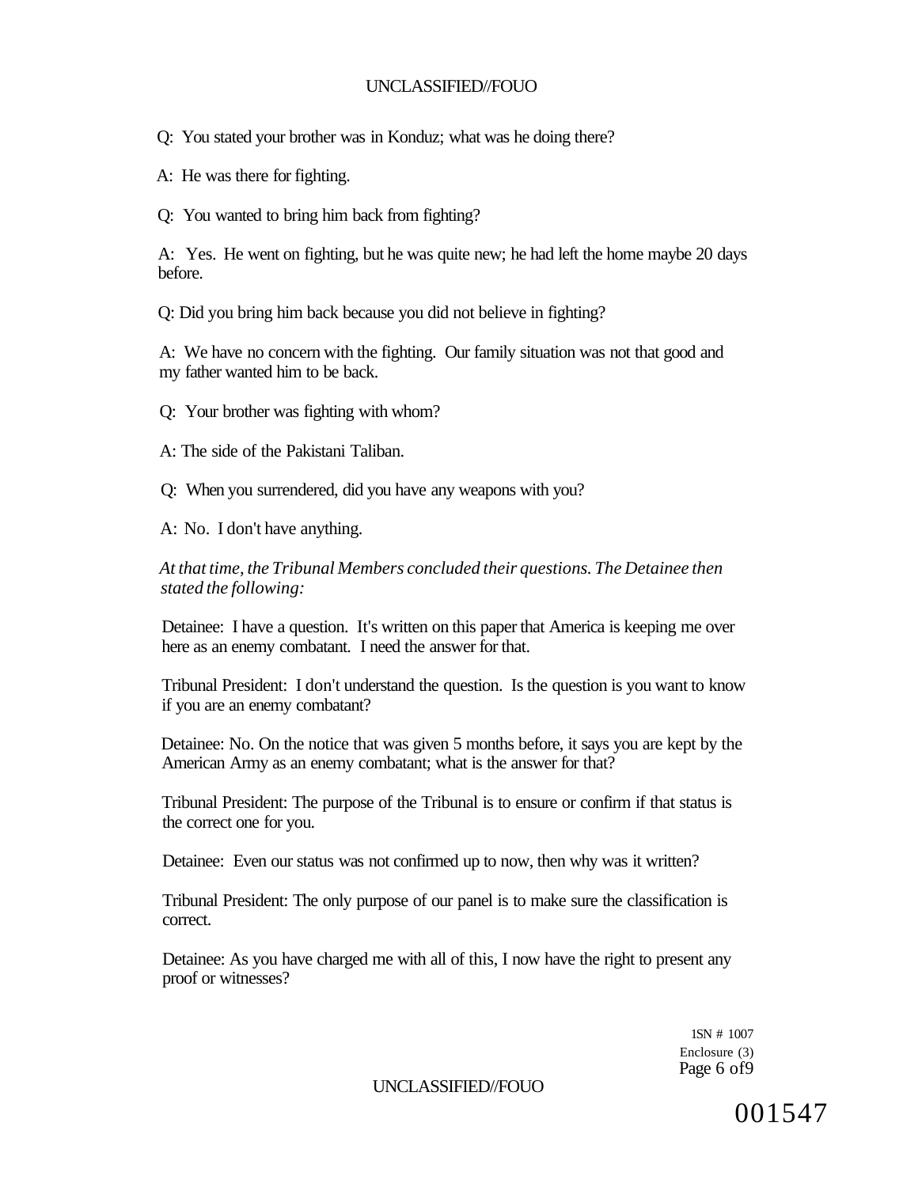Q: You stated your brother was in Konduz; what was he doing there?

A: He was there for fighting.

Q: You wanted to bring him back from fighting?

A: Yes. He went on fighting, but he was quite new; he had left the home maybe 20 days before.

Q: Did you bring him back because you did not believe in fighting?

A: We have no concern with the fighting. Our family situation was not that good and my father wanted him to be back.

Q: Your brother was fighting with whom?

A: The side of the Pakistani Taliban.

Q: When you surrendered, did you have any weapons with you?

A: No. I don't have anything.

*At that time, the Tribunal Members concluded their questions. The Detainee then stated the following:*

Detainee: I have a question. It's written on this paper that America is keeping me over here as an enemy combatant. I need the answer for that.

Tribunal President: I don't understand the question. Is the question is you want to know if you are an enemy combatant?

Detainee: No. On the notice that was given 5 months before, it says you are kept by the American Army as an enemy combatant; what is the answer for that?

Tribunal President: The purpose of the Tribunal is to ensure or confirm if that status is the correct one for you.

Detainee: Even our status was not confirmed up to now, then why was it written?

Tribunal President: The only purpose of our panel is to make sure the classification is correct.

Detainee: As you have charged me with all of this, I now have the right to present any proof or witnesses?

1SN # 1007
Enclosure (3)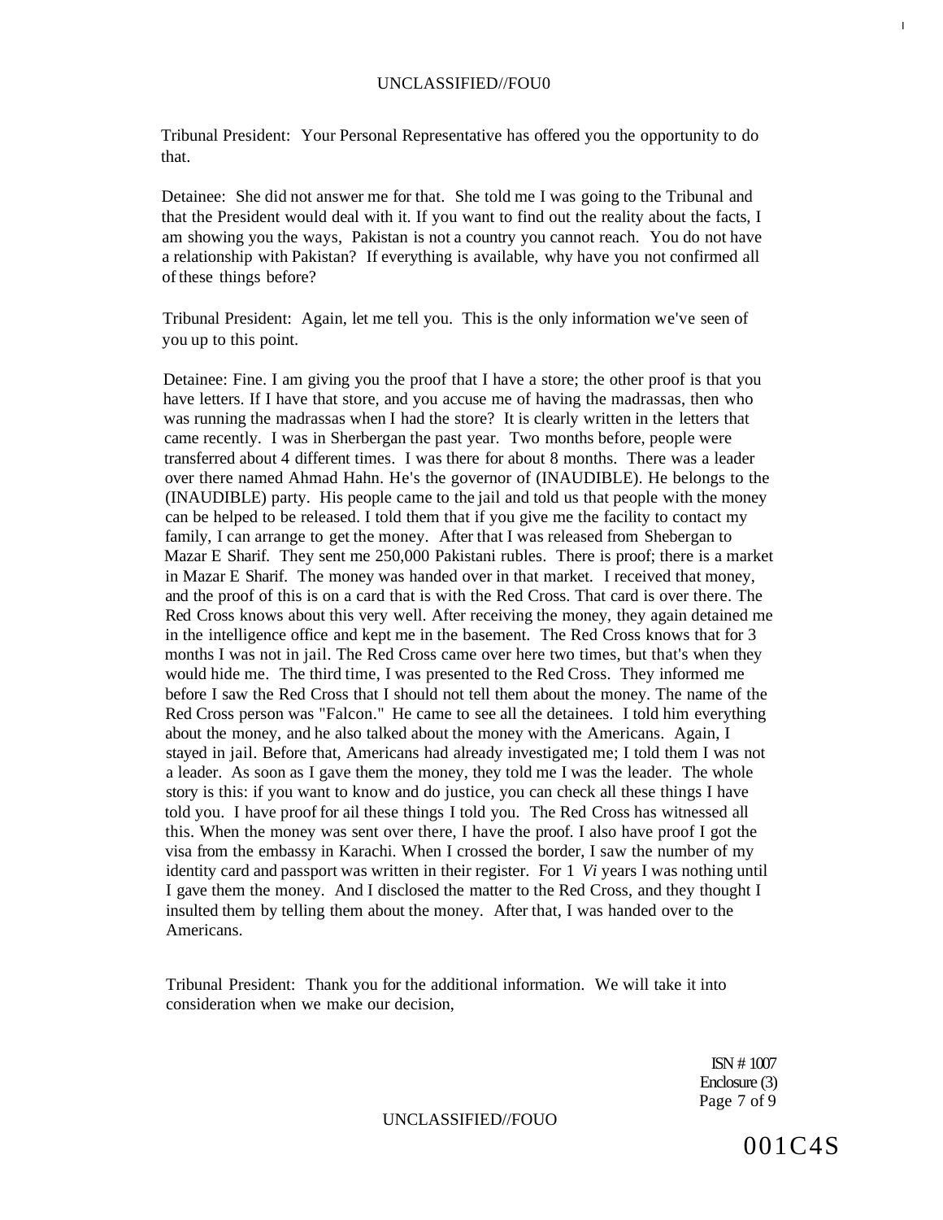Tribunal President: Your Personal Representative has offered you the opportunity to do that.

Detainee: She did not answer me for that. She told me I was going to the Tribunal and that the President would deal with it. If you want to find out the reality about the facts, I am showing you the ways, Pakistan is not a country you cannot reach. You do not have a relationship with Pakistan? If everything is available, why have you not confirmed all of these things before?

Tribunal President: Again, let me tell you. This is the only information we've seen of you up to this point.

Detainee: Fine. I am giving you the proof that I have a store; the other proof is that you have letters. If I have that store, and you accuse me of having the madrassas, then who was running the madrassas when I had the store? It is clearly written in the letters that came recently. I was in Sherbergan the past year. Two months before, people were transferred about 4 different times. I was there for about 8 months. There was a leader over there named Ahmad Hahn. He's the governor of (INAUDIBLE). He belongs to the (INAUDIBLE) party. His people came to the jail and told us that people with the money can be helped to be released. I told them that if you give me the facility to contact my family, I can arrange to get the money. After that I was released from Shebergan to Mazar E Sharif. They sent me 250,000 Pakistani rubles. There is proof; there is a market in Mazar E Sharif. The money was handed over in that market. I received that money, and the proof of this is on a card that is with the Red Cross. That card is over there. The Red Cross knows about this very well. After receiving the money, they again detained me in the intelligence office and kept me in the basement. The Red Cross knows that for 3 months I was not in jail. The Red Cross came over here two times, but that's when they would hide me. The third time, I was presented to the Red Cross. They informed me before I saw the Red Cross that I should not tell them about the money. The name of the Red Cross person was "Falcon." He came to see all the detainees. I told him everything about the money, and he also talked about the money with the Americans. Again, I stayed in jail. Before that, Americans had already investigated me; I told them I was not a leader. As soon as I gave them the money, they told me I was the leader. The whole story is this: if you want to know and do justice, you can check all these things I have told you. I have proof for ail these things I told you. The Red Cross has witnessed all this. When the money was sent over there, I have the proof. I also have proof I got the visa from the embassy in Karachi. When I crossed the border, I saw the number of my identity card and passport was written in their register. For 1 *Vi* years I was nothing until I gave them the money. And I disclosed the matter to the Red Cross, and they thought I insulted them by telling them about the money. After that, I was handed over to the Americans.

Tribunal President: Thank you for the additional information. We will take it into consideration when we make our decision,

ISN # 1007
Enclosure (3)

001C4S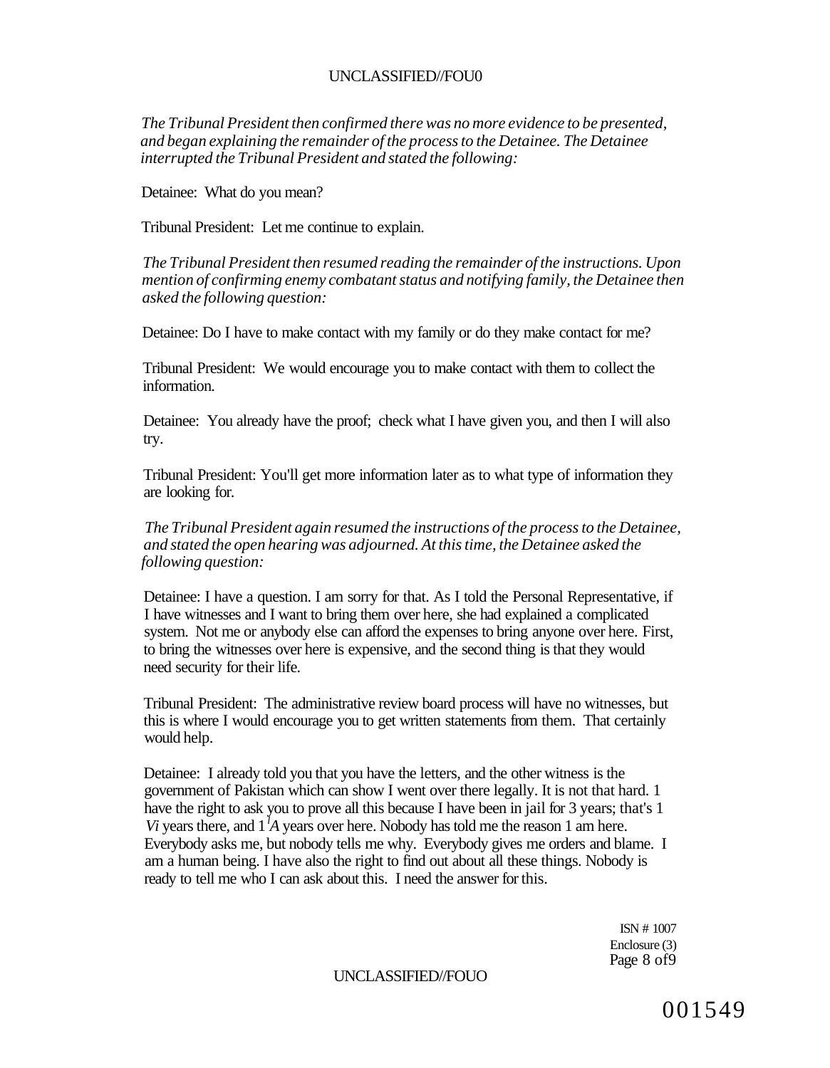*The Tribunal President then confirmed there was no more evidence to be presented, and began explaining the remainder of the process to the Detainee. The Detainee interrupted the Tribunal President and stated the following:*

Detainee: What do you mean?

Tribunal President: Let me continue to explain.

*The Tribunal President then resumed reading the remainder of the instructions. Upon mention of confirming enemy combatant status and notifying family, the Detainee then asked the following question:*

Detainee: Do I have to make contact with my family or do they make contact for me?

Tribunal President: We would encourage you to make contact with them to collect the information.

Detainee: You already have the proof; check what I have given you, and then I will also try.

Tribunal President: You'll get more information later as to what type of information they are looking for.

*The Tribunal President again resumed the instructions of the process to the Detainee, and stated the open hearing was adjourned. At this time, the Detainee asked the following question:*

Detainee: I have a question. I am sorry for that. As I told the Personal Representative, if I have witnesses and I want to bring them over here, she had explained a complicated system. Not me or anybody else can afford the expenses to bring anyone over here. First, to bring the witnesses over here is expensive, and the second thing is that they would need security for their life.

Tribunal President: The administrative review board process will have no witnesses, but this is where I would encourage you to get written statements from them. That certainly would help.

Detainee: I already told you that you have the letters, and the other witness is the government of Pakistan which can show I went over there legally. It is not that hard. 1 have the right to ask you to prove all this because I have been in jail for 3 years; that's 1 *Vi* years there, and 1 *A* years over here. Nobody has told me the reason 1 am here. Everybody asks me, but nobody tells me why. Everybody gives me orders and blame. I am a human being. I have also the right to find out about all these things. Nobody is ready to tell me who I can ask about this. I need the answer for this.

ISN # 1007
Enclosure (3)
Page 8 of9

001549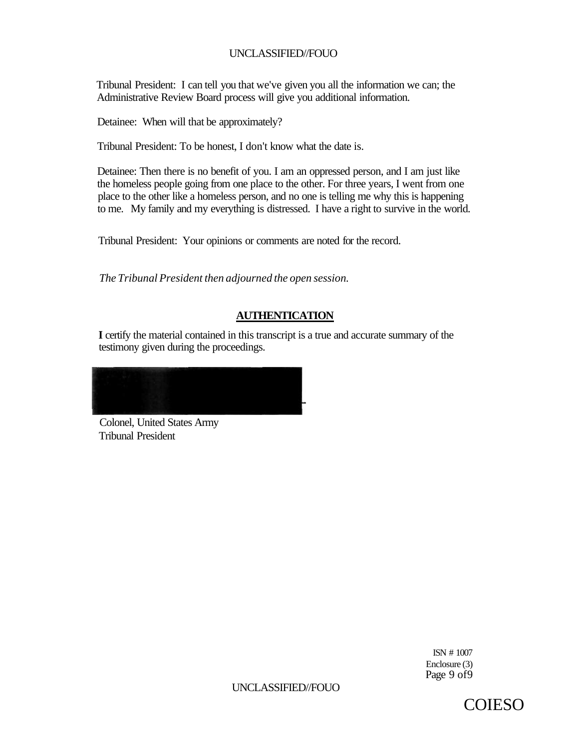Tribunal President: I can tell you that we've given you all the information we can; the Administrative Review Board process will give you additional information.

Detainee: When will that be approximately?

Tribunal President: To be honest, I don't know what the date is.

Detainee: Then there is no benefit of you. I am an oppressed person, and I am just like the homeless people going from one place to the other. For three years, I went from one place to the other like a homeless person, and no one is telling me why this is happening to me. My family and my everything is distressed. I have a right to survive in the world.

Tribunal President: Your opinions or comments are noted for the record.

*The Tribunal President then adjourned the open session.*

## AUTHENTICATION

**I** certify the material contained in this transcript is a true and accurate summary of the testimony given during the proceedings.

Colonel, United States Army
Tribunal President

ISN # 1007
Enclosure (3)

COIESO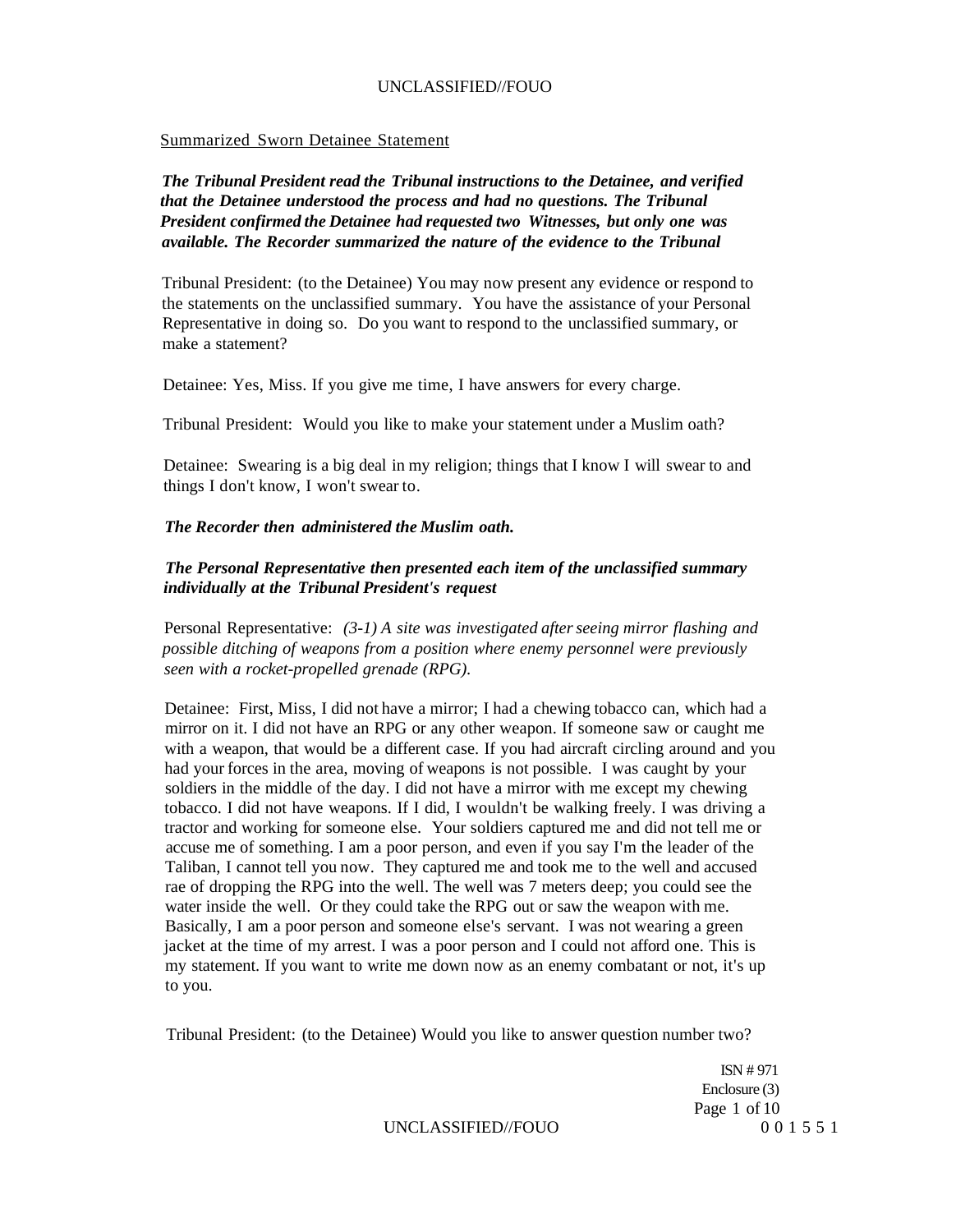Summarized Sworn Detainee Statement

***The Tribunal President read the Tribunal instructions to the Detainee, and verified that the Detainee understood the process and had no questions. The Tribunal President confirmed the Detainee had requested two Witnesses, but only one was available. The Recorder summarized the nature of the evidence to the Tribunal***

Tribunal President: (to the Detainee) You may now present any evidence or respond to the statements on the unclassified summary. You have the assistance of your Personal Representative in doing so. Do you want to respond to the unclassified summary, or make a statement?

Detainee: Yes, Miss. If you give me time, I have answers for every charge.

Tribunal President: Would you like to make your statement under a Muslim oath?

Detainee: Swearing is a big deal in my religion; things that I know I will swear to and things I don't know, I won't swear to.

***The Recorder then administered the Muslim oath.***

***The Personal Representative then presented each item of the unclassified summary individually at the Tribunal President's request***

Personal Representative: *(3-1) A site was investigated after seeing mirror flashing and possible ditching of weapons from a position where enemy personnel were previously seen with a rocket-propelled grenade (RPG).*

Detainee: First, Miss, I did not have a mirror; I had a chewing tobacco can, which had a mirror on it. I did not have an RPG or any other weapon. If someone saw or caught me with a weapon, that would be a different case. If you had aircraft circling around and you had your forces in the area, moving of weapons is not possible. I was caught by your soldiers in the middle of the day. I did not have a mirror with me except my chewing tobacco. I did not have weapons. If I did, I wouldn't be walking freely. I was driving a tractor and working for someone else. Your soldiers captured me and did not tell me or accuse me of something. I am a poor person, and even if you say I'm the leader of the Taliban, I cannot tell you now. They captured me and took me to the well and accused rae of dropping the RPG into the well. The well was 7 meters deep; you could see the water inside the well. Or they could take the RPG out or saw the weapon with me. Basically, I am a poor person and someone else's servant. I was not wearing a green jacket at the time of my arrest. I was a poor person and I could not afford one. This is my statement. If you want to write me down now as an enemy combatant or not, it's up to you.

Tribunal President: (to the Detainee) Would you like to answer question number two?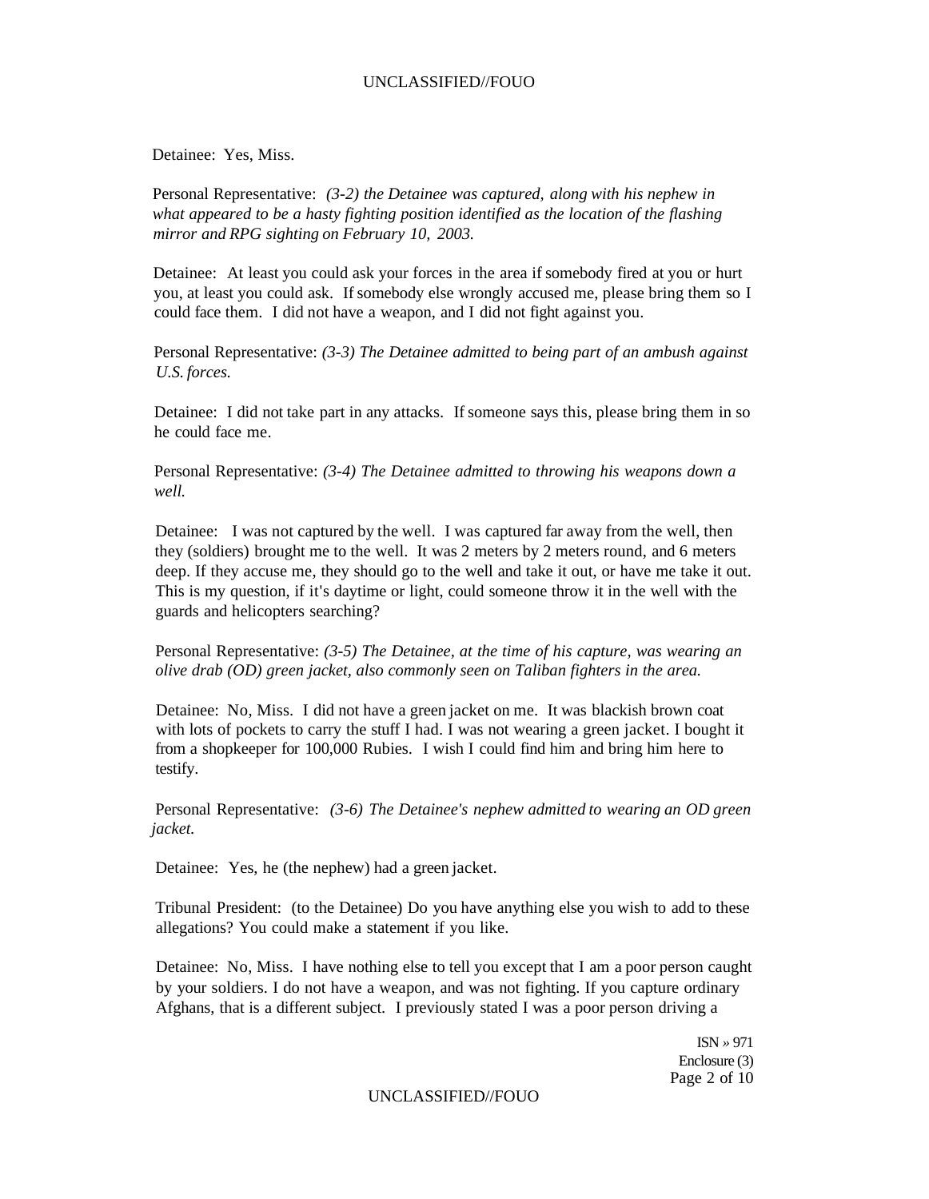Detainee: Yes, Miss.

Personal Representative: *(3-2) the Detainee was captured, along with his nephew in what appeared to be a hasty fighting position identified as the location of the flashing mirror and RPG sighting on February 10, 2003.*

Detainee: At least you could ask your forces in the area if somebody fired at you or hurt you, at least you could ask. If somebody else wrongly accused me, please bring them so I could face them. I did not have a weapon, and I did not fight against you.

Personal Representative: *(3-3) The Detainee admitted to being part of an ambush against U.S. forces.*

Detainee: I did not take part in any attacks. If someone says this, please bring them in so he could face me.

Personal Representative: *(3-4) The Detainee admitted to throwing his weapons down a well.*

Detainee: I was not captured by the well. I was captured far away from the well, then they (soldiers) brought me to the well. It was 2 meters by 2 meters round, and 6 meters deep. If they accuse me, they should go to the well and take it out, or have me take it out. This is my question, if it's daytime or light, could someone throw it in the well with the guards and helicopters searching?

Personal Representative: *(3-5) The Detainee, at the time of his capture, was wearing an olive drab (OD) green jacket, also commonly seen on Taliban fighters in the area.*

Detainee: No, Miss. I did not have a green jacket on me. It was blackish brown coat with lots of pockets to carry the stuff I had. I was not wearing a green jacket. I bought it from a shopkeeper for 100,000 Rubies. I wish I could find him and bring him here to testify.

Personal Representative: *(3-6) The Detainee's nephew admitted to wearing an OD green jacket.*

Detainee: Yes, he (the nephew) had a green jacket.

Tribunal President: (to the Detainee) Do you have anything else you wish to add to these allegations? You could make a statement if you like.

Detainee: No, Miss. I have nothing else to tell you except that I am a poor person caught by your soldiers. I do not have a weapon, and was not fighting. If you capture ordinary Afghans, that is a different subject. I previously stated I was a poor person driving a

ISN » 971
Enclosure (3)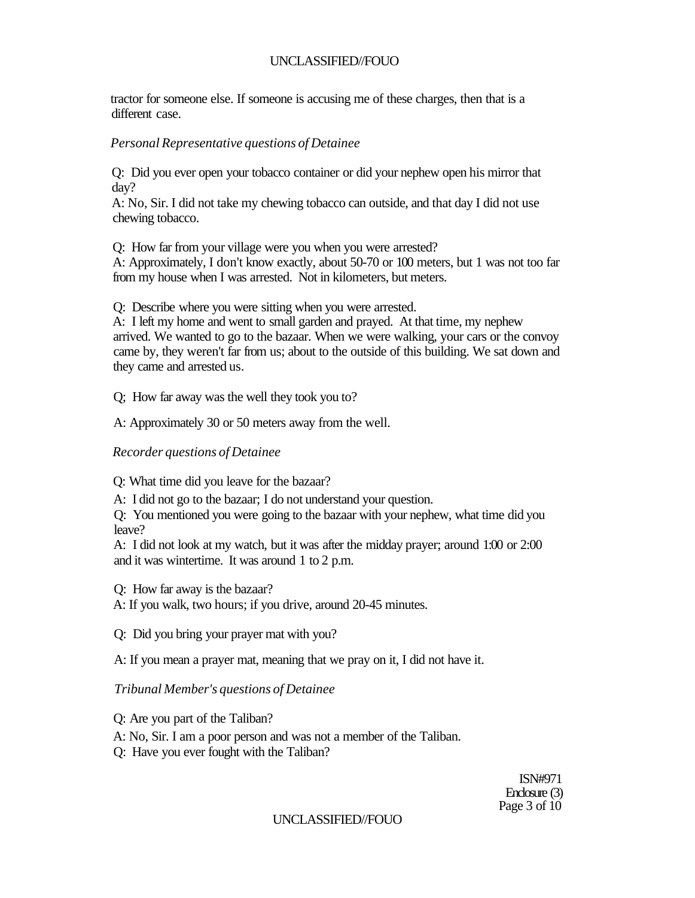tractor for someone else. If someone is accusing me of these charges, then that is a different case.

*Personal Representative questions of Detainee*

Q: Did you ever open your tobacco container or did your nephew open his mirror that day?
A: No, Sir. I did not take my chewing tobacco can outside, and that day I did not use chewing tobacco.

Q: How far from your village were you when you were arrested?
A: Approximately, I don't know exactly, about 50-70 or 100 meters, but 1 was not too far from my house when I was arrested. Not in kilometers, but meters.

Q: Describe where you were sitting when you were arrested.
A: I left my home and went to small garden and prayed. At that time, my nephew arrived. We wanted to go to the bazaar. When we were walking, your cars or the convoy came by, they weren't far from us; about to the outside of this building. We sat down and they came and arrested us.

Q; How far away was the well they took you to?

A: Approximately 30 or 50 meters away from the well.

*Recorder questions of Detainee*

Q: What time did you leave for the bazaar?

A: I did not go to the bazaar; I do not understand your question.

Q: You mentioned you were going to the bazaar with your nephew, what time did you leave?

A: I did not look at my watch, but it was after the midday prayer; around 1:00 or 2:00 and it was wintertime. It was around 1 to 2 p.m.

Q: How far away is the bazaar?
A: If you walk, two hours; if you drive, around 20-45 minutes.

Q: Did you bring your prayer mat with you?

A: If you mean a prayer mat, meaning that we pray on it, I did not have it.

*Tribunal Member's questions of Detainee*

Q: Are you part of the Taliban?

A: No, Sir. I am a poor person and was not a member of the Taliban.

Q: Have you ever fought with the Taliban?

ISN#971
Enclosure (3)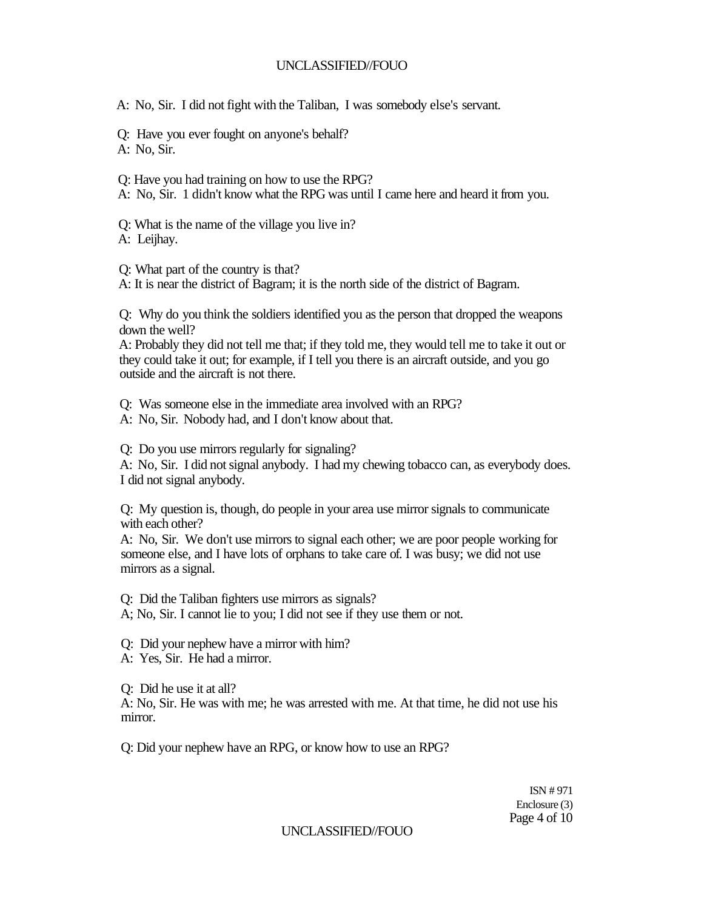A: No, Sir. I did not fight with the Taliban, I was somebody else's servant.

Q: Have you ever fought on anyone's behalf?
A: No, Sir.

Q: Have you had training on how to use the RPG?
A: No, Sir. 1 didn't know what the RPG was until I came here and heard it from you.

Q: What is the name of the village you live in?
A: Leijhay.

Q: What part of the country is that?
A: It is near the district of Bagram; it is the north side of the district of Bagram.

Q: Why do you think the soldiers identified you as the person that dropped the weapons down the well?
A: Probably they did not tell me that; if they told me, they would tell me to take it out or they could take it out; for example, if I tell you there is an aircraft outside, and you go outside and the aircraft is not there.

Q: Was someone else in the immediate area involved with an RPG?
A: No, Sir. Nobody had, and I don't know about that.

Q: Do you use mirrors regularly for signaling?
A: No, Sir. I did not signal anybody. I had my chewing tobacco can, as everybody does. I did not signal anybody.

Q: My question is, though, do people in your area use mirror signals to communicate with each other?
A: No, Sir. We don't use mirrors to signal each other; we are poor people working for someone else, and I have lots of orphans to take care of. I was busy; we did not use mirrors as a signal.

Q: Did the Taliban fighters use mirrors as signals?
A; No, Sir. I cannot lie to you; I did not see if they use them or not.

Q: Did your nephew have a mirror with him?
A: Yes, Sir. He had a mirror.

Q: Did he use it at all?
A: No, Sir. He was with me; he was arrested with me. At that time, he did not use his mirror.

Q: Did your nephew have an RPG, or know how to use an RPG?

ISN # 971
Enclosure (3)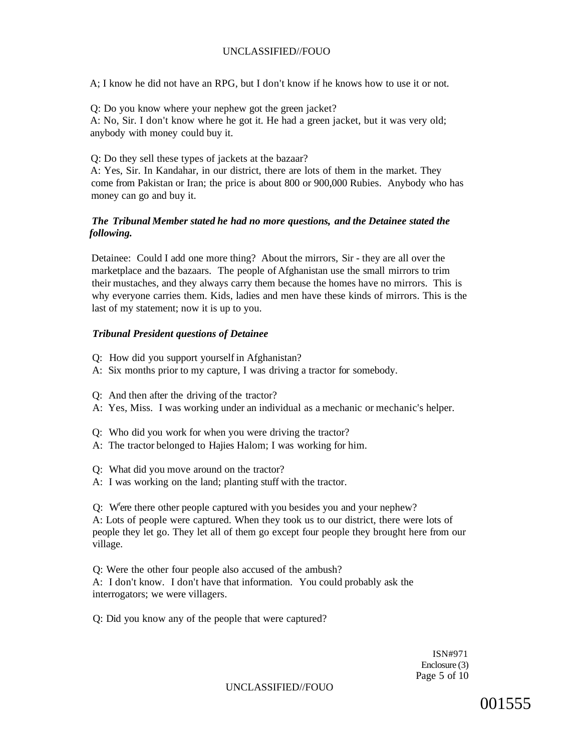A; I know he did not have an RPG, but I don't know if he knows how to use it or not.

Q: Do you know where your nephew got the green jacket?
A: No, Sir. I don't know where he got it. He had a green jacket, but it was very old; anybody with money could buy it.

Q: Do they sell these types of jackets at the bazaar?
A: Yes, Sir. In Kandahar, in our district, there are lots of them in the market. They come from Pakistan or Iran; the price is about 800 or 900,000 Rubies. Anybody who has money can go and buy it.

***The Tribunal Member stated he had no more questions, and the Detainee stated the following.***

Detainee: Could I add one more thing? About the mirrors, Sir - they are all over the marketplace and the bazaars. The people of Afghanistan use the small mirrors to trim their mustaches, and they always carry them because the homes have no mirrors. This is why everyone carries them. Kids, ladies and men have these kinds of mirrors. This is the last of my statement; now it is up to you.

***Tribunal President questions of Detainee***

Q: How did you support yourself in Afghanistan?
A: Six months prior to my capture, I was driving a tractor for somebody.

Q: And then after the driving of the tractor?
A: Yes, Miss. I was working under an individual as a mechanic or mechanic's helper.

Q: Who did you work for when you were driving the tractor?
A: The tractor belonged to Hajies Halom; I was working for him.

Q: What did you move around on the tractor?
A: I was working on the land; planting stuff with the tractor.

Q: Were there other people captured with you besides you and your nephew?
A: Lots of people were captured. When they took us to our district, there were lots of people they let go. They let all of them go except four people they brought here from our village.

Q: Were the other four people also accused of the ambush?
A: I don't know. I don't have that information. You could probably ask the interrogators; we were villagers.

Q: Did you know any of the people that were captured?

ISN#971
Enclosure (3)

001555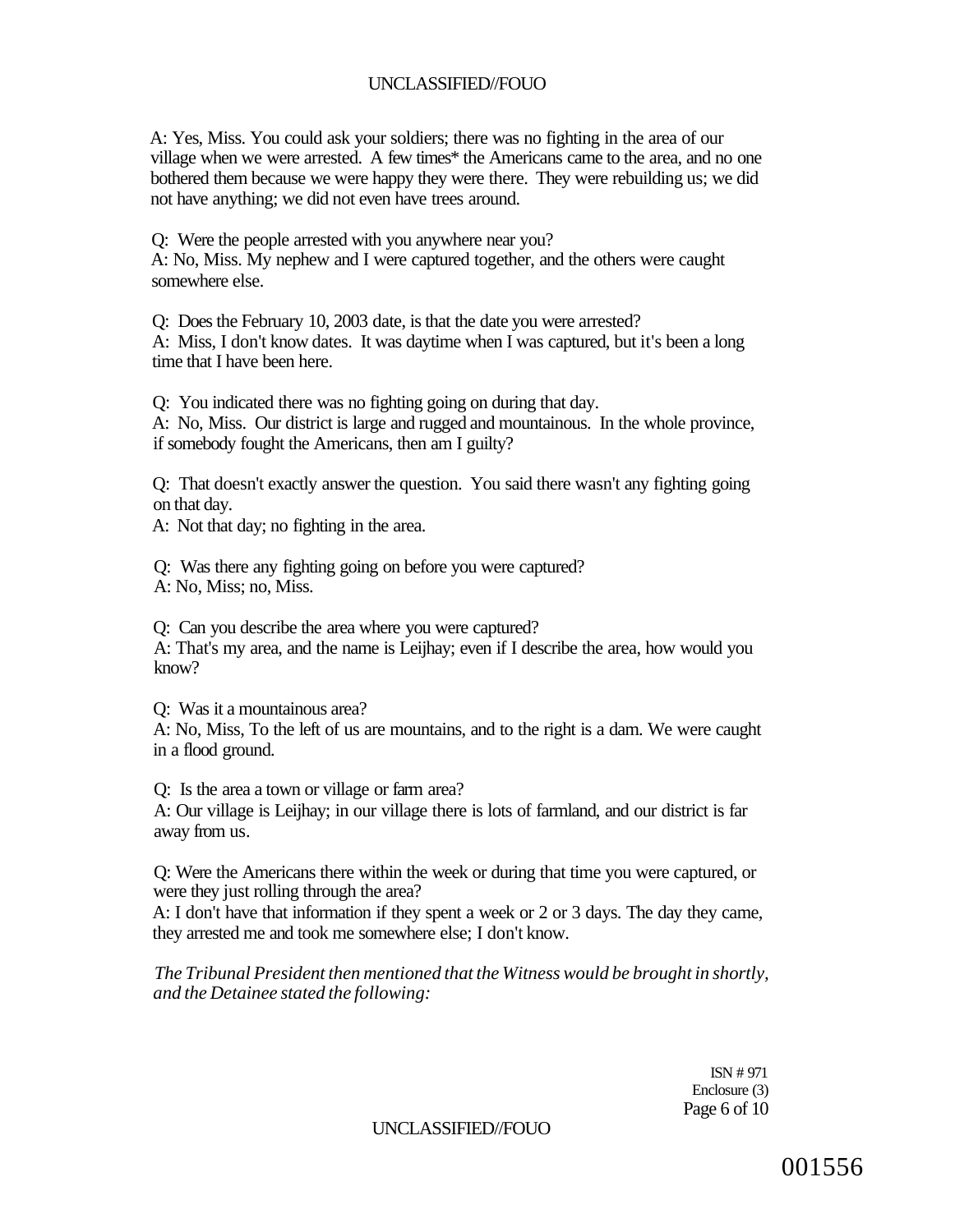A: Yes, Miss. You could ask your soldiers; there was no fighting in the area of our village when we were arrested. A few times* the Americans came to the area, and no one bothered them because we were happy they were there. They were rebuilding us; we did not have anything; we did not even have trees around.

Q: Were the people arrested with you anywhere near you?
A: No, Miss. My nephew and I were captured together, and the others were caught somewhere else.

Q: Does the February 10, 2003 date, is that the date you were arrested?
A: Miss, I don't know dates. It was daytime when I was captured, but it's been a long time that I have been here.

Q: You indicated there was no fighting going on during that day.
A: No, Miss. Our district is large and rugged and mountainous. In the whole province, if somebody fought the Americans, then am I guilty?

Q: That doesn't exactly answer the question. You said there wasn't any fighting going on that day.
A: Not that day; no fighting in the area.

Q: Was there any fighting going on before you were captured?
A: No, Miss; no, Miss.

Q: Can you describe the area where you were captured?
A: That's my area, and the name is Leijhay; even if I describe the area, how would you know?

Q: Was it a mountainous area?
A: No, Miss, To the left of us are mountains, and to the right is a dam. We were caught in a flood ground.

Q: Is the area a town or village or farm area?
A: Our village is Leijhay; in our village there is lots of farmland, and our district is far away from us.

Q: Were the Americans there within the week or during that time you were captured, or were they just rolling through the area?
A: I don't have that information if they spent a week or 2 or 3 days. The day they came, they arrested me and took me somewhere else; I don't know.

*The Tribunal President then mentioned that the Witness would be brought in shortly, and the Detainee stated the following:*

ISN # 971
Enclosure (3)

001556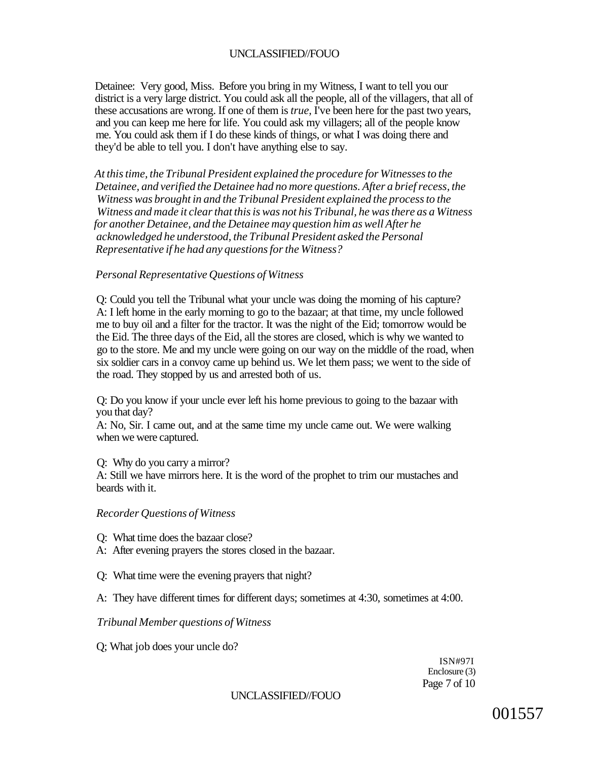Detainee: Very good, Miss. Before you bring in my Witness, I want to tell you our district is a very large district. You could ask all the people, all of the villagers, that all of these accusations are wrong. If one of them is *true,* I've been here for the past two years, and you can keep me here for life. You could ask my villagers; all of the people know me. You could ask them if I do these kinds of things, or what I was doing there and they'd be able to tell you. I don't have anything else to say.

*At this time, the Tribunal President explained the procedure for Witnesses to the Detainee, and verified the Detainee had no more questions. After a brief recess, the Witness was brought in and the Tribunal President explained the process to the Witness and made it clear that this is was not his Tribunal, he was there as a Witness for another Detainee, and the Detainee may question him as well After he acknowledged he understood, the Tribunal President asked the Personal Representative if he had any questions for the Witness?*

*Personal Representative Questions of Witness*

Q: Could you tell the Tribunal what your uncle was doing the morning of his capture?
A: I left home in the early morning to go to the bazaar; at that time, my uncle followed me to buy oil and a filter for the tractor. It was the night of the Eid; tomorrow would be the Eid. The three days of the Eid, all the stores are closed, which is why we wanted to go to the store. Me and my uncle were going on our way on the middle of the road, when six soldier cars in a convoy came up behind us. We let them pass; we went to the side of the road. They stopped by us and arrested both of us.

Q: Do you know if your uncle ever left his home previous to going to the bazaar with you that day?
A: No, Sir. I came out, and at the same time my uncle came out. We were walking when we were captured.

Q: Why do you carry a mirror?
A: Still we have mirrors here. It is the word of the prophet to trim our mustaches and beards with it.

*Recorder Questions of Witness*

Q: What time does the bazaar close?
A: After evening prayers the stores closed in the bazaar.

Q: What time were the evening prayers that night?

A: They have different times for different days; sometimes at 4:30, sometimes at 4:00.

*Tribunal Member questions of Witness*

Q; What job does your uncle do?

ISN#97I
Enclosure (3)

001557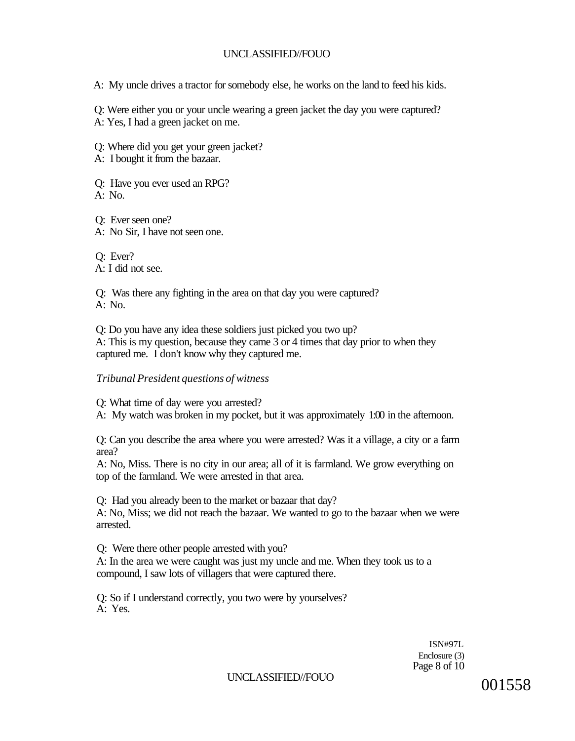A: My uncle drives a tractor for somebody else, he works on the land to feed his kids.

Q: Were either you or your uncle wearing a green jacket the day you were captured?
A: Yes, I had a green jacket on me.

Q: Where did you get your green jacket?
A: I bought it from the bazaar.

Q: Have you ever used an RPG?
A: No.

Q: Ever seen one?
A: No Sir, I have not seen one.

Q: Ever?
A: I did not see.

Q: Was there any fighting in the area on that day you were captured?
A: No.

Q: Do you have any idea these soldiers just picked you two up?
A: This is my question, because they came 3 or 4 times that day prior to when they captured me. I don't know why they captured me.

*Tribunal President questions of witness*

Q: What time of day were you arrested?
A: My watch was broken in my pocket, but it was approximately 1:00 in the afternoon.

Q: Can you describe the area where you were arrested? Was it a village, a city or a farm area?
A: No, Miss. There is no city in our area; all of it is farmland. We grow everything on top of the farmland. We were arrested in that area.

Q: Had you already been to the market or bazaar that day?
A: No, Miss; we did not reach the bazaar. We wanted to go to the bazaar when we were arrested.

Q: Were there other people arrested with you?
A: In the area we were caught was just my uncle and me. When they took us to a compound, I saw lots of villagers that were captured there.

Q: So if I understand correctly, you two were by yourselves?
A: Yes.

ISN#97L
Enclosure (3)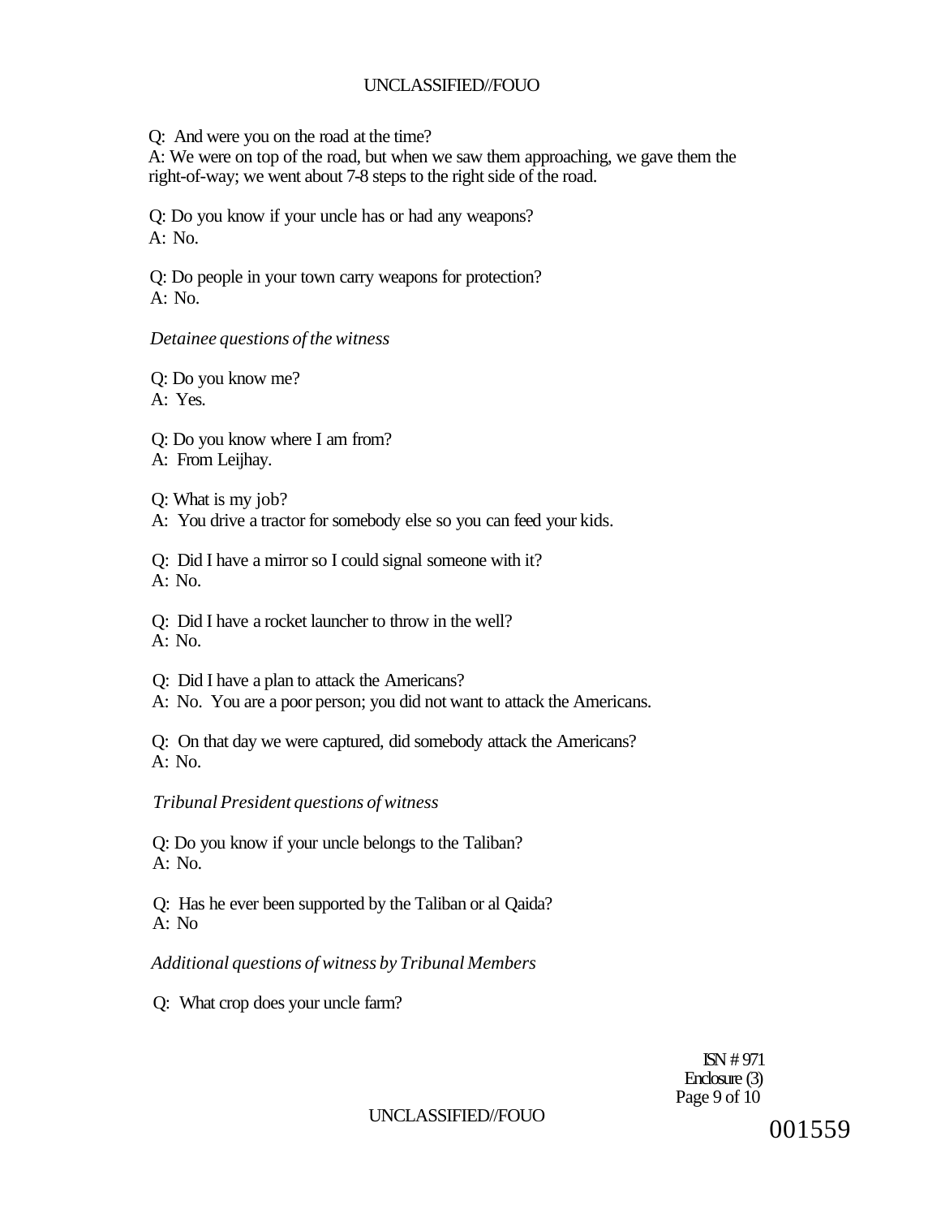Q: And were you on the road at the time?
A: We were on top of the road, but when we saw them approaching, we gave them the right-of-way; we went about 7-8 steps to the right side of the road.

Q: Do you know if your uncle has or had any weapons?
A: No.

Q: Do people in your town carry weapons for protection?
A: No.

*Detainee questions of the witness*

Q: Do you know me?
A: Yes.

Q: Do you know where I am from?
A: From Leijhay.

Q: What is my job?
A: You drive a tractor for somebody else so you can feed your kids.

Q: Did I have a mirror so I could signal someone with it?
A: No.

Q: Did I have a rocket launcher to throw in the well?
A: No.

Q: Did I have a plan to attack the Americans?
A: No. You are a poor person; you did not want to attack the Americans.

Q: On that day we were captured, did somebody attack the Americans?
A: No.

*Tribunal President questions of witness*

Q: Do you know if your uncle belongs to the Taliban?
A: No.

Q: Has he ever been supported by the Taliban or al Qaida?
A: No

*Additional questions of witness by Tribunal Members*

Q: What crop does your uncle farm?

ISN # 971
Enclosure (3)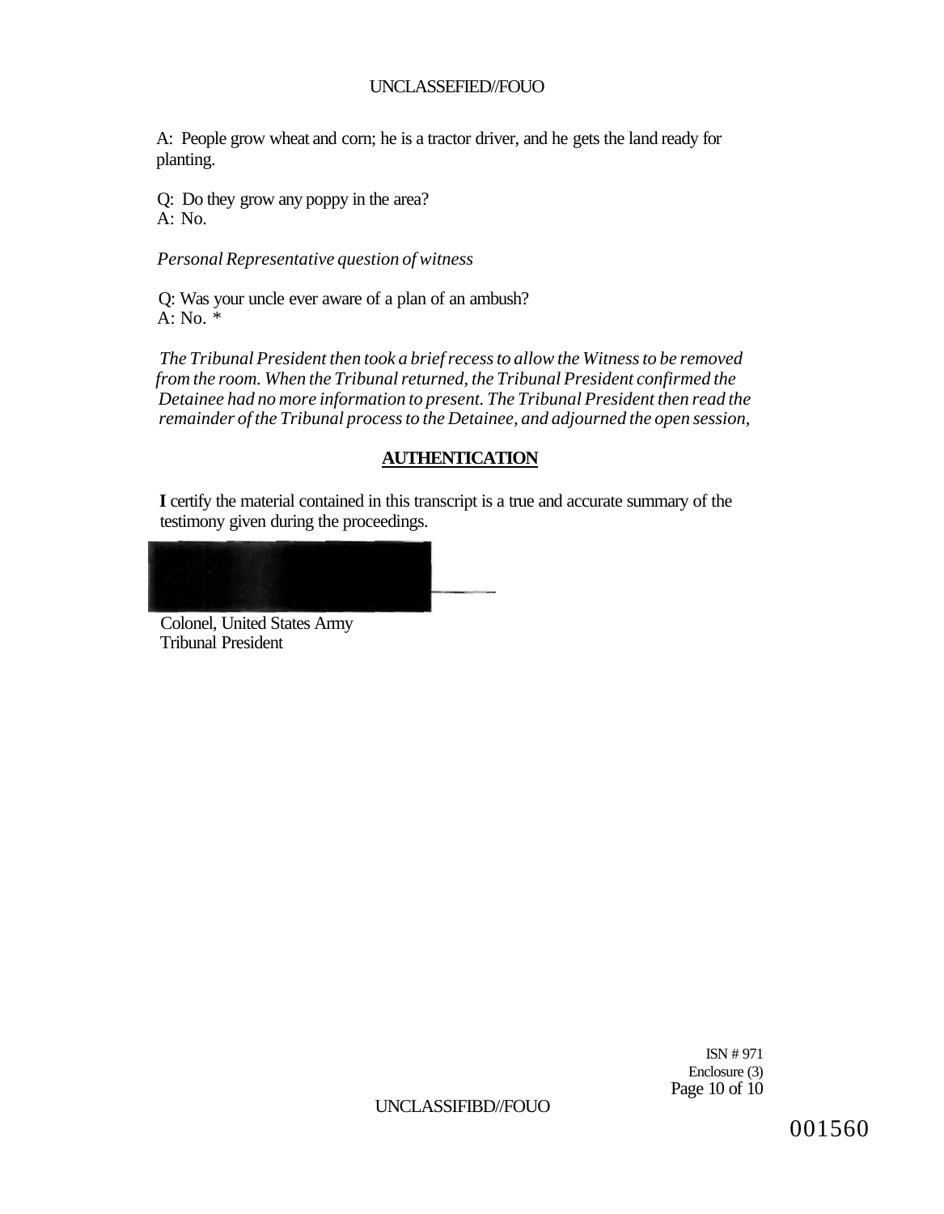A: People grow wheat and corn; he is a tractor driver, and he gets the land ready for planting.

Q: Do they grow any poppy in the area?
A: No.

*Personal Representative question of witness*

Q: Was your uncle ever aware of a plan of an ambush?
A: No. *

*The Tribunal President then took a brief recess to allow the Witness to be removed from the room. When the Tribunal returned, the Tribunal President confirmed the Detainee had no more information to present. The Tribunal President then read the remainder of the Tribunal process to the Detainee, and adjourned the open session,*

## AUTHENTICATION

**I** certify the material contained in this transcript is a true and accurate summary of the testimony given during the proceedings.

Colonel, United States Army
Tribunal President

ISN # 971
Enclosure (3)